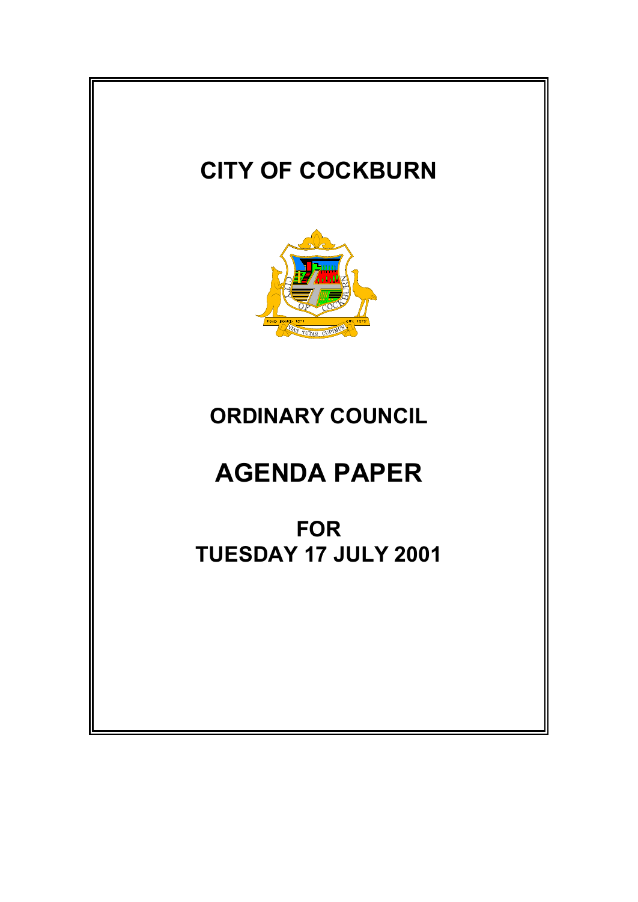# CITY OF COCKBURN

## ORDINARY COUNCIL

# AGENDA PAPER

## FOR TUESDAY 17 JULY 2001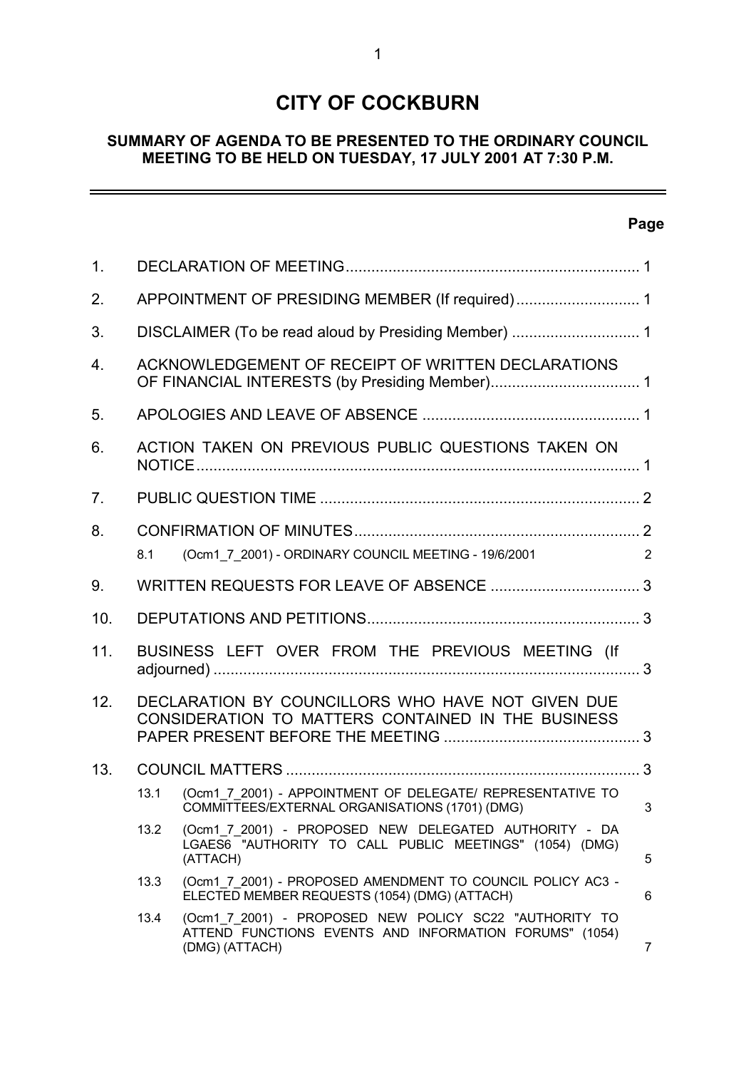# CITY OF COCKBURN

## SUMMARY OF AGENDA TO BE PRESENTED TO THE ORDINARY COUNCIL MEETING TO BE HELD ON TUESDAY, 17 JULY 2001 AT 7:30 P.M.

| | | | Page |
|---|---|---|---|
| 1. | DECLARATION OF MEETING | | 1 |
| 2. | APPOINTMENT OF PRESIDING MEMBER (If required) | | 1 |
| 3. | DISCLAIMER (To be read aloud by Presiding Member) | | 1 |
| 4. | ACKNOWLEDGEMENT OF RECEIPT OF WRITTEN DECLARATIONS OF FINANCIAL INTERESTS (by Presiding Member) | | 1 |
| 5. | APOLOGIES AND LEAVE OF ABSENCE | | 1 |
| 6. | ACTION TAKEN ON PREVIOUS PUBLIC QUESTIONS TAKEN ON NOTICE | | 1 |
| 7. | PUBLIC QUESTION TIME | | 2 |
| 8. | CONFIRMATION OF MINUTES | | 2 |
| | 8.1 | (Ocm1_7_2001) - ORDINARY COUNCIL MEETING - 19/6/2001 | 2 |
| 9. | WRITTEN REQUESTS FOR LEAVE OF ABSENCE | | 3 |
| 10. | DEPUTATIONS AND PETITIONS | | 3 |
| 11. | BUSINESS LEFT OVER FROM THE PREVIOUS MEETING (If adjourned) | | 3 |
| 12. | DECLARATION BY COUNCILLORS WHO HAVE NOT GIVEN DUE CONSIDERATION TO MATTERS CONTAINED IN THE BUSINESS PAPER PRESENT BEFORE THE MEETING | | 3 |
| 13. | COUNCIL MATTERS | | 3 |
| | 13.1 | (Ocm1_7_2001) - APPOINTMENT OF DELEGATE/ REPRESENTATIVE TO COMMITTEES/EXTERNAL ORGANISATIONS (1701) (DMG) | 3 |
| | 13.2 | (Ocm1_7_2001) - PROPOSED NEW DELEGATED AUTHORITY - DA LGAES6 "AUTHORITY TO CALL PUBLIC MEETINGS" (1054) (DMG) (ATTACH) | 5 |
| | 13.3 | (Ocm1_7_2001) - PROPOSED AMENDMENT TO COUNCIL POLICY AC3 - ELECTED MEMBER REQUESTS (1054) (DMG) (ATTACH) | 6 |
| | 13.4 | (Ocm1_7_2001) - PROPOSED NEW POLICY SC22 "AUTHORITY TO ATTEND FUNCTIONS EVENTS AND INFORMATION FORUMS" (1054) (DMG) (ATTACH) | 7 |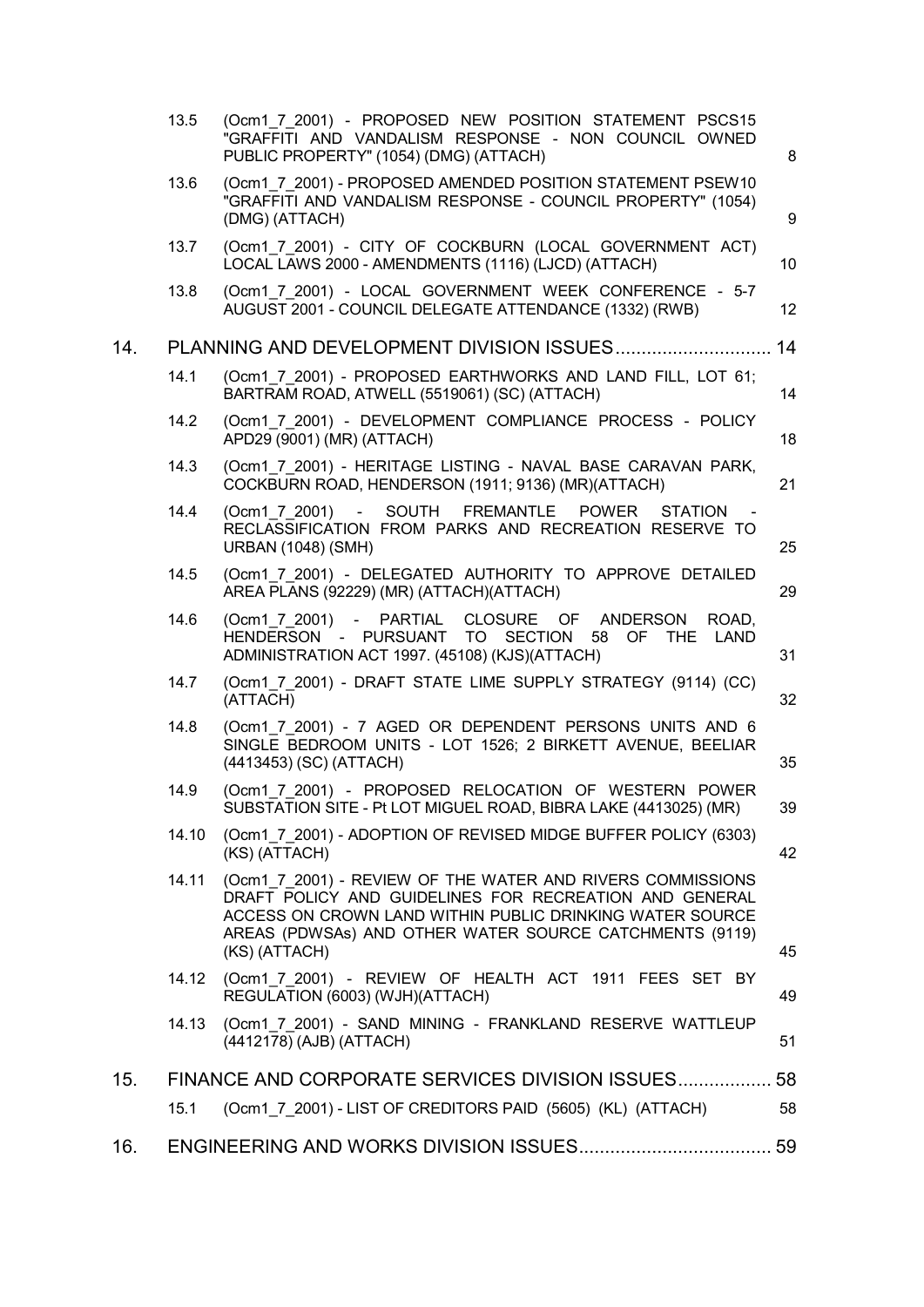| | | | |
|---|---|---|---|
| | 13.5 | (Ocm1_7_2001) - PROPOSED NEW POSITION STATEMENT PSCS15 "GRAFFITI AND VANDALISM RESPONSE - NON COUNCIL OWNED PUBLIC PROPERTY" (1054) (DMG) (ATTACH) | 8 |
| | 13.6 | (Ocm1_7_2001) - PROPOSED AMENDED POSITION STATEMENT PSEW10 "GRAFFITI AND VANDALISM RESPONSE - COUNCIL PROPERTY" (1054) (DMG) (ATTACH) | 9 |
| | 13.7 | (Ocm1_7_2001) - CITY OF COCKBURN (LOCAL GOVERNMENT ACT) LOCAL LAWS 2000 - AMENDMENTS (1116) (LJCD) (ATTACH) | 10 |
| | 13.8 | (Ocm1_7_2001) - LOCAL GOVERNMENT WEEK CONFERENCE - 5-7 AUGUST 2001 - COUNCIL DELEGATE ATTENDANCE (1332) (RWB) | 12 |
| 14. | PLANNING AND DEVELOPMENT DIVISION ISSUES | | 14 |
| | 14.1 | (Ocm1_7_2001) - PROPOSED EARTHWORKS AND LAND FILL, LOT 61; BARTRAM ROAD, ATWELL (5519061) (SC) (ATTACH) | 14 |
| | 14.2 | (Ocm1_7_2001) - DEVELOPMENT COMPLIANCE PROCESS - POLICY APD29 (9001) (MR) (ATTACH) | 18 |
| | 14.3 | (Ocm1_7_2001) - HERITAGE LISTING - NAVAL BASE CARAVAN PARK, COCKBURN ROAD, HENDERSON (1911; 9136) (MR)(ATTACH) | 21 |
| | 14.4 | (Ocm1_7_2001) - SOUTH FREMANTLE POWER STATION - RECLASSIFICATION FROM PARKS AND RECREATION RESERVE TO URBAN (1048) (SMH) | 25 |
| | 14.5 | (Ocm1_7_2001) - DELEGATED AUTHORITY TO APPROVE DETAILED AREA PLANS (92229) (MR) (ATTACH)(ATTACH) | 29 |
| | 14.6 | (Ocm1_7_2001) - PARTIAL CLOSURE OF ANDERSON ROAD, HENDERSON - PURSUANT TO SECTION 58 OF THE LAND ADMINISTRATION ACT 1997. (45108) (KJS)(ATTACH) | 31 |
| | 14.7 | (Ocm1_7_2001) - DRAFT STATE LIME SUPPLY STRATEGY (9114) (CC) (ATTACH) | 32 |
| | 14.8 | (Ocm1_7_2001) - 7 AGED OR DEPENDENT PERSONS UNITS AND 6 SINGLE BEDROOM UNITS - LOT 1526; 2 BIRKETT AVENUE, BEELIAR (4413453) (SC) (ATTACH) | 35 |
| | 14.9 | (Ocm1_7_2001) - PROPOSED RELOCATION OF WESTERN POWER SUBSTATION SITE - Pt LOT MIGUEL ROAD, BIBRA LAKE (4413025) (MR) | 39 |
| | 14.10 | (Ocm1_7_2001) - ADOPTION OF REVISED MIDGE BUFFER POLICY (6303) (KS) (ATTACH) | 42 |
| | 14.11 | (Ocm1_7_2001) - REVIEW OF THE WATER AND RIVERS COMMISSIONS DRAFT POLICY AND GUIDELINES FOR RECREATION AND GENERAL ACCESS ON CROWN LAND WITHIN PUBLIC DRINKING WATER SOURCE AREAS (PDWSAs) AND OTHER WATER SOURCE CATCHMENTS (9119) (KS) (ATTACH) | 45 |
| | 14.12 | (Ocm1_7_2001) - REVIEW OF HEALTH ACT 1911 FEES SET BY REGULATION (6003) (WJH)(ATTACH) | 49 |
| | 14.13 | (Ocm1_7_2001) - SAND MINING - FRANKLAND RESERVE WATTLEUP (4412178) (AJB) (ATTACH) | 51 |
| 15. | FINANCE AND CORPORATE SERVICES DIVISION ISSUES | | 58 |
| | 15.1 | (Ocm1_7_2001) - LIST OF CREDITORS PAID (5605) (KL) (ATTACH) | 58 |
| 16. | ENGINEERING AND WORKS DIVISION ISSUES | | 59 |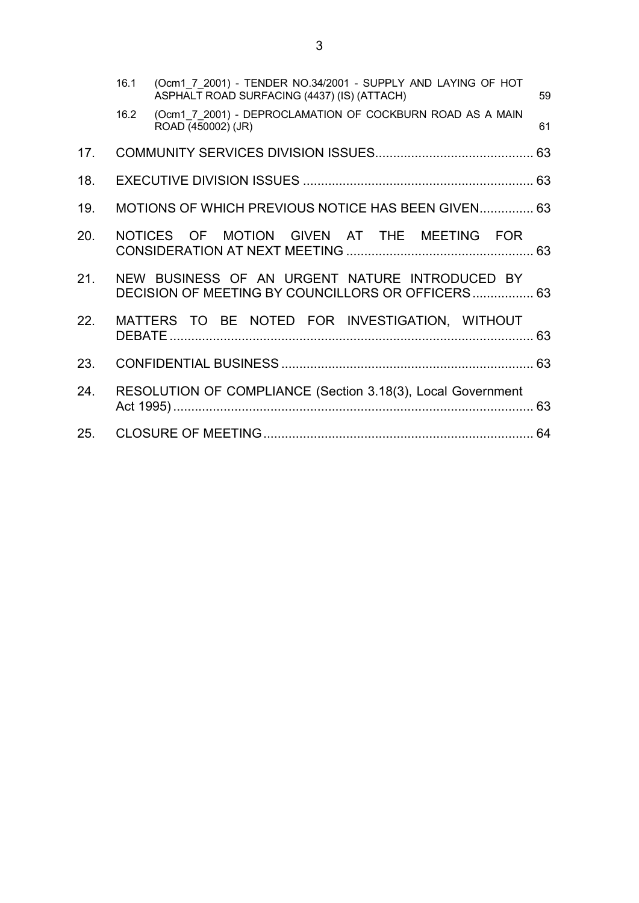16.1 (Ocm1_7_2001) - TENDER NO.34/2001 - SUPPLY AND LAYING OF HOT ASPHALT ROAD SURFACING (4437) (IS) (ATTACH) 59

16.2 (Ocm1_7_2001) - DEPROCLAMATION OF COCKBURN ROAD AS A MAIN ROAD (450002) (JR) 61

17. COMMUNITY SERVICES DIVISION ISSUES ............................................ 63

18. EXECUTIVE DIVISION ISSUES ................................................................ 63

19. MOTIONS OF WHICH PREVIOUS NOTICE HAS BEEN GIVEN............... 63

20. NOTICES OF MOTION GIVEN AT THE MEETING FOR CONSIDERATION AT NEXT MEETING .................................................... 63

21. NEW BUSINESS OF AN URGENT NATURE INTRODUCED BY DECISION OF MEETING BY COUNCILLORS OR OFFICERS ................. 63

22. MATTERS TO BE NOTED FOR INVESTIGATION, WITHOUT DEBATE ..................................................................................................... 63

23. CONFIDENTIAL BUSINESS ...................................................................... 63

24. RESOLUTION OF COMPLIANCE (Section 3.18(3), Local Government Act 1995) ..................................................................................................... 63

25. CLOSURE OF MEETING ........................................................................... 64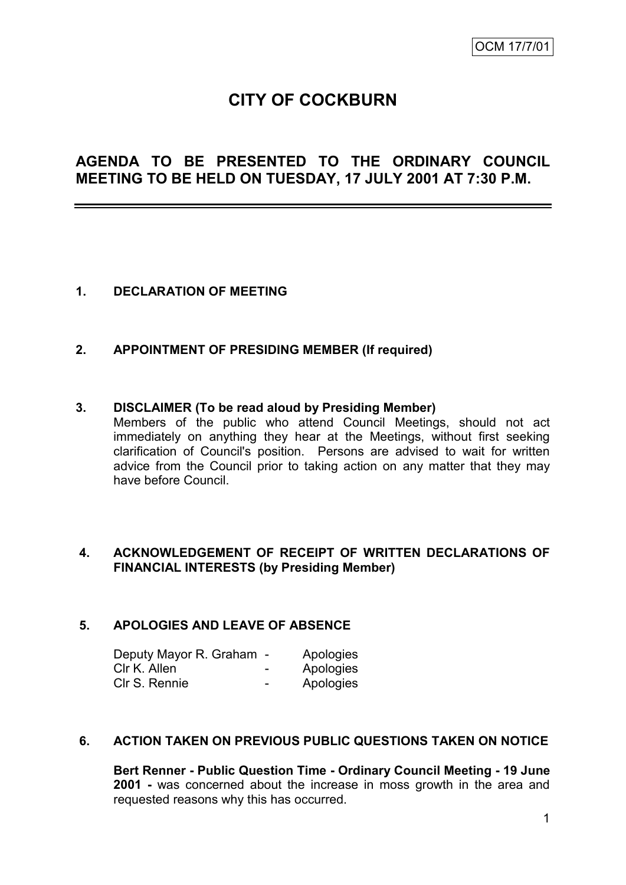OCM 17/7/01

# CITY OF COCKBURN

## AGENDA TO BE PRESENTED TO THE ORDINARY COUNCIL MEETING TO BE HELD ON TUESDAY, 17 JULY 2001 AT 7:30 P.M.

---

**1. DECLARATION OF MEETING**

**2. APPOINTMENT OF PRESIDING MEMBER (If required)**

**3. DISCLAIMER (To be read aloud by Presiding Member)**

Members of the public who attend Council Meetings, should not act immediately on anything they hear at the Meetings, without first seeking clarification of Council's position. Persons are advised to wait for written advice from the Council prior to taking action on any matter that they may have before Council.

**4. ACKNOWLEDGEMENT OF RECEIPT OF WRITTEN DECLARATIONS OF FINANCIAL INTERESTS (by Presiding Member)**

**5. APOLOGIES AND LEAVE OF ABSENCE**

| | | |
|---|---|---|
| Deputy Mayor R. Graham | - | Apologies |
| Clr K. Allen | - | Apologies |
| Clr S. Rennie | - | Apologies |

**6. ACTION TAKEN ON PREVIOUS PUBLIC QUESTIONS TAKEN ON NOTICE**

**Bert Renner - Public Question Time - Ordinary Council Meeting - 19 June 2001 -** was concerned about the increase in moss growth in the area and requested reasons why this has occurred.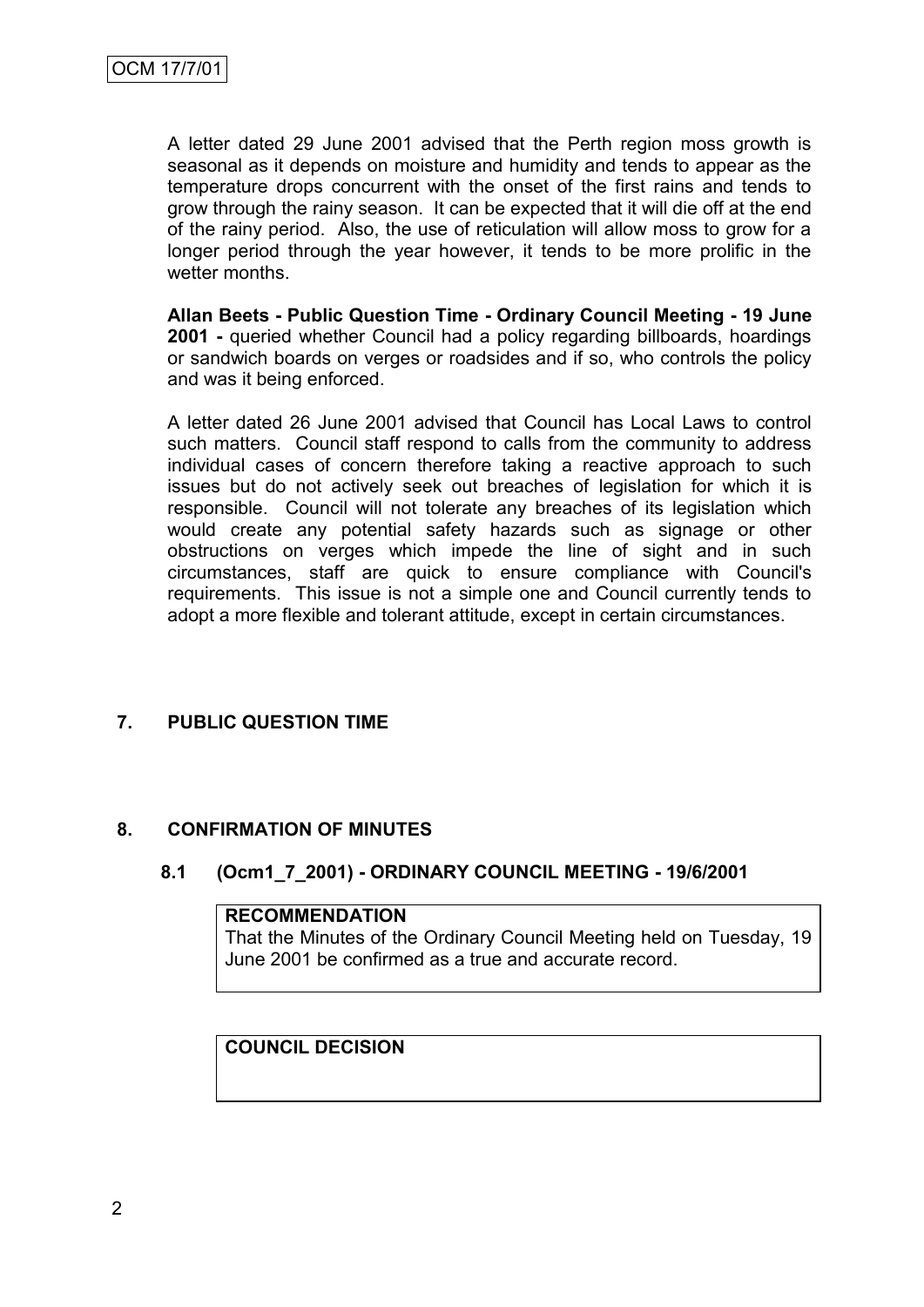A letter dated 29 June 2001 advised that the Perth region moss growth is seasonal as it depends on moisture and humidity and tends to appear as the temperature drops concurrent with the onset of the first rains and tends to grow through the rainy season. It can be expected that it will die off at the end of the rainy period. Also, the use of reticulation will allow moss to grow for a longer period through the year however, it tends to be more prolific in the wetter months.

**Allan Beets - Public Question Time - Ordinary Council Meeting - 19 June 2001 -** queried whether Council had a policy regarding billboards, hoardings or sandwich boards on verges or roadsides and if so, who controls the policy and was it being enforced.

A letter dated 26 June 2001 advised that Council has Local Laws to control such matters. Council staff respond to calls from the community to address individual cases of concern therefore taking a reactive approach to such issues but do not actively seek out breaches of legislation for which it is responsible. Council will not tolerate any breaches of its legislation which would create any potential safety hazards such as signage or other obstructions on verges which impede the line of sight and in such circumstances, staff are quick to ensure compliance with Council's requirements. This issue is not a simple one and Council currently tends to adopt a more flexible and tolerant attitude, except in certain circumstances.

## 7. PUBLIC QUESTION TIME

## 8. CONFIRMATION OF MINUTES

### 8.1 (Ocm1_7_2001) - ORDINARY COUNCIL MEETING - 19/6/2001

**RECOMMENDATION**

That the Minutes of the Ordinary Council Meeting held on Tuesday, 19 June 2001 be confirmed as a true and accurate record.

**COUNCIL DECISION**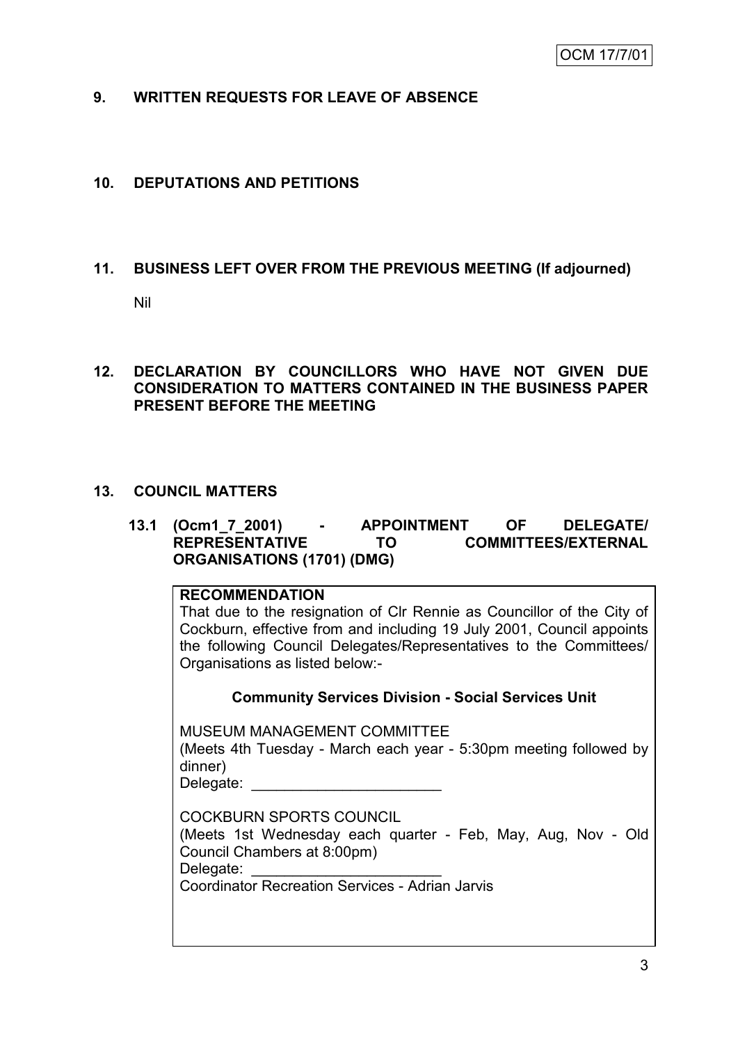## 9. WRITTEN REQUESTS FOR LEAVE OF ABSENCE

## 10. DEPUTATIONS AND PETITIONS

## 11. BUSINESS LEFT OVER FROM THE PREVIOUS MEETING (If adjourned)

Nil

## 12. DECLARATION BY COUNCILLORS WHO HAVE NOT GIVEN DUE CONSIDERATION TO MATTERS CONTAINED IN THE BUSINESS PAPER PRESENT BEFORE THE MEETING

## 13. COUNCIL MATTERS

### 13.1 (Ocm1_7_2001) - APPOINTMENT OF DELEGATE/ REPRESENTATIVE TO COMMITTEES/EXTERNAL ORGANISATIONS (1701) (DMG)

**RECOMMENDATION**

That due to the resignation of Clr Rennie as Councillor of the City of Cockburn, effective from and including 19 July 2001, Council appoints the following Council Delegates/Representatives to the Committees/ Organisations as listed below:-

**Community Services Division - Social Services Unit**

MUSEUM MANAGEMENT COMMITTEE
(Meets 4th Tuesday - March each year - 5:30pm meeting followed by dinner)
Delegate: \_\_\_\_\_\_\_\_\_\_\_\_\_\_\_\_\_\_\_\_\_\_\_

COCKBURN SPORTS COUNCIL
(Meets 1st Wednesday each quarter - Feb, May, Aug, Nov - Old Council Chambers at 8:00pm)
Delegate: \_\_\_\_\_\_\_\_\_\_\_\_\_\_\_\_\_\_\_\_\_\_\_
Coordinator Recreation Services - Adrian Jarvis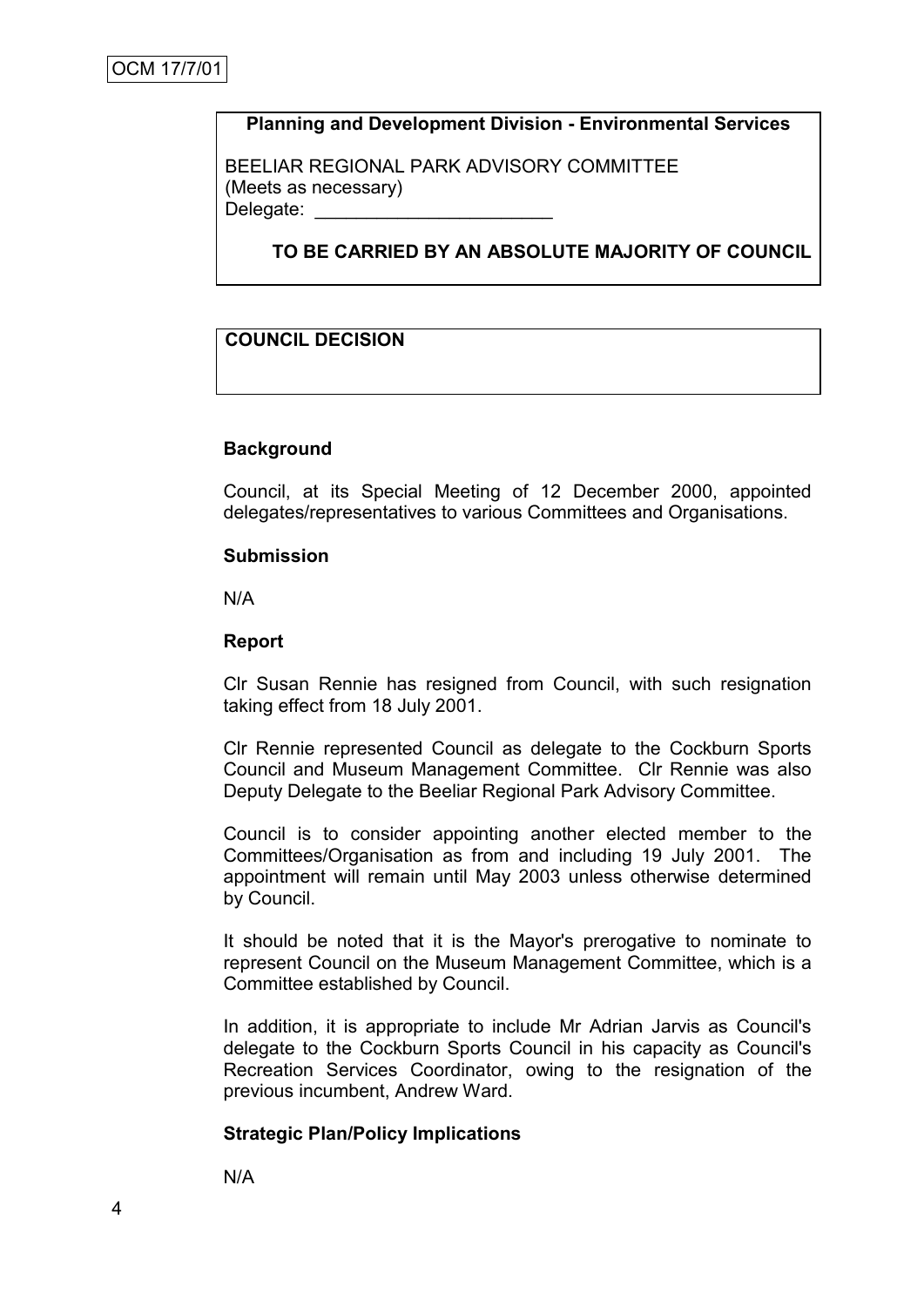OCM 17/7/01

**Planning and Development Division - Environmental Services**

BEELIAR REGIONAL PARK ADVISORY COMMITTEE
(Meets as necessary)
Delegate: ________________________

**TO BE CARRIED BY AN ABSOLUTE MAJORITY OF COUNCIL**

**COUNCIL DECISION**

**Background**

Council, at its Special Meeting of 12 December 2000, appointed delegates/representatives to various Committees and Organisations.

**Submission**

N/A

**Report**

Clr Susan Rennie has resigned from Council, with such resignation taking effect from 18 July 2001.

Clr Rennie represented Council as delegate to the Cockburn Sports Council and Museum Management Committee. Clr Rennie was also Deputy Delegate to the Beeliar Regional Park Advisory Committee.

Council is to consider appointing another elected member to the Committees/Organisation as from and including 19 July 2001. The appointment will remain until May 2003 unless otherwise determined by Council.

It should be noted that it is the Mayor's prerogative to nominate to represent Council on the Museum Management Committee, which is a Committee established by Council.

In addition, it is appropriate to include Mr Adrian Jarvis as Council's delegate to the Cockburn Sports Council in his capacity as Council's Recreation Services Coordinator, owing to the resignation of the previous incumbent, Andrew Ward.

**Strategic Plan/Policy Implications**

N/A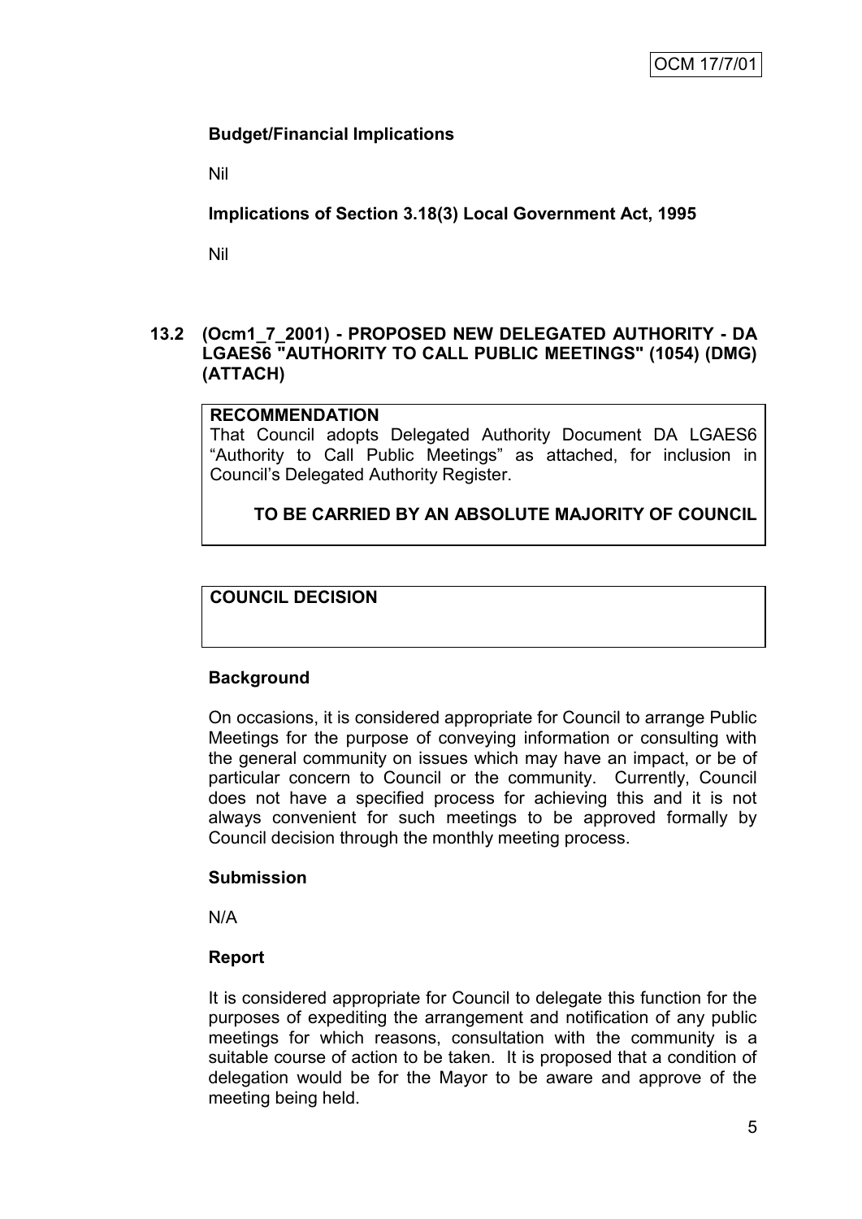**Budget/Financial Implications**

Nil

**Implications of Section 3.18(3) Local Government Act, 1995**

Nil

## 13.2 (Ocm1_7_2001) - PROPOSED NEW DELEGATED AUTHORITY - DA LGAES6 "AUTHORITY TO CALL PUBLIC MEETINGS" (1054) (DMG) (ATTACH)

**RECOMMENDATION**

That Council adopts Delegated Authority Document DA LGAES6 “Authority to Call Public Meetings” as attached, for inclusion in Council’s Delegated Authority Register.

**TO BE CARRIED BY AN ABSOLUTE MAJORITY OF COUNCIL**

**COUNCIL DECISION**

**Background**

On occasions, it is considered appropriate for Council to arrange Public Meetings for the purpose of conveying information or consulting with the general community on issues which may have an impact, or be of particular concern to Council or the community. Currently, Council does not have a specified process for achieving this and it is not always convenient for such meetings to be approved formally by Council decision through the monthly meeting process.

**Submission**

N/A

**Report**

It is considered appropriate for Council to delegate this function for the purposes of expediting the arrangement and notification of any public meetings for which reasons, consultation with the community is a suitable course of action to be taken. It is proposed that a condition of delegation would be for the Mayor to be aware and approve of the meeting being held.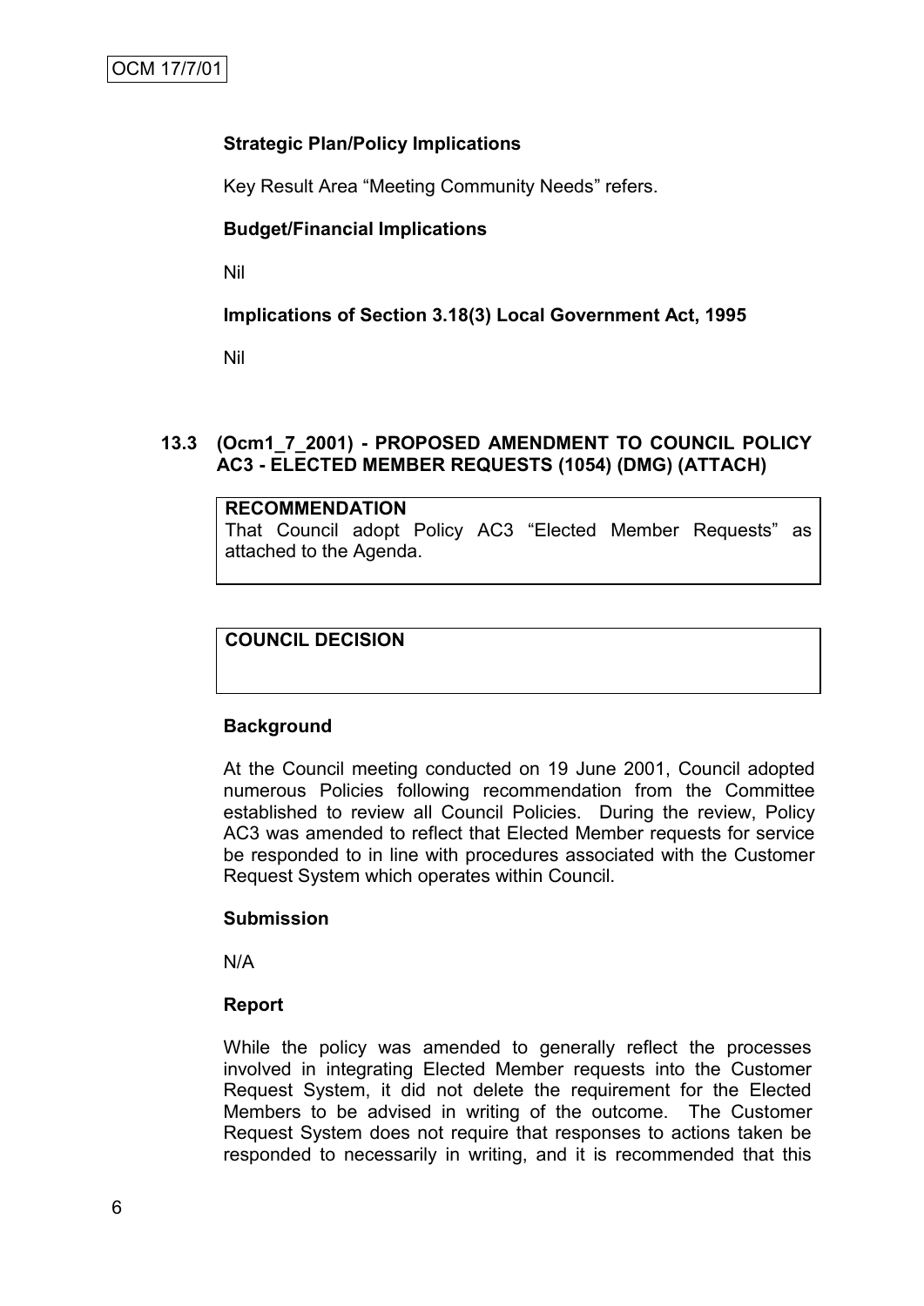**Strategic Plan/Policy Implications**

Key Result Area "Meeting Community Needs" refers.

**Budget/Financial Implications**

Nil

**Implications of Section 3.18(3) Local Government Act, 1995**

Nil

## 13.3 (Ocm1_7_2001) - PROPOSED AMENDMENT TO COUNCIL POLICY AC3 - ELECTED MEMBER REQUESTS (1054) (DMG) (ATTACH)

| **RECOMMENDATION** |
| --- |
| That Council adopt Policy AC3 "Elected Member Requests" as attached to the Agenda. |

| **COUNCIL DECISION** |
| --- |
| |

**Background**

At the Council meeting conducted on 19 June 2001, Council adopted numerous Policies following recommendation from the Committee established to review all Council Policies. During the review, Policy AC3 was amended to reflect that Elected Member requests for service be responded to in line with procedures associated with the Customer Request System which operates within Council.

**Submission**

N/A

**Report**

While the policy was amended to generally reflect the processes involved in integrating Elected Member requests into the Customer Request System, it did not delete the requirement for the Elected Members to be advised in writing of the outcome. The Customer Request System does not require that responses to actions taken be responded to necessarily in writing, and it is recommended that this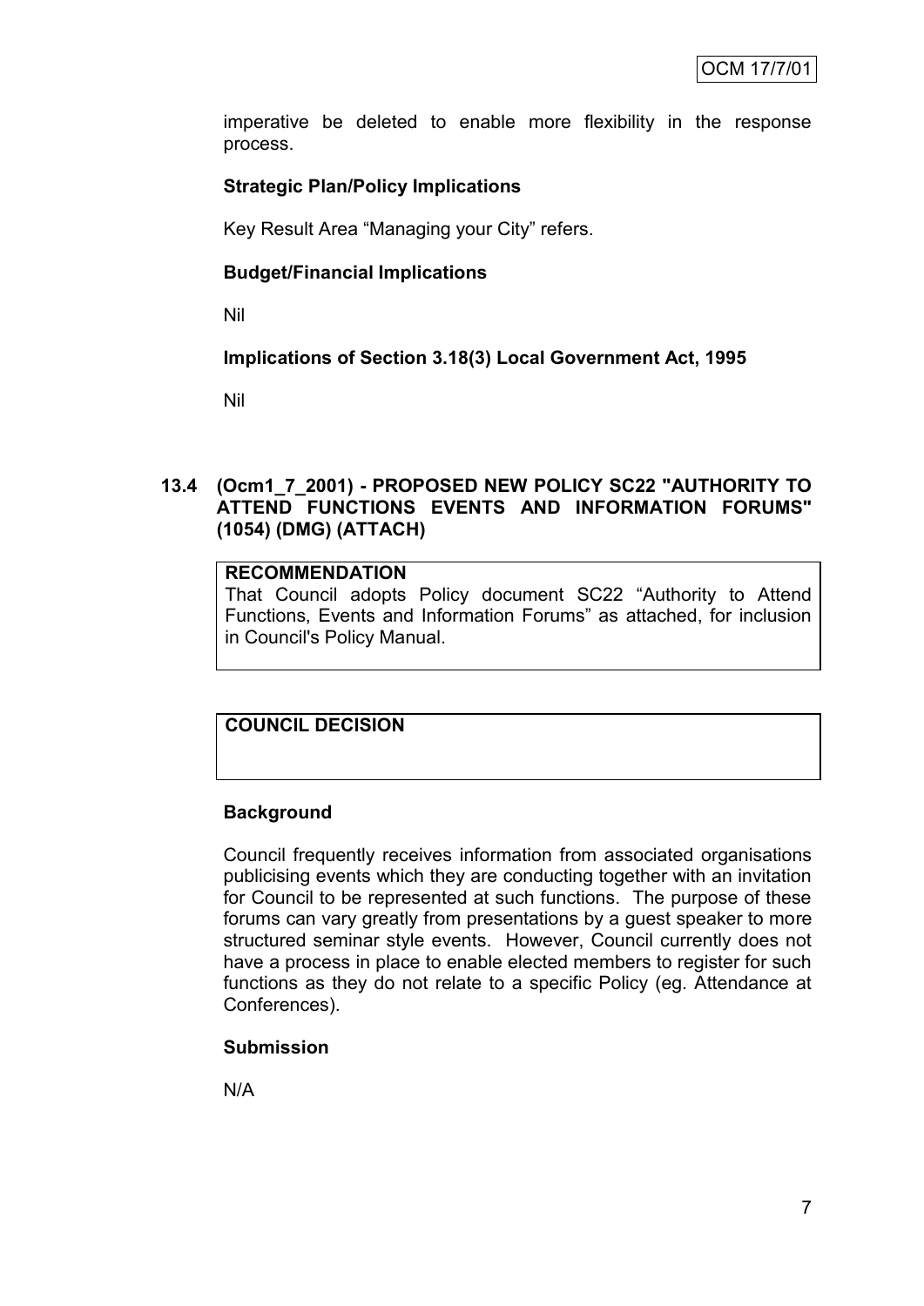imperative be deleted to enable more flexibility in the response process.

**Strategic Plan/Policy Implications**

Key Result Area "Managing your City" refers.

**Budget/Financial Implications**

Nil

**Implications of Section 3.18(3) Local Government Act, 1995**

Nil

## 13.4 (Ocm1_7_2001) - PROPOSED NEW POLICY SC22 "AUTHORITY TO ATTEND FUNCTIONS EVENTS AND INFORMATION FORUMS" (1054) (DMG) (ATTACH)

| **RECOMMENDATION**<br>That Council adopts Policy document SC22 "Authority to Attend Functions, Events and Information Forums" as attached, for inclusion in Council's Policy Manual. |
|---|

| **COUNCIL DECISION** |
|---|

**Background**

Council frequently receives information from associated organisations publicising events which they are conducting together with an invitation for Council to be represented at such functions. The purpose of these forums can vary greatly from presentations by a guest speaker to more structured seminar style events. However, Council currently does not have a process in place to enable elected members to register for such functions as they do not relate to a specific Policy (eg. Attendance at Conferences).

**Submission**

N/A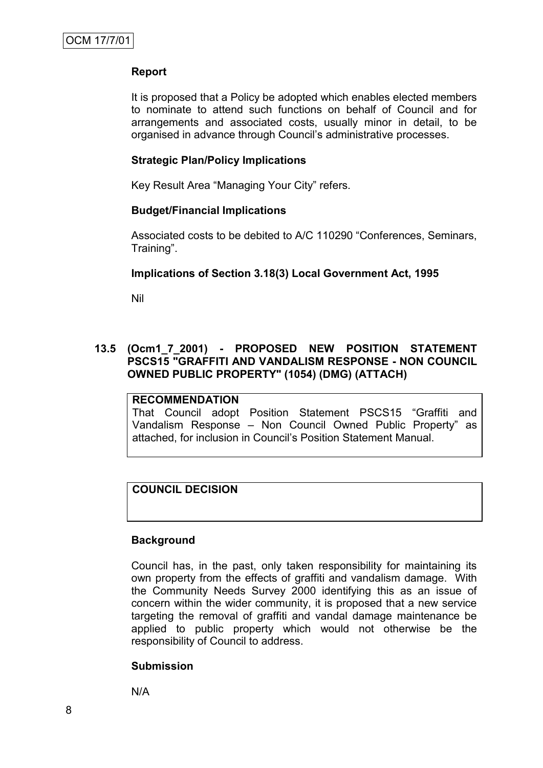**Report**

It is proposed that a Policy be adopted which enables elected members to nominate to attend such functions on behalf of Council and for arrangements and associated costs, usually minor in detail, to be organised in advance through Council's administrative processes.

**Strategic Plan/Policy Implications**

Key Result Area "Managing Your City" refers.

**Budget/Financial Implications**

Associated costs to be debited to A/C 110290 "Conferences, Seminars, Training".

**Implications of Section 3.18(3) Local Government Act, 1995**

Nil

### 13.5 (Ocm1_7_2001) - PROPOSED NEW POSITION STATEMENT PSCS15 "GRAFFITI AND VANDALISM RESPONSE - NON COUNCIL OWNED PUBLIC PROPERTY" (1054) (DMG) (ATTACH)

**RECOMMENDATION**

That Council adopt Position Statement PSCS15 "Graffiti and Vandalism Response – Non Council Owned Public Property" as attached, for inclusion in Council's Position Statement Manual.

**COUNCIL DECISION**

**Background**

Council has, in the past, only taken responsibility for maintaining its own property from the effects of graffiti and vandalism damage. With the Community Needs Survey 2000 identifying this as an issue of concern within the wider community, it is proposed that a new service targeting the removal of graffiti and vandal damage maintenance be applied to public property which would not otherwise be the responsibility of Council to address.

**Submission**

N/A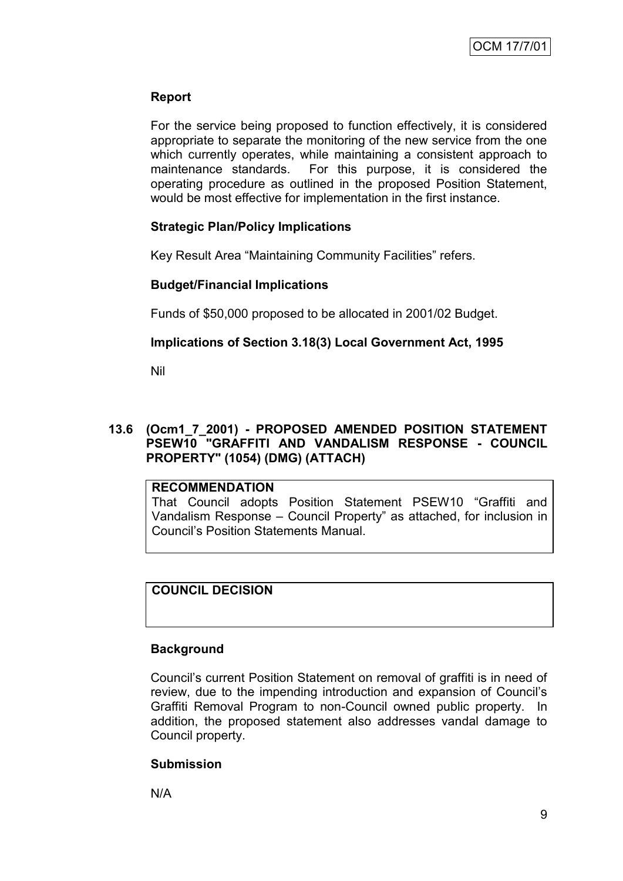**Report**

For the service being proposed to function effectively, it is considered appropriate to separate the monitoring of the new service from the one which currently operates, while maintaining a consistent approach to maintenance standards. For this purpose, it is considered the operating procedure as outlined in the proposed Position Statement, would be most effective for implementation in the first instance.

**Strategic Plan/Policy Implications**

Key Result Area "Maintaining Community Facilities" refers.

**Budget/Financial Implications**

Funds of $50,000 proposed to be allocated in 2001/02 Budget.

**Implications of Section 3.18(3) Local Government Act, 1995**

Nil

## 13.6 (Ocm1_7_2001) - PROPOSED AMENDED POSITION STATEMENT PSEW10 "GRAFFITI AND VANDALISM RESPONSE - COUNCIL PROPERTY" (1054) (DMG) (ATTACH)

**RECOMMENDATION**

That Council adopts Position Statement PSEW10 "Graffiti and Vandalism Response – Council Property" as attached, for inclusion in Council's Position Statements Manual.

**COUNCIL DECISION**

**Background**

Council's current Position Statement on removal of graffiti is in need of review, due to the impending introduction and expansion of Council's Graffiti Removal Program to non-Council owned public property. In addition, the proposed statement also addresses vandal damage to Council property.

**Submission**

N/A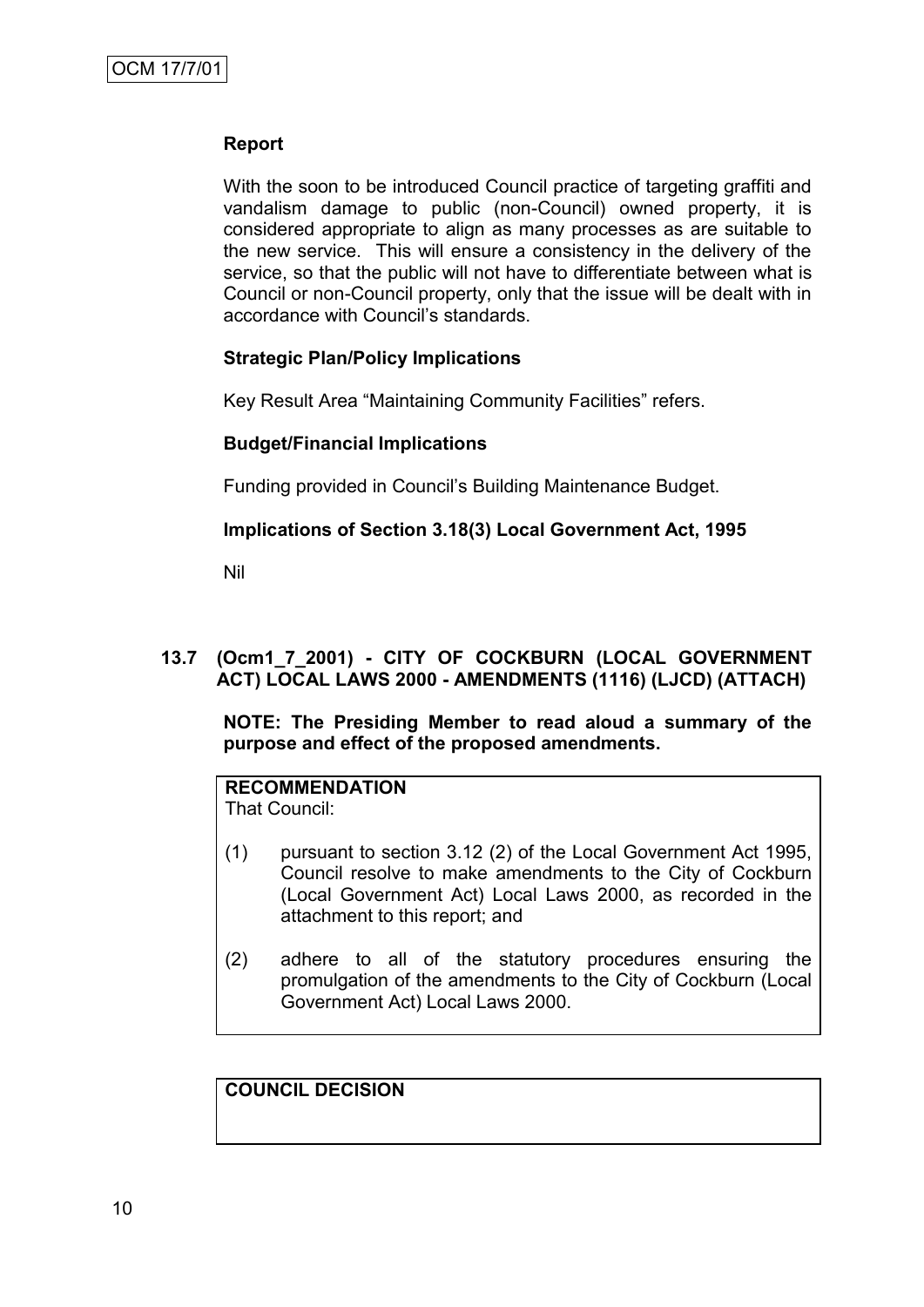**Report**

With the soon to be introduced Council practice of targeting graffiti and vandalism damage to public (non-Council) owned property, it is considered appropriate to align as many processes as are suitable to the new service. This will ensure a consistency in the delivery of the service, so that the public will not have to differentiate between what is Council or non-Council property, only that the issue will be dealt with in accordance with Council's standards.

**Strategic Plan/Policy Implications**

Key Result Area "Maintaining Community Facilities" refers.

**Budget/Financial Implications**

Funding provided in Council's Building Maintenance Budget.

**Implications of Section 3.18(3) Local Government Act, 1995**

Nil

### 13.7 (Ocm1_7_2001) - CITY OF COCKBURN (LOCAL GOVERNMENT ACT) LOCAL LAWS 2000 - AMENDMENTS (1116) (LJCD) (ATTACH)

**NOTE: The Presiding Member to read aloud a summary of the purpose and effect of the proposed amendments.**

**RECOMMENDATION**
That Council:

(1) pursuant to section 3.12 (2) of the Local Government Act 1995, Council resolve to make amendments to the City of Cockburn (Local Government Act) Local Laws 2000, as recorded in the attachment to this report; and

(2) adhere to all of the statutory procedures ensuring the promulgation of the amendments to the City of Cockburn (Local Government Act) Local Laws 2000.

**COUNCIL DECISION**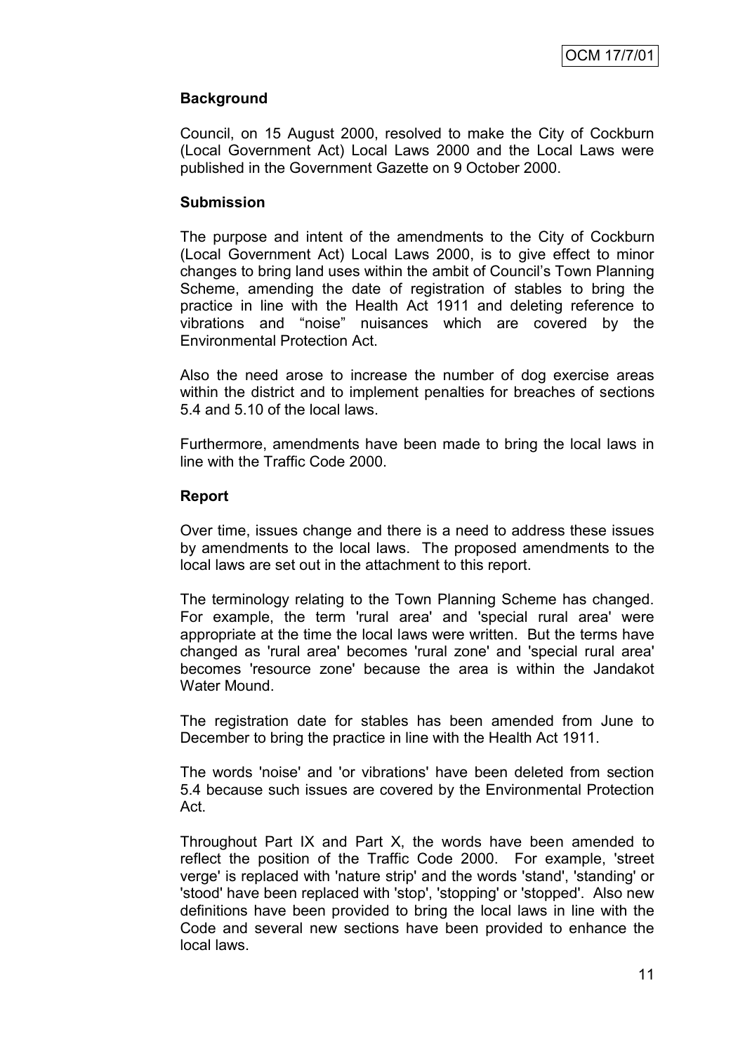**Background**

Council, on 15 August 2000, resolved to make the City of Cockburn (Local Government Act) Local Laws 2000 and the Local Laws were published in the Government Gazette on 9 October 2000.

**Submission**

The purpose and intent of the amendments to the City of Cockburn (Local Government Act) Local Laws 2000, is to give effect to minor changes to bring land uses within the ambit of Council's Town Planning Scheme, amending the date of registration of stables to bring the practice in line with the Health Act 1911 and deleting reference to vibrations and "noise" nuisances which are covered by the Environmental Protection Act.

Also the need arose to increase the number of dog exercise areas within the district and to implement penalties for breaches of sections 5.4 and 5.10 of the local laws.

Furthermore, amendments have been made to bring the local laws in line with the Traffic Code 2000.

**Report**

Over time, issues change and there is a need to address these issues by amendments to the local laws. The proposed amendments to the local laws are set out in the attachment to this report.

The terminology relating to the Town Planning Scheme has changed. For example, the term 'rural area' and 'special rural area' were appropriate at the time the local laws were written. But the terms have changed as 'rural area' becomes 'rural zone' and 'special rural area' becomes 'resource zone' because the area is within the Jandakot Water Mound.

The registration date for stables has been amended from June to December to bring the practice in line with the Health Act 1911.

The words 'noise' and 'or vibrations' have been deleted from section 5.4 because such issues are covered by the Environmental Protection Act.

Throughout Part IX and Part X, the words have been amended to reflect the position of the Traffic Code 2000. For example, 'street verge' is replaced with 'nature strip' and the words 'stand', 'standing' or 'stood' have been replaced with 'stop', 'stopping' or 'stopped'. Also new definitions have been provided to bring the local laws in line with the Code and several new sections have been provided to enhance the local laws.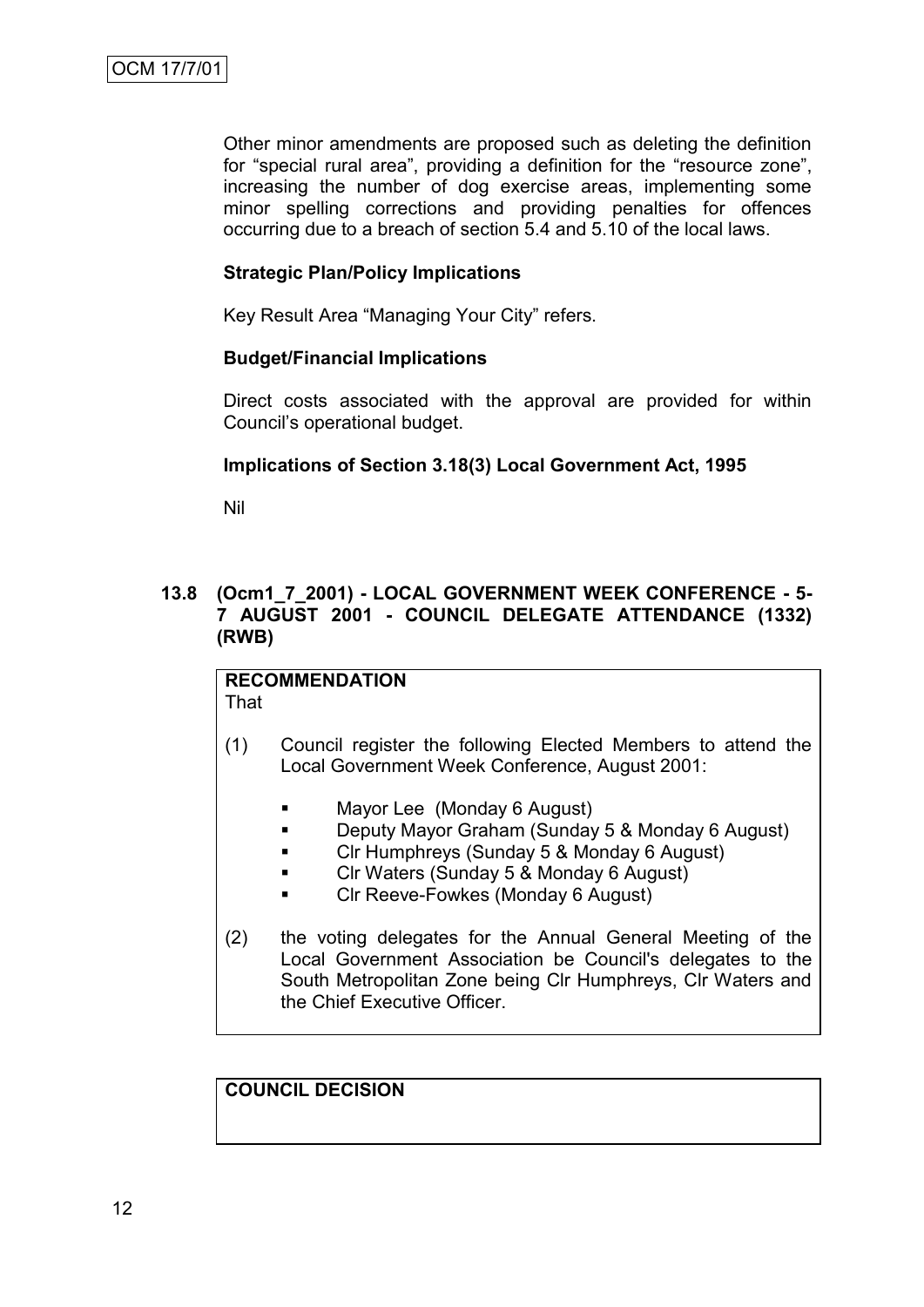Other minor amendments are proposed such as deleting the definition for "special rural area", providing a definition for the "resource zone", increasing the number of dog exercise areas, implementing some minor spelling corrections and providing penalties for offences occurring due to a breach of section 5.4 and 5.10 of the local laws.

**Strategic Plan/Policy Implications**

Key Result Area "Managing Your City" refers.

**Budget/Financial Implications**

Direct costs associated with the approval are provided for within Council's operational budget.

**Implications of Section 3.18(3) Local Government Act, 1995**

Nil

### 13.8 (Ocm1_7_2001) - LOCAL GOVERNMENT WEEK CONFERENCE - 5-7 AUGUST 2001 - COUNCIL DELEGATE ATTENDANCE (1332) (RWB)

**RECOMMENDATION**

That

(1) Council register the following Elected Members to attend the Local Government Week Conference, August 2001:

- Mayor Lee (Monday 6 August)
- Deputy Mayor Graham (Sunday 5 & Monday 6 August)
- Clr Humphreys (Sunday 5 & Monday 6 August)
- Clr Waters (Sunday 5 & Monday 6 August)
- Clr Reeve-Fowkes (Monday 6 August)

(2) the voting delegates for the Annual General Meeting of the Local Government Association be Council's delegates to the South Metropolitan Zone being Clr Humphreys, Clr Waters and the Chief Executive Officer.

**COUNCIL DECISION**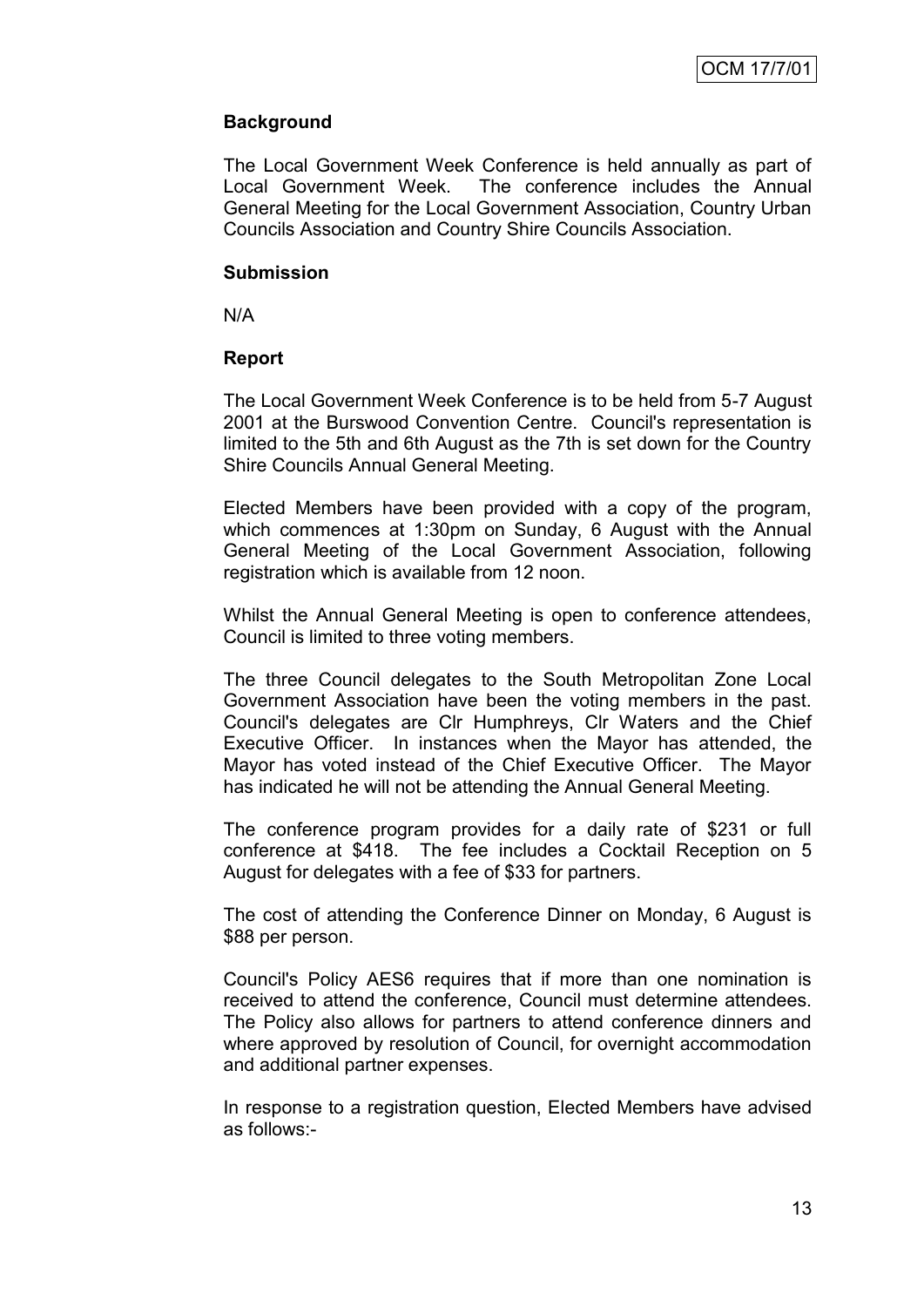### Background

The Local Government Week Conference is held annually as part of Local Government Week. The conference includes the Annual General Meeting for the Local Government Association, Country Urban Councils Association and Country Shire Councils Association.

### Submission

N/A

### Report

The Local Government Week Conference is to be held from 5-7 August 2001 at the Burswood Convention Centre. Council's representation is limited to the 5th and 6th August as the 7th is set down for the Country Shire Councils Annual General Meeting.

Elected Members have been provided with a copy of the program, which commences at 1:30pm on Sunday, 6 August with the Annual General Meeting of the Local Government Association, following registration which is available from 12 noon.

Whilst the Annual General Meeting is open to conference attendees, Council is limited to three voting members.

The three Council delegates to the South Metropolitan Zone Local Government Association have been the voting members in the past. Council's delegates are Clr Humphreys, Clr Waters and the Chief Executive Officer. In instances when the Mayor has attended, the Mayor has voted instead of the Chief Executive Officer. The Mayor has indicated he will not be attending the Annual General Meeting.

The conference program provides for a daily rate of $231 or full conference at $418. The fee includes a Cocktail Reception on 5 August for delegates with a fee of $33 for partners.

The cost of attending the Conference Dinner on Monday, 6 August is $88 per person.

Council's Policy AES6 requires that if more than one nomination is received to attend the conference, Council must determine attendees. The Policy also allows for partners to attend conference dinners and where approved by resolution of Council, for overnight accommodation and additional partner expenses.

In response to a registration question, Elected Members have advised as follows:-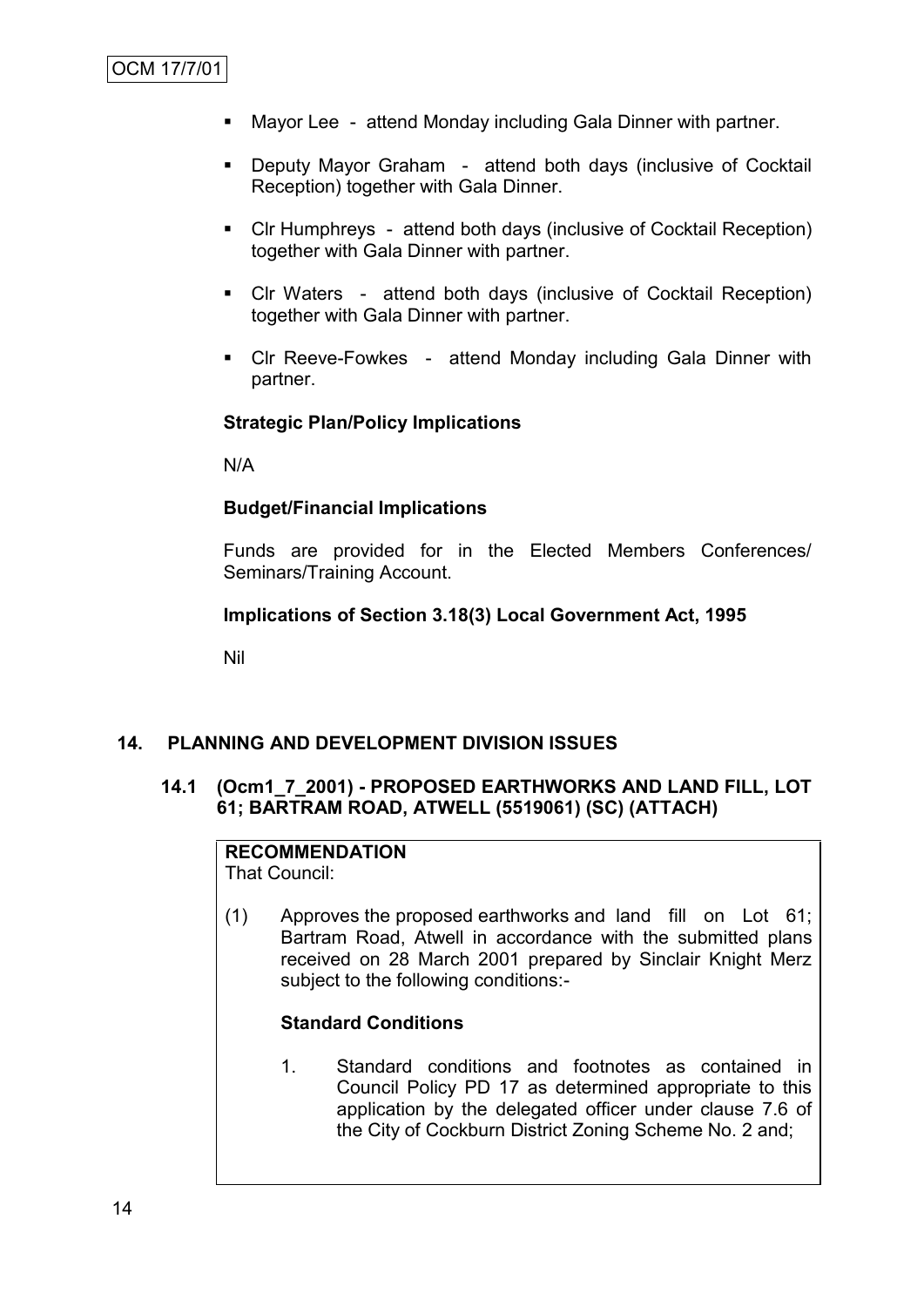- Mayor Lee - attend Monday including Gala Dinner with partner.
- Deputy Mayor Graham - attend both days (inclusive of Cocktail Reception) together with Gala Dinner.
- Clr Humphreys - attend both days (inclusive of Cocktail Reception) together with Gala Dinner with partner.
- Clr Waters - attend both days (inclusive of Cocktail Reception) together with Gala Dinner with partner.
- Clr Reeve-Fowkes - attend Monday including Gala Dinner with partner.

**Strategic Plan/Policy Implications**

N/A

**Budget/Financial Implications**

Funds are provided for in the Elected Members Conferences/ Seminars/Training Account.

**Implications of Section 3.18(3) Local Government Act, 1995**

Nil

## 14. PLANNING AND DEVELOPMENT DIVISION ISSUES

### 14.1 (Ocm1_7_2001) - PROPOSED EARTHWORKS AND LAND FILL, LOT 61; BARTRAM ROAD, ATWELL (5519061) (SC) (ATTACH)

**RECOMMENDATION**
That Council:

(1) Approves the proposed earthworks and land fill on Lot 61; Bartram Road, Atwell in accordance with the submitted plans received on 28 March 2001 prepared by Sinclair Knight Merz subject to the following conditions:-

**Standard Conditions**

1. Standard conditions and footnotes as contained in Council Policy PD 17 as determined appropriate to this application by the delegated officer under clause 7.6 of the City of Cockburn District Zoning Scheme No. 2 and;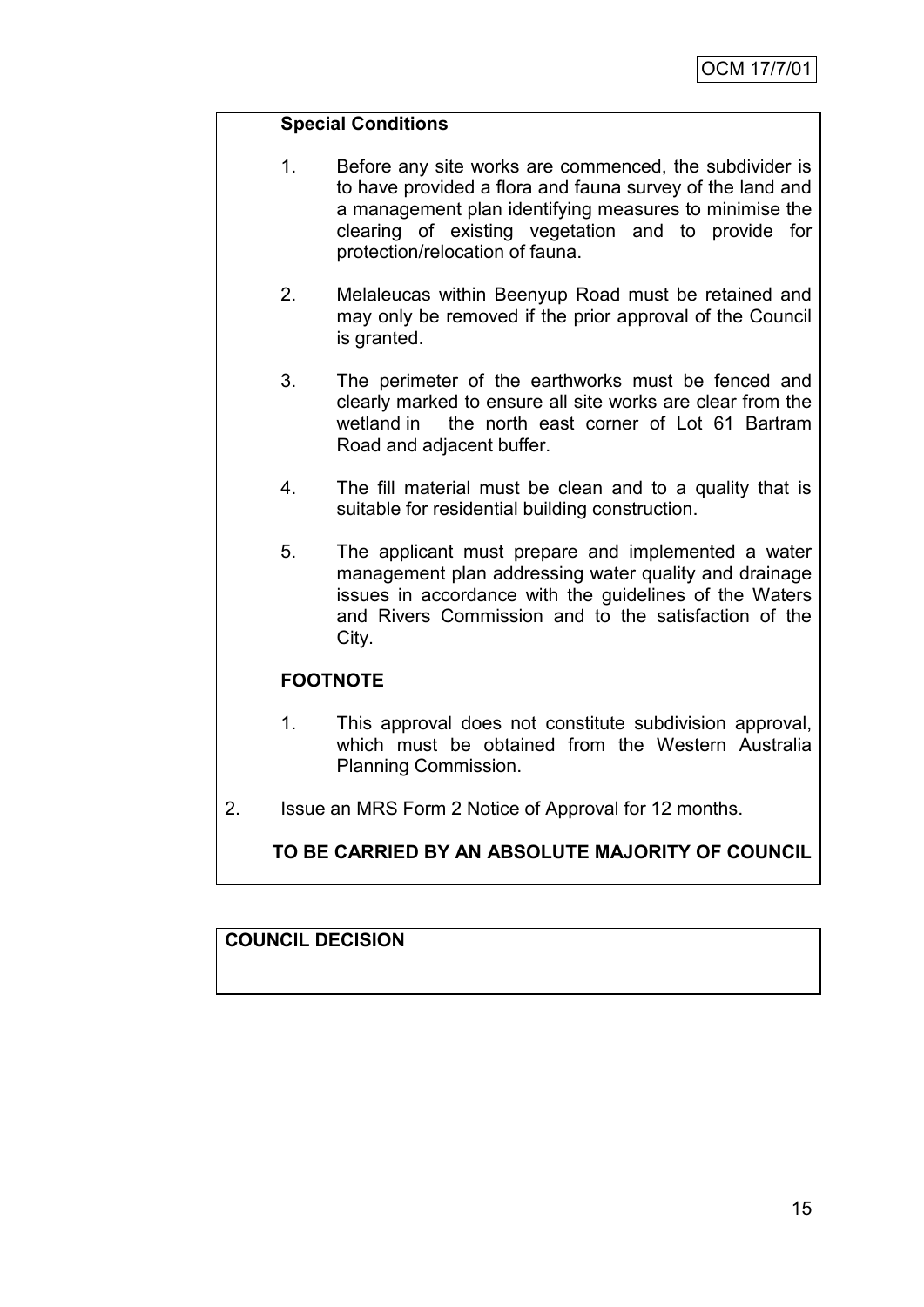**Special Conditions**

1. Before any site works are commenced, the subdivider is to have provided a flora and fauna survey of the land and a management plan identifying measures to minimise the clearing of existing vegetation and to provide for protection/relocation of fauna.

2. Melaleucas within Beenyup Road must be retained and may only be removed if the prior approval of the Council is granted.

3. The perimeter of the earthworks must be fenced and clearly marked to ensure all site works are clear from the wetland in the north east corner of Lot 61 Bartram Road and adjacent buffer.

4. The fill material must be clean and to a quality that is suitable for residential building construction.

5. The applicant must prepare and implemented a water management plan addressing water quality and drainage issues in accordance with the guidelines of the Waters and Rivers Commission and to the satisfaction of the City.

**FOOTNOTE**

1. This approval does not constitute subdivision approval, which must be obtained from the Western Australia Planning Commission.

2. Issue an MRS Form 2 Notice of Approval for 12 months.

**TO BE CARRIED BY AN ABSOLUTE MAJORITY OF COUNCIL**

**COUNCIL DECISION**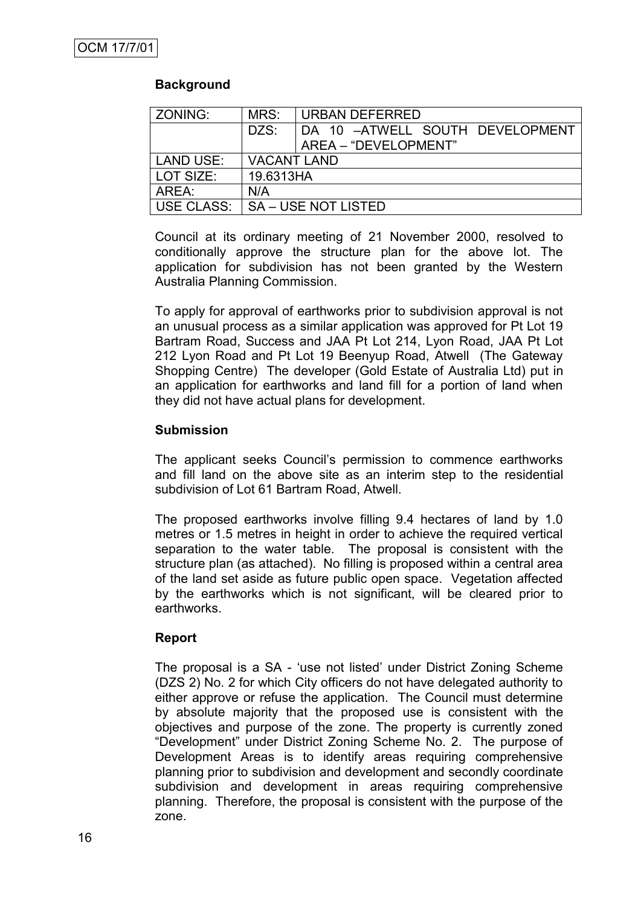### Background

| ZONING: | MRS: | URBAN DEFERRED |
|---|---|---|
| | DZS: | DA 10 –ATWELL SOUTH DEVELOPMENT AREA – "DEVELOPMENT" |
| LAND USE: | VACANT LAND | |
| LOT SIZE: | 19.6313HA | |
| AREA: | N/A | |
| USE CLASS: | SA – USE NOT LISTED | |

Council at its ordinary meeting of 21 November 2000, resolved to conditionally approve the structure plan for the above lot. The application for subdivision has not been granted by the Western Australia Planning Commission.

To apply for approval of earthworks prior to subdivision approval is not an unusual process as a similar application was approved for Pt Lot 19 Bartram Road, Success and JAA Pt Lot 214, Lyon Road, JAA Pt Lot 212 Lyon Road and Pt Lot 19 Beenyup Road, Atwell (The Gateway Shopping Centre) The developer (Gold Estate of Australia Ltd) put in an application for earthworks and land fill for a portion of land when they did not have actual plans for development.

### Submission

The applicant seeks Council's permission to commence earthworks and fill land on the above site as an interim step to the residential subdivision of Lot 61 Bartram Road, Atwell.

The proposed earthworks involve filling 9.4 hectares of land by 1.0 metres or 1.5 metres in height in order to achieve the required vertical separation to the water table. The proposal is consistent with the structure plan (as attached). No filling is proposed within a central area of the land set aside as future public open space. Vegetation affected by the earthworks which is not significant, will be cleared prior to earthworks.

### Report

The proposal is a SA - 'use not listed' under District Zoning Scheme (DZS 2) No. 2 for which City officers do not have delegated authority to either approve or refuse the application. The Council must determine by absolute majority that the proposed use is consistent with the objectives and purpose of the zone. The property is currently zoned "Development" under District Zoning Scheme No. 2. The purpose of Development Areas is to identify areas requiring comprehensive planning prior to subdivision and development and secondly coordinate subdivision and development in areas requiring comprehensive planning. Therefore, the proposal is consistent with the purpose of the zone.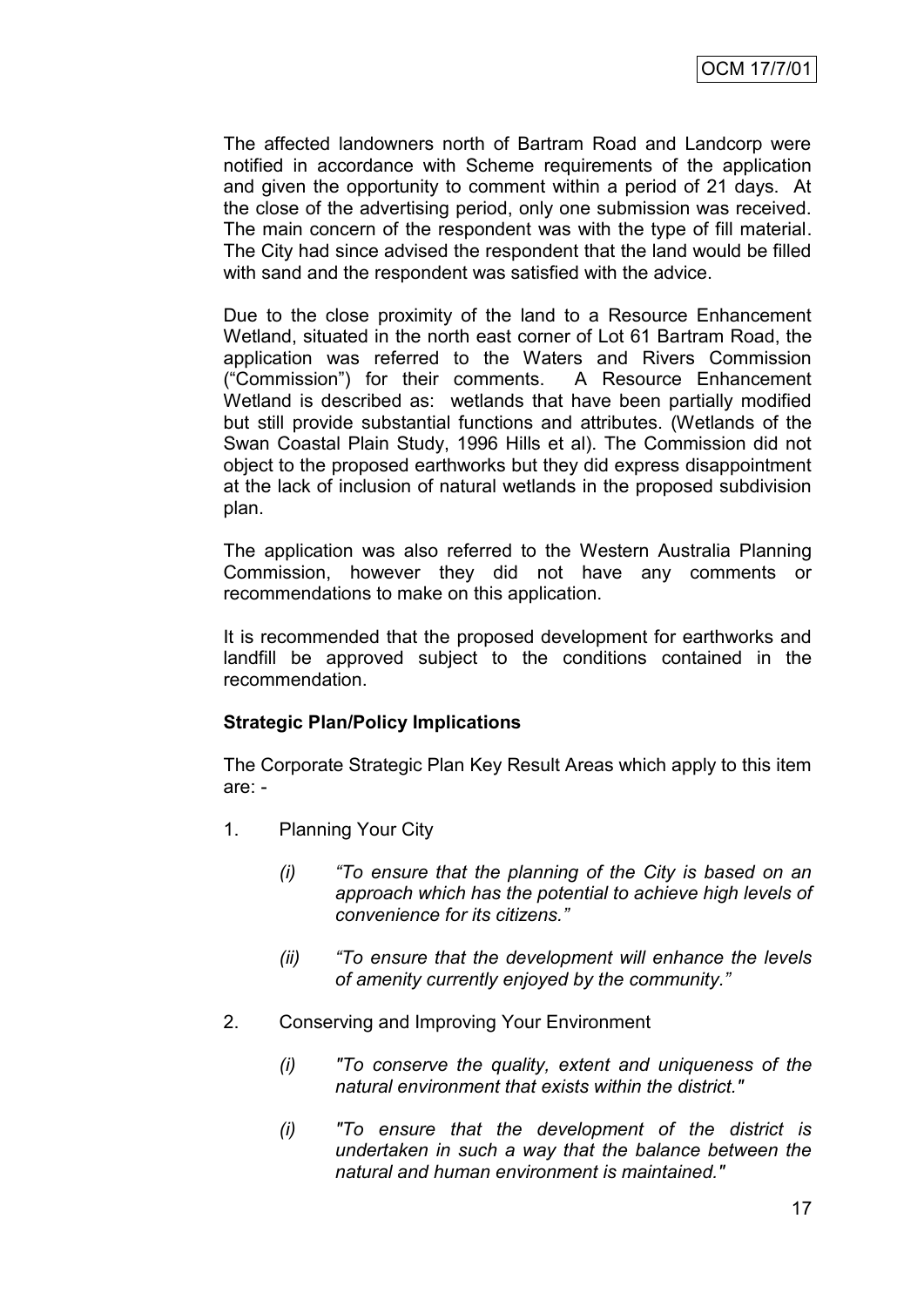The affected landowners north of Bartram Road and Landcorp were notified in accordance with Scheme requirements of the application and given the opportunity to comment within a period of 21 days. At the close of the advertising period, only one submission was received. The main concern of the respondent was with the type of fill material. The City had since advised the respondent that the land would be filled with sand and the respondent was satisfied with the advice.

Due to the close proximity of the land to a Resource Enhancement Wetland, situated in the north east corner of Lot 61 Bartram Road, the application was referred to the Waters and Rivers Commission ("Commission") for their comments. A Resource Enhancement Wetland is described as: wetlands that have been partially modified but still provide substantial functions and attributes. (Wetlands of the Swan Coastal Plain Study, 1996 Hills et al). The Commission did not object to the proposed earthworks but they did express disappointment at the lack of inclusion of natural wetlands in the proposed subdivision plan.

The application was also referred to the Western Australia Planning Commission, however they did not have any comments or recommendations to make on this application.

It is recommended that the proposed development for earthworks and landfill be approved subject to the conditions contained in the recommendation.

**Strategic Plan/Policy Implications**

The Corporate Strategic Plan Key Result Areas which apply to this item are: -

1. Planning Your City

   *(i) "To ensure that the planning of the City is based on an approach which has the potential to achieve high levels of convenience for its citizens."*

   *(ii) "To ensure that the development will enhance the levels of amenity currently enjoyed by the community."*

2. Conserving and Improving Your Environment

   *(i) "To conserve the quality, extent and uniqueness of the natural environment that exists within the district."*

   *(i) "To ensure that the development of the district is undertaken in such a way that the balance between the natural and human environment is maintained."*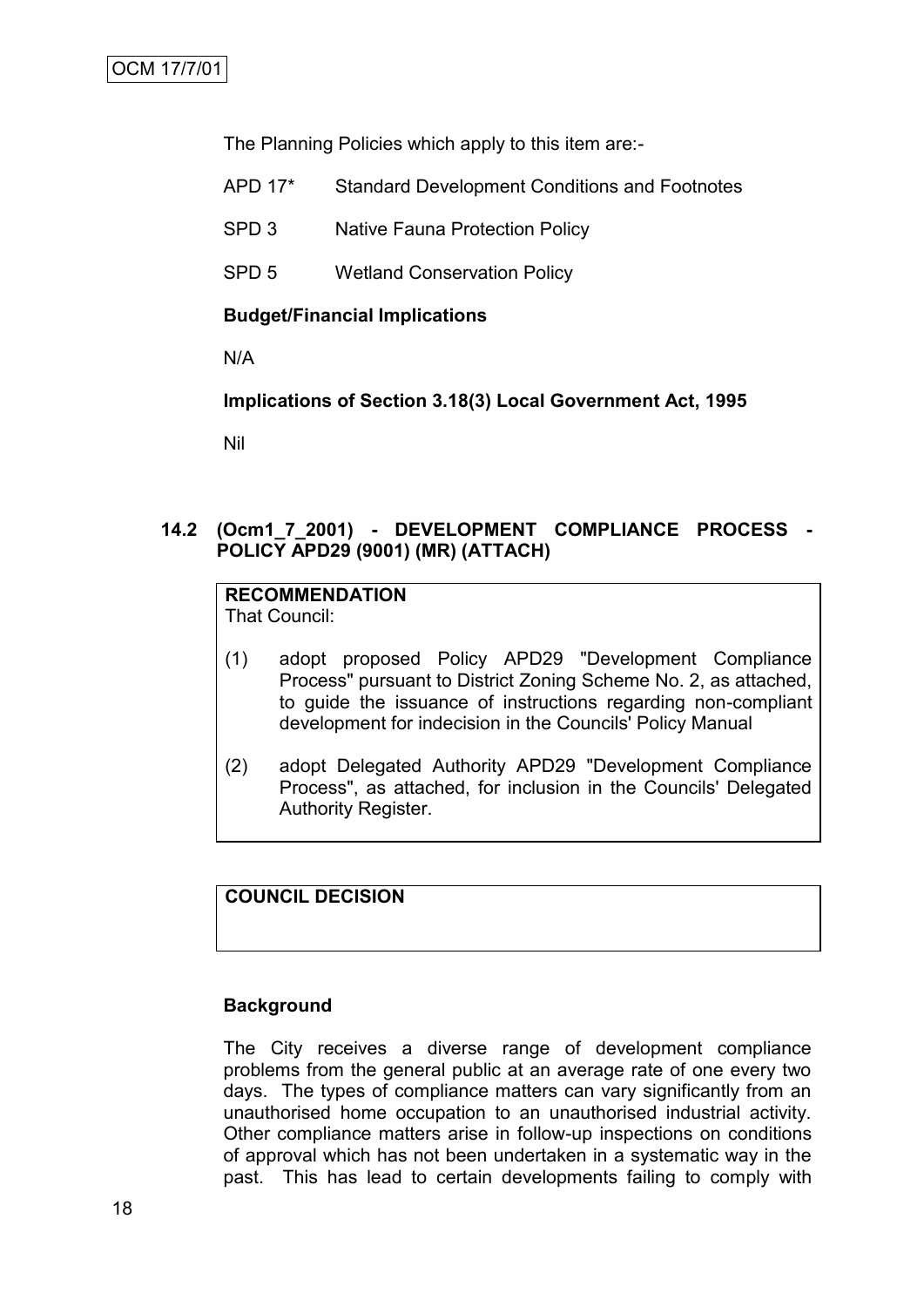The Planning Policies which apply to this item are:-

APD 17* Standard Development Conditions and Footnotes

SPD 3 Native Fauna Protection Policy

SPD 5 Wetland Conservation Policy

**Budget/Financial Implications**

N/A

**Implications of Section 3.18(3) Local Government Act, 1995**

Nil

### 14.2 (Ocm1_7_2001) - DEVELOPMENT COMPLIANCE PROCESS - POLICY APD29 (9001) (MR) (ATTACH)

**RECOMMENDATION**
That Council:

(1) adopt proposed Policy APD29 "Development Compliance Process" pursuant to District Zoning Scheme No. 2, as attached, to guide the issuance of instructions regarding non-compliant development for indecision in the Councils' Policy Manual

(2) adopt Delegated Authority APD29 "Development Compliance Process", as attached, for inclusion in the Councils' Delegated Authority Register.

**COUNCIL DECISION**

**Background**

The City receives a diverse range of development compliance problems from the general public at an average rate of one every two days. The types of compliance matters can vary significantly from an unauthorised home occupation to an unauthorised industrial activity. Other compliance matters arise in follow-up inspections on conditions of approval which has not been undertaken in a systematic way in the past. This has lead to certain developments failing to comply with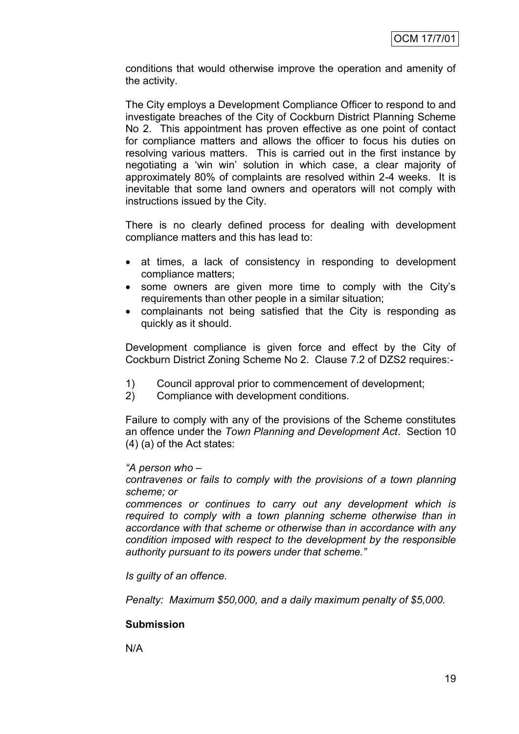conditions that would otherwise improve the operation and amenity of the activity.

The City employs a Development Compliance Officer to respond to and investigate breaches of the City of Cockburn District Planning Scheme No 2. This appointment has proven effective as one point of contact for compliance matters and allows the officer to focus his duties on resolving various matters. This is carried out in the first instance by negotiating a 'win win' solution in which case, a clear majority of approximately 80% of complaints are resolved within 2-4 weeks. It is inevitable that some land owners and operators will not comply with instructions issued by the City.

There is no clearly defined process for dealing with development compliance matters and this has lead to:

- at times, a lack of consistency in responding to development compliance matters;
- some owners are given more time to comply with the City's requirements than other people in a similar situation;
- complainants not being satisfied that the City is responding as quickly as it should.

Development compliance is given force and effect by the City of Cockburn District Zoning Scheme No 2. Clause 7.2 of DZS2 requires:-

1) Council approval prior to commencement of development;
2) Compliance with development conditions.

Failure to comply with any of the provisions of the Scheme constitutes an offence under the *Town Planning and Development Act*. Section 10 (4) (a) of the Act states:

*"A person who –*

*contravenes or fails to comply with the provisions of a town planning scheme; or*

*commences or continues to carry out any development which is required to comply with a town planning scheme otherwise than in accordance with that scheme or otherwise than in accordance with any condition imposed with respect to the development by the responsible authority pursuant to its powers under that scheme."*

*Is guilty of an offence.*

*Penalty: Maximum $50,000, and a daily maximum penalty of $5,000.*

**Submission**

N/A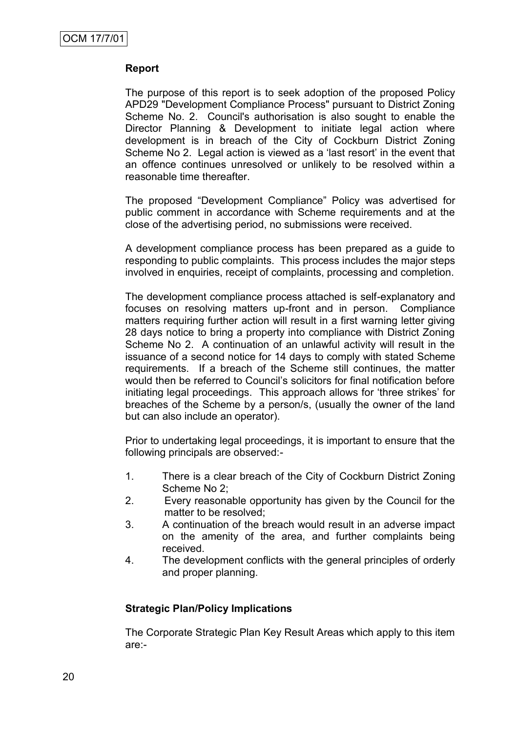### Report

The purpose of this report is to seek adoption of the proposed Policy APD29 "Development Compliance Process" pursuant to District Zoning Scheme No. 2. Council's authorisation is also sought to enable the Director Planning & Development to initiate legal action where development is in breach of the City of Cockburn District Zoning Scheme No 2. Legal action is viewed as a 'last resort' in the event that an offence continues unresolved or unlikely to be resolved within a reasonable time thereafter.

The proposed "Development Compliance" Policy was advertised for public comment in accordance with Scheme requirements and at the close of the advertising period, no submissions were received.

A development compliance process has been prepared as a guide to responding to public complaints. This process includes the major steps involved in enquiries, receipt of complaints, processing and completion.

The development compliance process attached is self-explanatory and focuses on resolving matters up-front and in person. Compliance matters requiring further action will result in a first warning letter giving 28 days notice to bring a property into compliance with District Zoning Scheme No 2. A continuation of an unlawful activity will result in the issuance of a second notice for 14 days to comply with stated Scheme requirements. If a breach of the Scheme still continues, the matter would then be referred to Council's solicitors for final notification before initiating legal proceedings. This approach allows for 'three strikes' for breaches of the Scheme by a person/s, (usually the owner of the land but can also include an operator).

Prior to undertaking legal proceedings, it is important to ensure that the following principals are observed:-

1. There is a clear breach of the City of Cockburn District Zoning Scheme No 2;
2. Every reasonable opportunity has given by the Council for the matter to be resolved;
3. A continuation of the breach would result in an adverse impact on the amenity of the area, and further complaints being received.
4. The development conflicts with the general principles of orderly and proper planning.

### Strategic Plan/Policy Implications

The Corporate Strategic Plan Key Result Areas which apply to this item are:-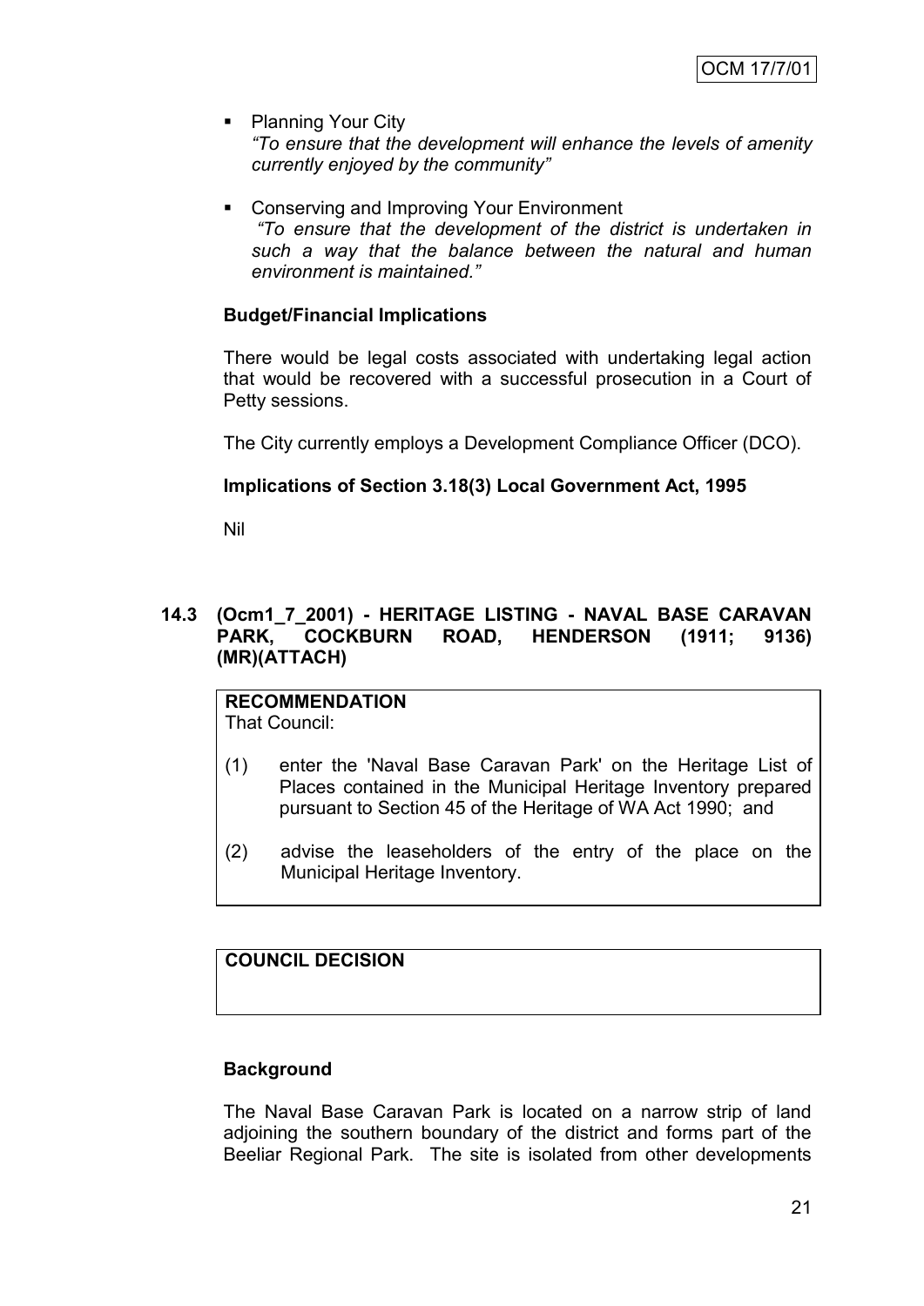- Planning Your City
  *"To ensure that the development will enhance the levels of amenity currently enjoyed by the community"*

- Conserving and Improving Your Environment
  *"To ensure that the development of the district is undertaken in such a way that the balance between the natural and human environment is maintained."*

**Budget/Financial Implications**

There would be legal costs associated with undertaking legal action that would be recovered with a successful prosecution in a Court of Petty sessions.

The City currently employs a Development Compliance Officer (DCO).

**Implications of Section 3.18(3) Local Government Act, 1995**

Nil

### 14.3 (Ocm1_7_2001) - HERITAGE LISTING - NAVAL BASE CARAVAN PARK, COCKBURN ROAD, HENDERSON (1911; 9136) (MR)(ATTACH)

**RECOMMENDATION**
That Council:

(1) enter the 'Naval Base Caravan Park' on the Heritage List of Places contained in the Municipal Heritage Inventory prepared pursuant to Section 45 of the Heritage of WA Act 1990; and

(2) advise the leaseholders of the entry of the place on the Municipal Heritage Inventory.

**COUNCIL DECISION**

**Background**

The Naval Base Caravan Park is located on a narrow strip of land adjoining the southern boundary of the district and forms part of the Beeliar Regional Park. The site is isolated from other developments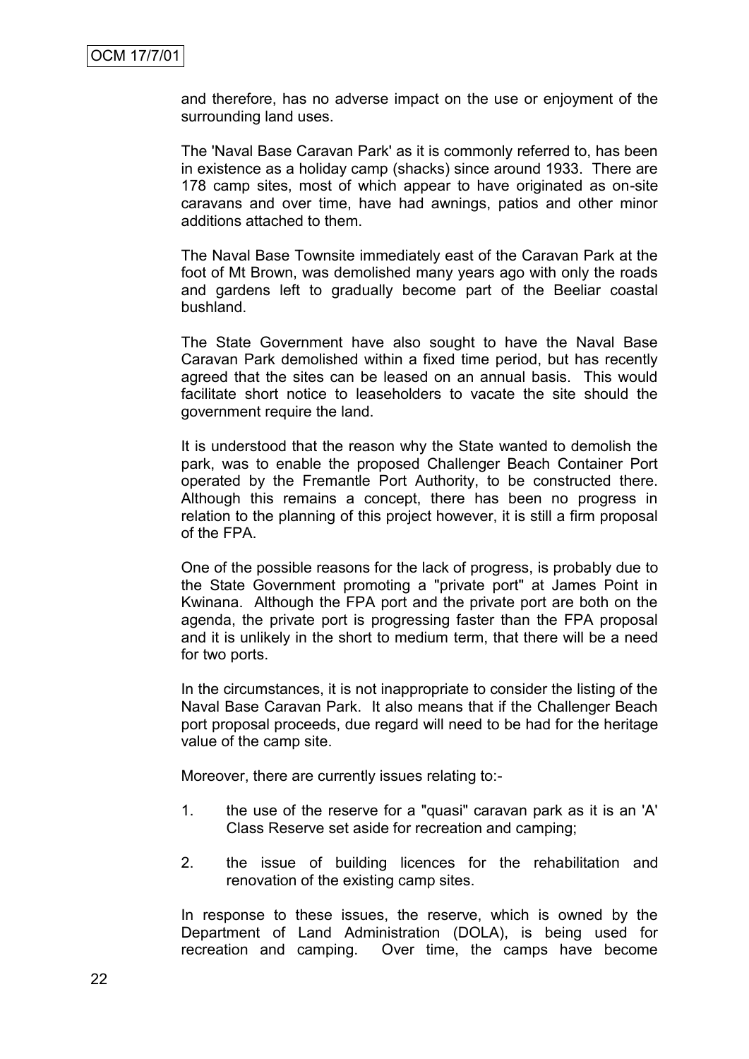and therefore, has no adverse impact on the use or enjoyment of the surrounding land uses.

The 'Naval Base Caravan Park' as it is commonly referred to, has been in existence as a holiday camp (shacks) since around 1933. There are 178 camp sites, most of which appear to have originated as on-site caravans and over time, have had awnings, patios and other minor additions attached to them.

The Naval Base Townsite immediately east of the Caravan Park at the foot of Mt Brown, was demolished many years ago with only the roads and gardens left to gradually become part of the Beeliar coastal bushland.

The State Government have also sought to have the Naval Base Caravan Park demolished within a fixed time period, but has recently agreed that the sites can be leased on an annual basis. This would facilitate short notice to leaseholders to vacate the site should the government require the land.

It is understood that the reason why the State wanted to demolish the park, was to enable the proposed Challenger Beach Container Port operated by the Fremantle Port Authority, to be constructed there. Although this remains a concept, there has been no progress in relation to the planning of this project however, it is still a firm proposal of the FPA.

One of the possible reasons for the lack of progress, is probably due to the State Government promoting a "private port" at James Point in Kwinana. Although the FPA port and the private port are both on the agenda, the private port is progressing faster than the FPA proposal and it is unlikely in the short to medium term, that there will be a need for two ports.

In the circumstances, it is not inappropriate to consider the listing of the Naval Base Caravan Park. It also means that if the Challenger Beach port proposal proceeds, due regard will need to be had for the heritage value of the camp site.

Moreover, there are currently issues relating to:-

1. the use of the reserve for a "quasi" caravan park as it is an 'A' Class Reserve set aside for recreation and camping;

2. the issue of building licences for the rehabilitation and renovation of the existing camp sites.

In response to these issues, the reserve, which is owned by the Department of Land Administration (DOLA), is being used for recreation and camping. Over time, the camps have become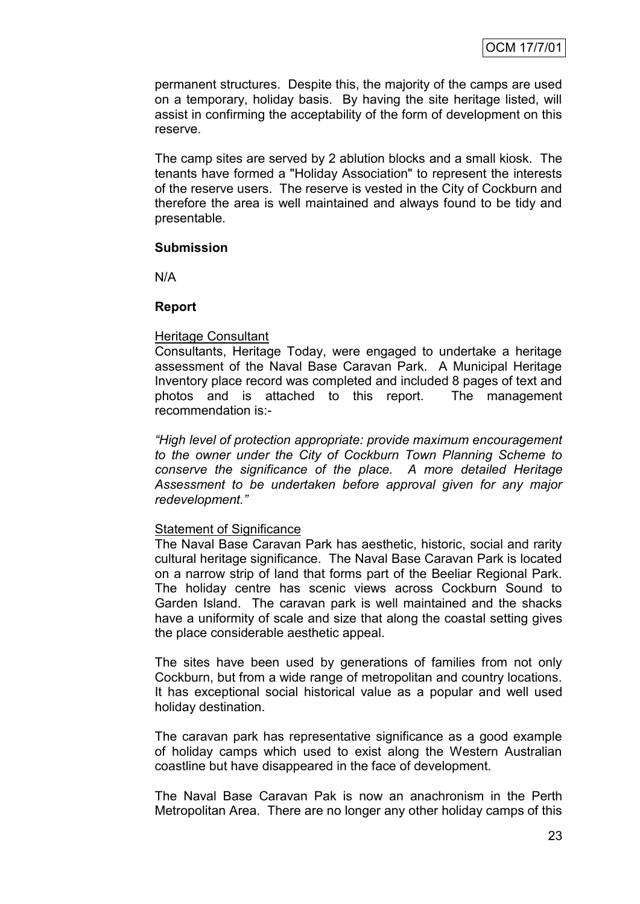permanent structures. Despite this, the majority of the camps are used on a temporary, holiday basis. By having the site heritage listed, will assist in confirming the acceptability of the form of development on this reserve.

The camp sites are served by 2 ablution blocks and a small kiosk. The tenants have formed a "Holiday Association" to represent the interests of the reserve users. The reserve is vested in the City of Cockburn and therefore the area is well maintained and always found to be tidy and presentable.

**Submission**

N/A

**Report**

Heritage Consultant

Consultants, Heritage Today, were engaged to undertake a heritage assessment of the Naval Base Caravan Park. A Municipal Heritage Inventory place record was completed and included 8 pages of text and photos and is attached to this report. The management recommendation is:-

*"High level of protection appropriate: provide maximum encouragement to the owner under the City of Cockburn Town Planning Scheme to conserve the significance of the place. A more detailed Heritage Assessment to be undertaken before approval given for any major redevelopment."*

Statement of Significance

The Naval Base Caravan Park has aesthetic, historic, social and rarity cultural heritage significance. The Naval Base Caravan Park is located on a narrow strip of land that forms part of the Beeliar Regional Park. The holiday centre has scenic views across Cockburn Sound to Garden Island. The caravan park is well maintained and the shacks have a uniformity of scale and size that along the coastal setting gives the place considerable aesthetic appeal.

The sites have been used by generations of families from not only Cockburn, but from a wide range of metropolitan and country locations. It has exceptional social historical value as a popular and well used holiday destination.

The caravan park has representative significance as a good example of holiday camps which used to exist along the Western Australian coastline but have disappeared in the face of development.

The Naval Base Caravan Pak is now an anachronism in the Perth Metropolitan Area. There are no longer any other holiday camps of this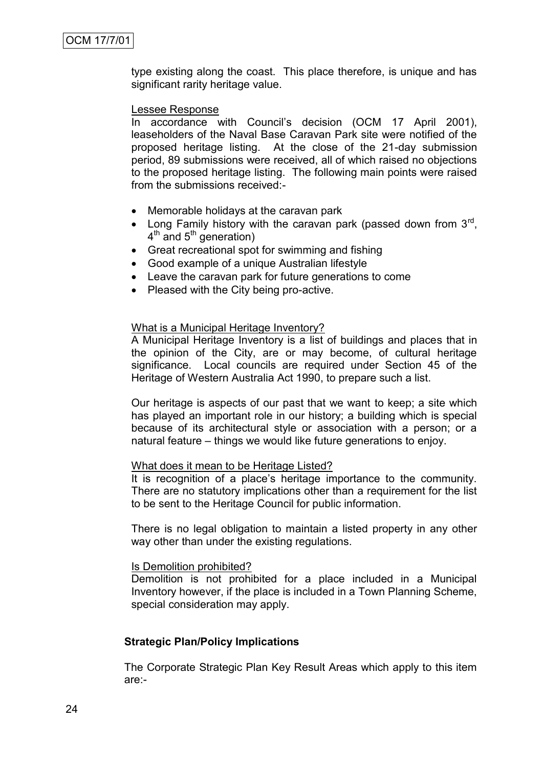type existing along the coast. This place therefore, is unique and has significant rarity heritage value.

<u>Lessee Response</u>

In accordance with Council's decision (OCM 17 April 2001), leaseholders of the Naval Base Caravan Park site were notified of the proposed heritage listing. At the close of the 21-day submission period, 89 submissions were received, all of which raised no objections to the proposed heritage listing. The following main points were raised from the submissions received:-

- Memorable holidays at the caravan park
- Long Family history with the caravan park (passed down from 3rd, 4th and 5th generation)
- Great recreational spot for swimming and fishing
- Good example of a unique Australian lifestyle
- Leave the caravan park for future generations to come
- Pleased with the City being pro-active.

<u>What is a Municipal Heritage Inventory?</u>

A Municipal Heritage Inventory is a list of buildings and places that in the opinion of the City, are or may become, of cultural heritage significance. Local councils are required under Section 45 of the Heritage of Western Australia Act 1990, to prepare such a list.

Our heritage is aspects of our past that we want to keep; a site which has played an important role in our history; a building which is special because of its architectural style or association with a person; or a natural feature – things we would like future generations to enjoy.

<u>What does it mean to be Heritage Listed?</u>

It is recognition of a place's heritage importance to the community. There are no statutory implications other than a requirement for the list to be sent to the Heritage Council for public information.

There is no legal obligation to maintain a listed property in any other way other than under the existing regulations.

<u>Is Demolition prohibited?</u>

Demolition is not prohibited for a place included in a Municipal Inventory however, if the place is included in a Town Planning Scheme, special consideration may apply.

**Strategic Plan/Policy Implications**

The Corporate Strategic Plan Key Result Areas which apply to this item are:-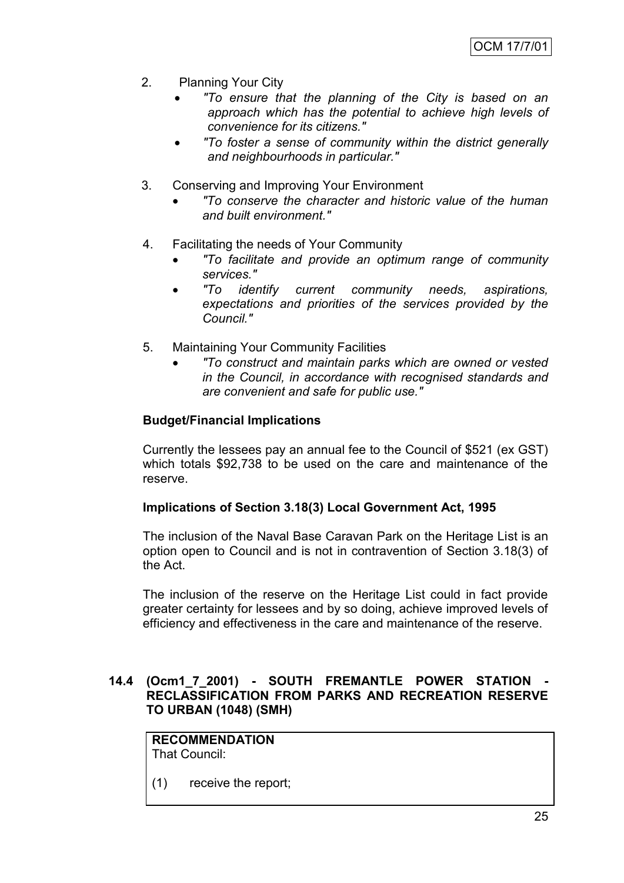2. Planning Your City
   - *"To ensure that the planning of the City is based on an approach which has the potential to achieve high levels of convenience for its citizens."*
   - *"To foster a sense of community within the district generally and neighbourhoods in particular."*

3. Conserving and Improving Your Environment
   - *"To conserve the character and historic value of the human and built environment."*

4. Facilitating the needs of Your Community
   - *"To facilitate and provide an optimum range of community services."*
   - *"To identify current community needs, aspirations, expectations and priorities of the services provided by the Council."*

5. Maintaining Your Community Facilities
   - *"To construct and maintain parks which are owned or vested in the Council, in accordance with recognised standards and are convenient and safe for public use."*

**Budget/Financial Implications**

Currently the lessees pay an annual fee to the Council of $521 (ex GST) which totals $92,738 to be used on the care and maintenance of the reserve.

**Implications of Section 3.18(3) Local Government Act, 1995**

The inclusion of the Naval Base Caravan Park on the Heritage List is an option open to Council and is not in contravention of Section 3.18(3) of the Act.

The inclusion of the reserve on the Heritage List could in fact provide greater certainty for lessees and by so doing, achieve improved levels of efficiency and effectiveness in the care and maintenance of the reserve.

**14.4 (Ocm1_7_2001) - SOUTH FREMANTLE POWER STATION - RECLASSIFICATION FROM PARKS AND RECREATION RESERVE TO URBAN (1048) (SMH)**

**RECOMMENDATION**
That Council:

(1) receive the report;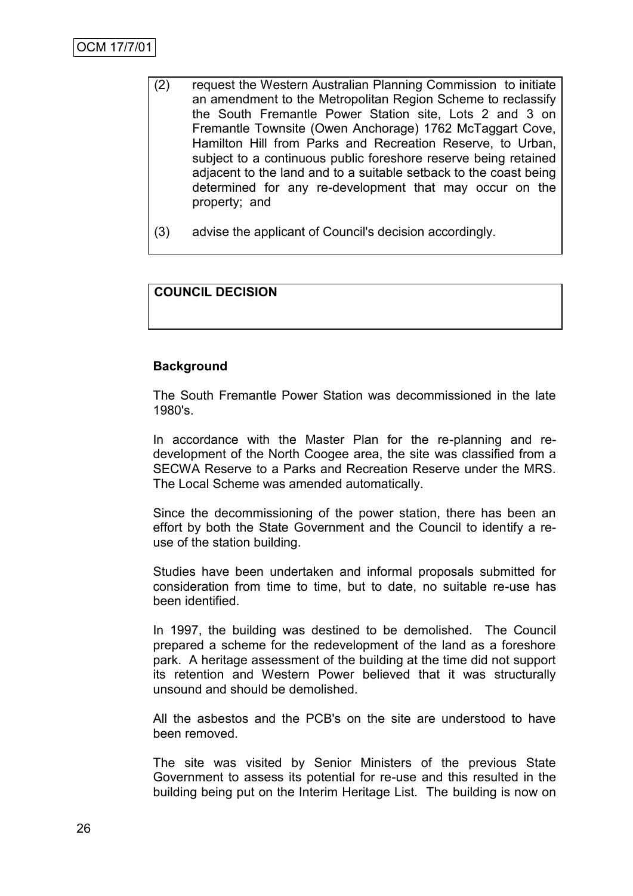(2) request the Western Australian Planning Commission to initiate an amendment to the Metropolitan Region Scheme to reclassify the South Fremantle Power Station site, Lots 2 and 3 on Fremantle Townsite (Owen Anchorage) 1762 McTaggart Cove, Hamilton Hill from Parks and Recreation Reserve, to Urban, subject to a continuous public foreshore reserve being retained adjacent to the land and to a suitable setback to the coast being determined for any re-development that may occur on the property; and

(3) advise the applicant of Council's decision accordingly.

**COUNCIL DECISION**

**Background**

The South Fremantle Power Station was decommissioned in the late 1980's.

In accordance with the Master Plan for the re-planning and re-development of the North Coogee area, the site was classified from a SECWA Reserve to a Parks and Recreation Reserve under the MRS. The Local Scheme was amended automatically.

Since the decommissioning of the power station, there has been an effort by both the State Government and the Council to identify a re-use of the station building.

Studies have been undertaken and informal proposals submitted for consideration from time to time, but to date, no suitable re-use has been identified.

In 1997, the building was destined to be demolished. The Council prepared a scheme for the redevelopment of the land as a foreshore park. A heritage assessment of the building at the time did not support its retention and Western Power believed that it was structurally unsound and should be demolished.

All the asbestos and the PCB's on the site are understood to have been removed.

The site was visited by Senior Ministers of the previous State Government to assess its potential for re-use and this resulted in the building being put on the Interim Heritage List. The building is now on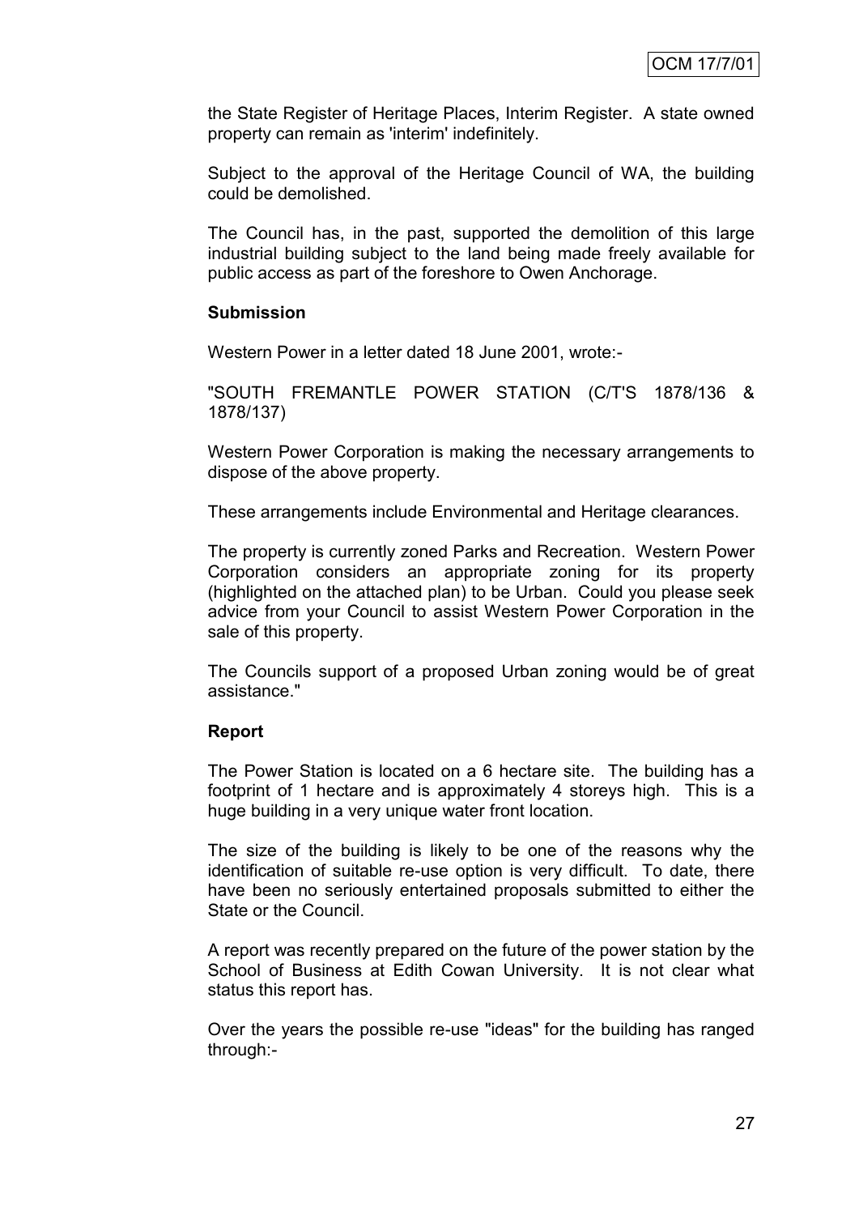the State Register of Heritage Places, Interim Register. A state owned property can remain as 'interim' indefinitely.

Subject to the approval of the Heritage Council of WA, the building could be demolished.

The Council has, in the past, supported the demolition of this large industrial building subject to the land being made freely available for public access as part of the foreshore to Owen Anchorage.

**Submission**

Western Power in a letter dated 18 June 2001, wrote:-

"SOUTH FREMANTLE POWER STATION (C/T'S 1878/136 & 1878/137)

Western Power Corporation is making the necessary arrangements to dispose of the above property.

These arrangements include Environmental and Heritage clearances.

The property is currently zoned Parks and Recreation. Western Power Corporation considers an appropriate zoning for its property (highlighted on the attached plan) to be Urban. Could you please seek advice from your Council to assist Western Power Corporation in the sale of this property.

The Councils support of a proposed Urban zoning would be of great assistance."

**Report**

The Power Station is located on a 6 hectare site. The building has a footprint of 1 hectare and is approximately 4 storeys high. This is a huge building in a very unique water front location.

The size of the building is likely to be one of the reasons why the identification of suitable re-use option is very difficult. To date, there have been no seriously entertained proposals submitted to either the State or the Council.

A report was recently prepared on the future of the power station by the School of Business at Edith Cowan University. It is not clear what status this report has.

Over the years the possible re-use "ideas" for the building has ranged through:-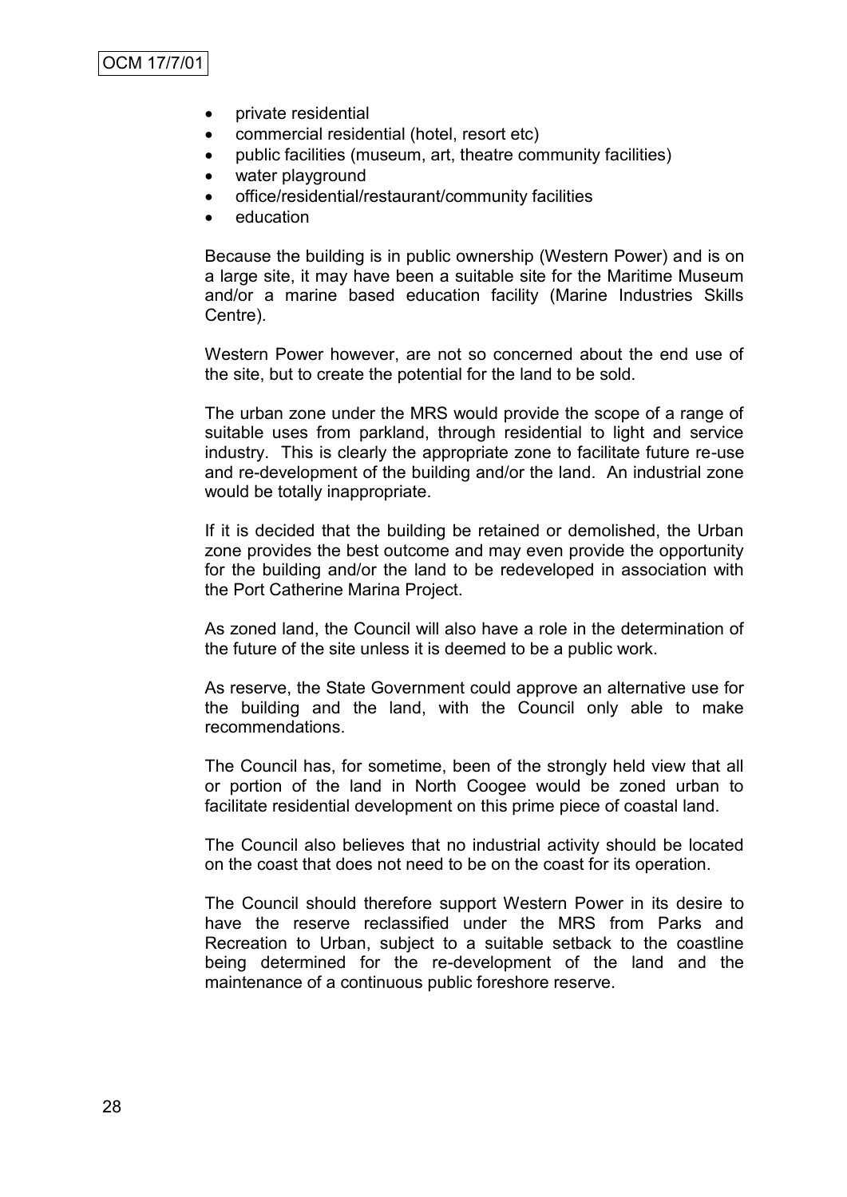- private residential
- commercial residential (hotel, resort etc)
- public facilities (museum, art, theatre community facilities)
- water playground
- office/residential/restaurant/community facilities
- education

Because the building is in public ownership (Western Power) and is on a large site, it may have been a suitable site for the Maritime Museum and/or a marine based education facility (Marine Industries Skills Centre).

Western Power however, are not so concerned about the end use of the site, but to create the potential for the land to be sold.

The urban zone under the MRS would provide the scope of a range of suitable uses from parkland, through residential to light and service industry. This is clearly the appropriate zone to facilitate future re-use and re-development of the building and/or the land. An industrial zone would be totally inappropriate.

If it is decided that the building be retained or demolished, the Urban zone provides the best outcome and may even provide the opportunity for the building and/or the land to be redeveloped in association with the Port Catherine Marina Project.

As zoned land, the Council will also have a role in the determination of the future of the site unless it is deemed to be a public work.

As reserve, the State Government could approve an alternative use for the building and the land, with the Council only able to make recommendations.

The Council has, for sometime, been of the strongly held view that all or portion of the land in North Coogee would be zoned urban to facilitate residential development on this prime piece of coastal land.

The Council also believes that no industrial activity should be located on the coast that does not need to be on the coast for its operation.

The Council should therefore support Western Power in its desire to have the reserve reclassified under the MRS from Parks and Recreation to Urban, subject to a suitable setback to the coastline being determined for the re-development of the land and the maintenance of a continuous public foreshore reserve.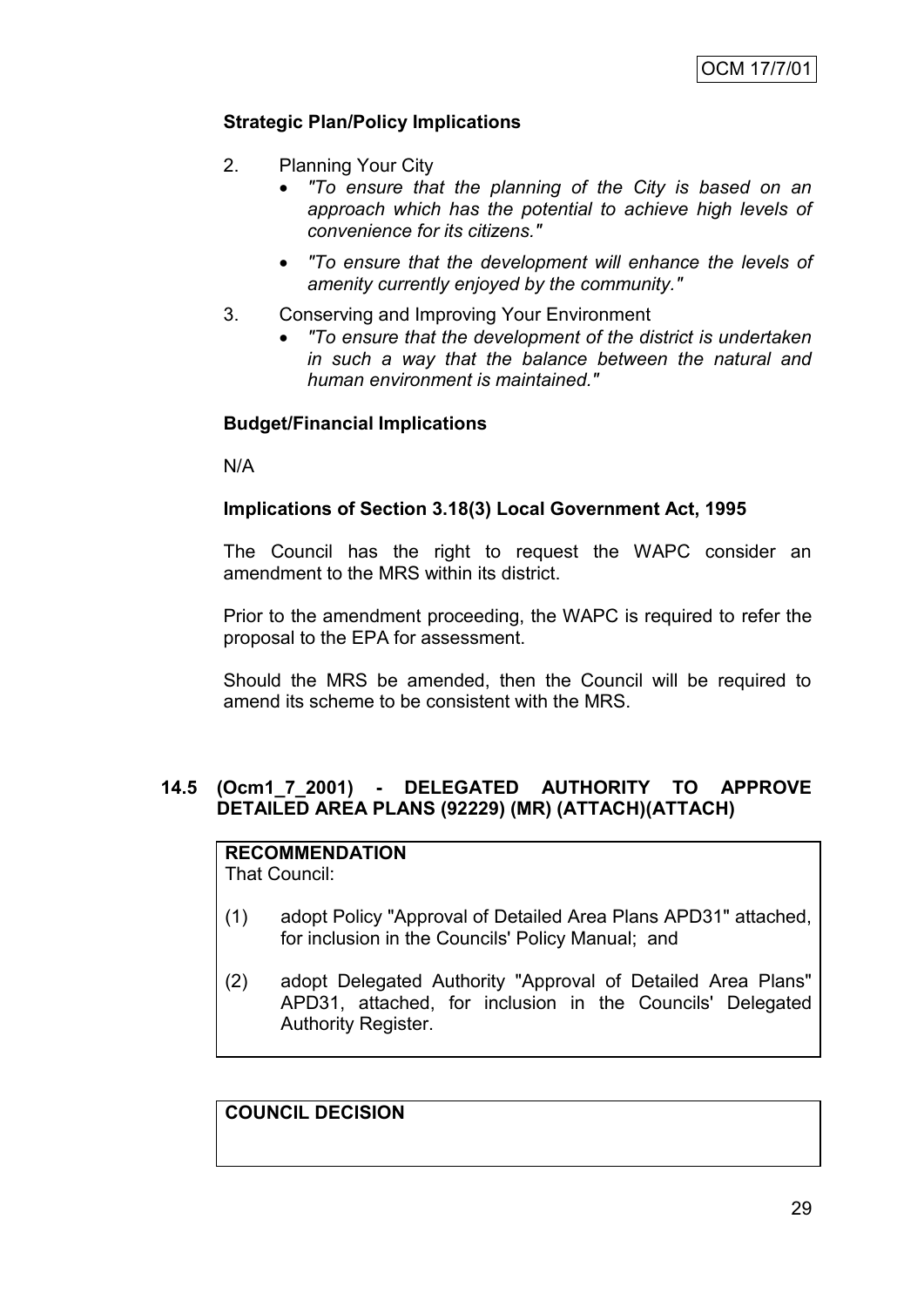**Strategic Plan/Policy Implications**

2. Planning Your City
   - *"To ensure that the planning of the City is based on an approach which has the potential to achieve high levels of convenience for its citizens."*
   - *"To ensure that the development will enhance the levels of amenity currently enjoyed by the community."*
3. Conserving and Improving Your Environment
   - *"To ensure that the development of the district is undertaken in such a way that the balance between the natural and human environment is maintained."*

**Budget/Financial Implications**

N/A

**Implications of Section 3.18(3) Local Government Act, 1995**

The Council has the right to request the WAPC consider an amendment to the MRS within its district.

Prior to the amendment proceeding, the WAPC is required to refer the proposal to the EPA for assessment.

Should the MRS be amended, then the Council will be required to amend its scheme to be consistent with the MRS.

### 14.5 (Ocm1_7_2001) - DELEGATED AUTHORITY TO APPROVE DETAILED AREA PLANS (92229) (MR) (ATTACH)(ATTACH)

**RECOMMENDATION**

That Council:

(1) adopt Policy "Approval of Detailed Area Plans APD31" attached, for inclusion in the Councils' Policy Manual; and

(2) adopt Delegated Authority "Approval of Detailed Area Plans" APD31, attached, for inclusion in the Councils' Delegated Authority Register.

**COUNCIL DECISION**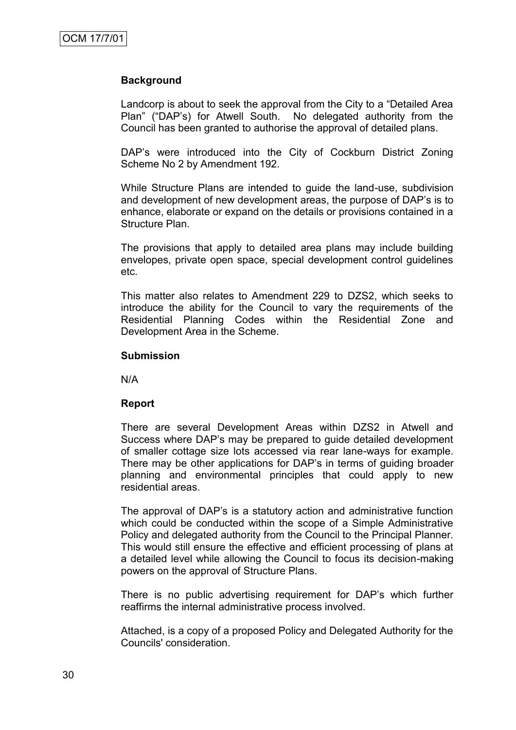OCM 17/7/01

**Background**

Landcorp is about to seek the approval from the City to a "Detailed Area Plan" ("DAP's) for Atwell South. No delegated authority from the Council has been granted to authorise the approval of detailed plans.

DAP's were introduced into the City of Cockburn District Zoning Scheme No 2 by Amendment 192.

While Structure Plans are intended to guide the land-use, subdivision and development of new development areas, the purpose of DAP's is to enhance, elaborate or expand on the details or provisions contained in a Structure Plan.

The provisions that apply to detailed area plans may include building envelopes, private open space, special development control guidelines etc.

This matter also relates to Amendment 229 to DZS2, which seeks to introduce the ability for the Council to vary the requirements of the Residential Planning Codes within the Residential Zone and Development Area in the Scheme.

**Submission**

N/A

**Report**

There are several Development Areas within DZS2 in Atwell and Success where DAP's may be prepared to guide detailed development of smaller cottage size lots accessed via rear lane-ways for example. There may be other applications for DAP's in terms of guiding broader planning and environmental principles that could apply to new residential areas.

The approval of DAP's is a statutory action and administrative function which could be conducted within the scope of a Simple Administrative Policy and delegated authority from the Council to the Principal Planner. This would still ensure the effective and efficient processing of plans at a detailed level while allowing the Council to focus its decision-making powers on the approval of Structure Plans.

There is no public advertising requirement for DAP's which further reaffirms the internal administrative process involved.

Attached, is a copy of a proposed Policy and Delegated Authority for the Councils' consideration.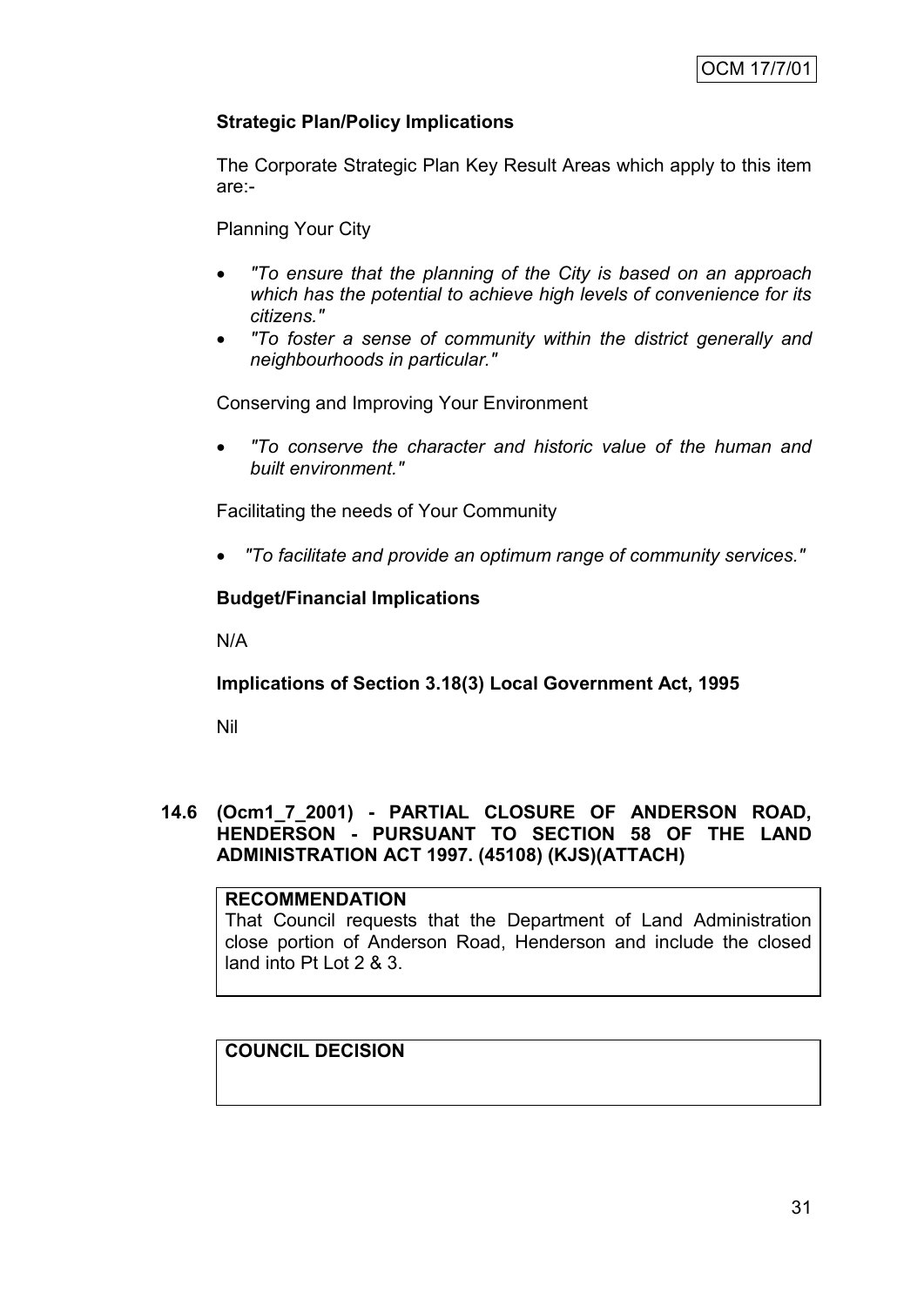**Strategic Plan/Policy Implications**

The Corporate Strategic Plan Key Result Areas which apply to this item are:-

Planning Your City

- *"To ensure that the planning of the City is based on an approach which has the potential to achieve high levels of convenience for its citizens."*
- *"To foster a sense of community within the district generally and neighbourhoods in particular."*

Conserving and Improving Your Environment

- *"To conserve the character and historic value of the human and built environment."*

Facilitating the needs of Your Community

- *"To facilitate and provide an optimum range of community services."*

**Budget/Financial Implications**

N/A

**Implications of Section 3.18(3) Local Government Act, 1995**

Nil

## 14.6 (Ocm1_7_2001) - PARTIAL CLOSURE OF ANDERSON ROAD, HENDERSON - PURSUANT TO SECTION 58 OF THE LAND ADMINISTRATION ACT 1997. (45108) (KJS)(ATTACH)

**RECOMMENDATION**

That Council requests that the Department of Land Administration close portion of Anderson Road, Henderson and include the closed land into Pt Lot 2 & 3.

**COUNCIL DECISION**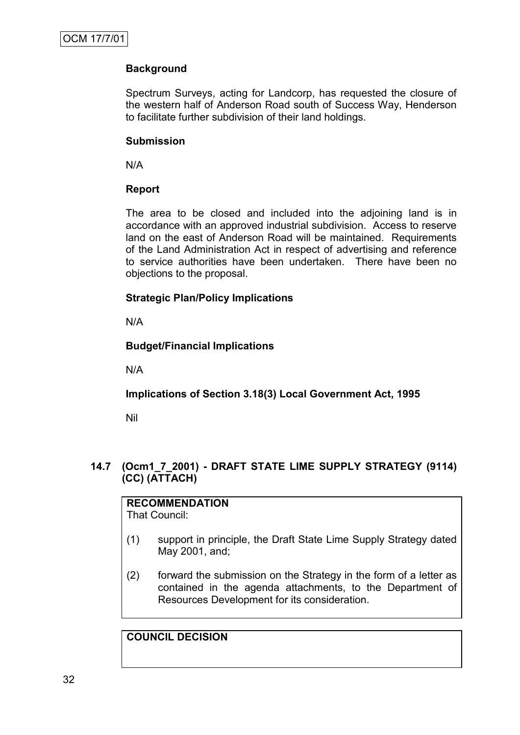**Background**

Spectrum Surveys, acting for Landcorp, has requested the closure of the western half of Anderson Road south of Success Way, Henderson to facilitate further subdivision of their land holdings.

**Submission**

N/A

**Report**

The area to be closed and included into the adjoining land is in accordance with an approved industrial subdivision. Access to reserve land on the east of Anderson Road will be maintained. Requirements of the Land Administration Act in respect of advertising and reference to service authorities have been undertaken. There have been no objections to the proposal.

**Strategic Plan/Policy Implications**

N/A

**Budget/Financial Implications**

N/A

**Implications of Section 3.18(3) Local Government Act, 1995**

Nil

## 14.7 (Ocm1_7_2001) - DRAFT STATE LIME SUPPLY STRATEGY (9114) (CC) (ATTACH)

**RECOMMENDATION**

That Council:

(1) support in principle, the Draft State Lime Supply Strategy dated May 2001, and;

(2) forward the submission on the Strategy in the form of a letter as contained in the agenda attachments, to the Department of Resources Development for its consideration.

**COUNCIL DECISION**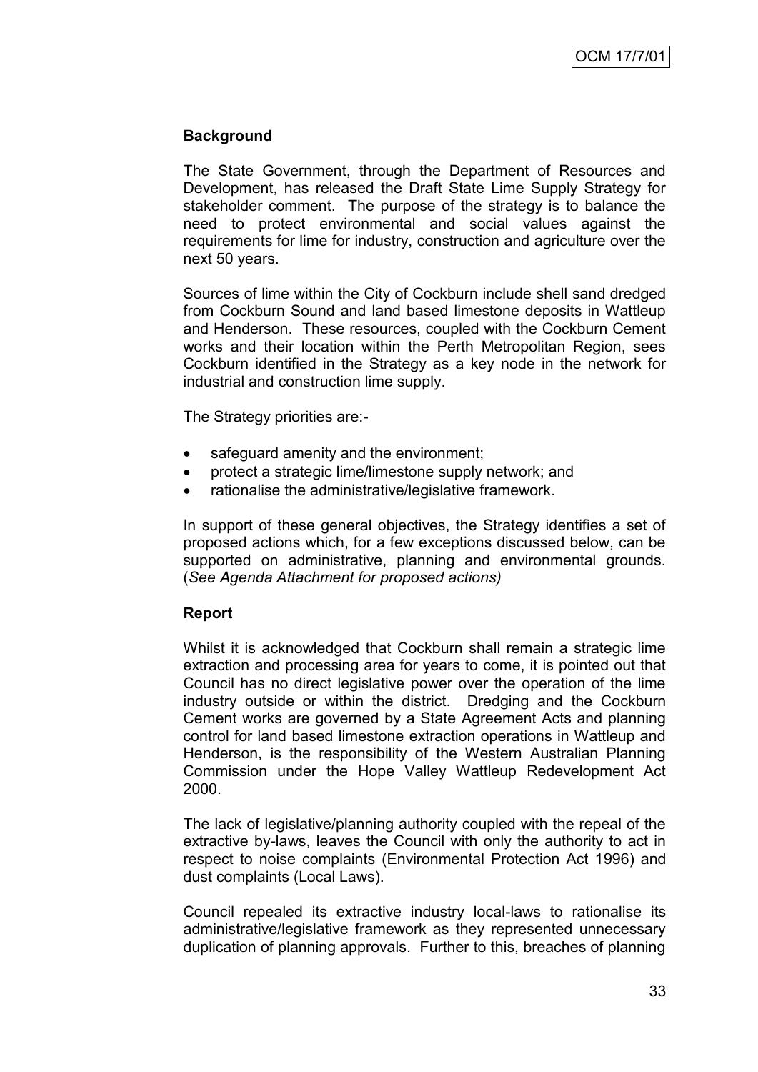OCM 17/7/01

### Background

The State Government, through the Department of Resources and Development, has released the Draft State Lime Supply Strategy for stakeholder comment. The purpose of the strategy is to balance the need to protect environmental and social values against the requirements for lime for industry, construction and agriculture over the next 50 years.

Sources of lime within the City of Cockburn include shell sand dredged from Cockburn Sound and land based limestone deposits in Wattleup and Henderson. These resources, coupled with the Cockburn Cement works and their location within the Perth Metropolitan Region, sees Cockburn identified in the Strategy as a key node in the network for industrial and construction lime supply.

The Strategy priorities are:-

- safeguard amenity and the environment;
- protect a strategic lime/limestone supply network; and
- rationalise the administrative/legislative framework.

In support of these general objectives, the Strategy identifies a set of proposed actions which, for a few exceptions discussed below, can be supported on administrative, planning and environmental grounds. (*See Agenda Attachment for proposed actions)*

### Report

Whilst it is acknowledged that Cockburn shall remain a strategic lime extraction and processing area for years to come, it is pointed out that Council has no direct legislative power over the operation of the lime industry outside or within the district. Dredging and the Cockburn Cement works are governed by a State Agreement Acts and planning control for land based limestone extraction operations in Wattleup and Henderson, is the responsibility of the Western Australian Planning Commission under the Hope Valley Wattleup Redevelopment Act 2000.

The lack of legislative/planning authority coupled with the repeal of the extractive by-laws, leaves the Council with only the authority to act in respect to noise complaints (Environmental Protection Act 1996) and dust complaints (Local Laws).

Council repealed its extractive industry local-laws to rationalise its administrative/legislative framework as they represented unnecessary duplication of planning approvals. Further to this, breaches of planning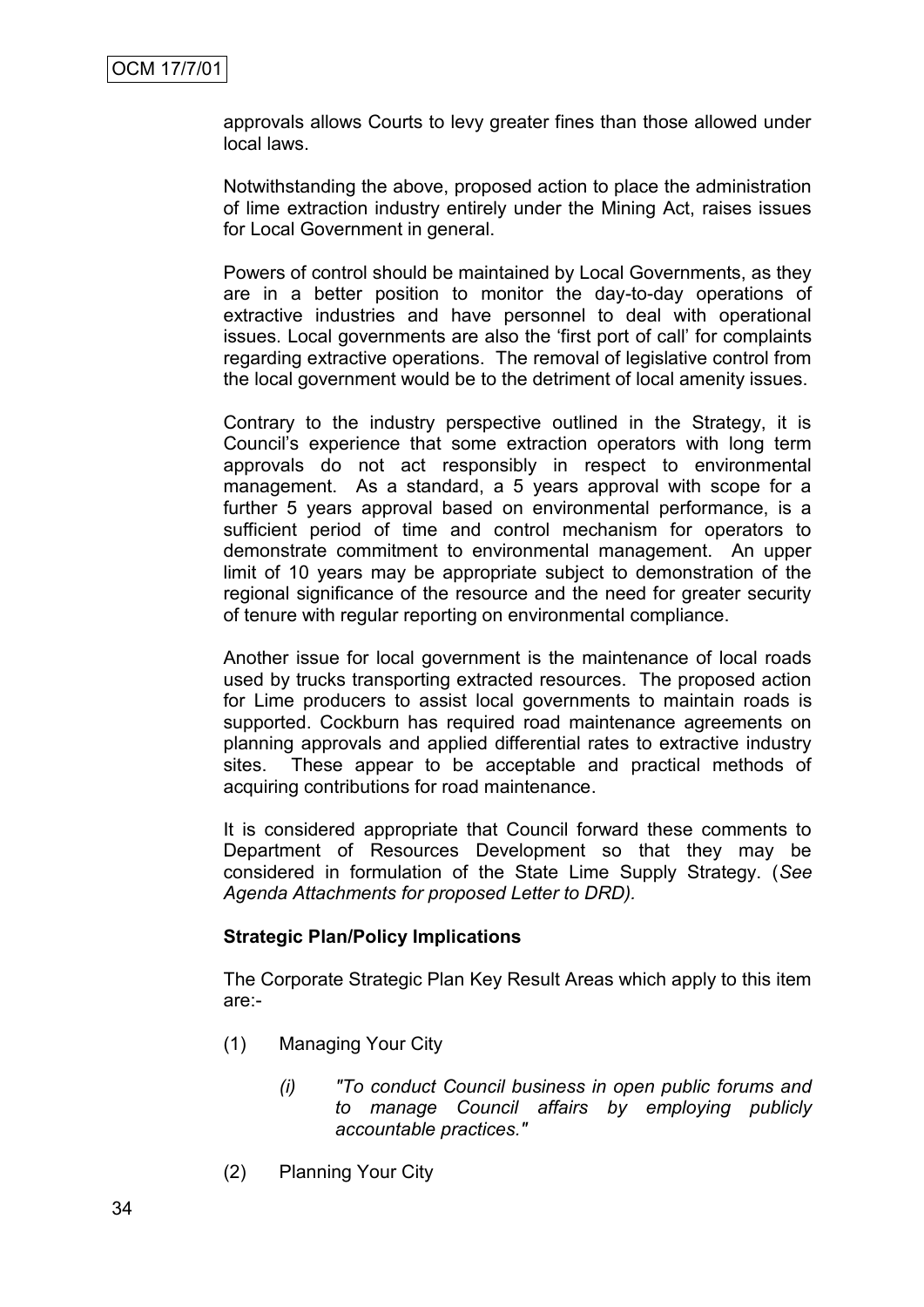approvals allows Courts to levy greater fines than those allowed under local laws.

Notwithstanding the above, proposed action to place the administration of lime extraction industry entirely under the Mining Act, raises issues for Local Government in general.

Powers of control should be maintained by Local Governments, as they are in a better position to monitor the day-to-day operations of extractive industries and have personnel to deal with operational issues. Local governments are also the 'first port of call' for complaints regarding extractive operations. The removal of legislative control from the local government would be to the detriment of local amenity issues.

Contrary to the industry perspective outlined in the Strategy, it is Council's experience that some extraction operators with long term approvals do not act responsibly in respect to environmental management. As a standard, a 5 years approval with scope for a further 5 years approval based on environmental performance, is a sufficient period of time and control mechanism for operators to demonstrate commitment to environmental management. An upper limit of 10 years may be appropriate subject to demonstration of the regional significance of the resource and the need for greater security of tenure with regular reporting on environmental compliance.

Another issue for local government is the maintenance of local roads used by trucks transporting extracted resources. The proposed action for Lime producers to assist local governments to maintain roads is supported. Cockburn has required road maintenance agreements on planning approvals and applied differential rates to extractive industry sites. These appear to be acceptable and practical methods of acquiring contributions for road maintenance.

It is considered appropriate that Council forward these comments to Department of Resources Development so that they may be considered in formulation of the State Lime Supply Strategy. (*See Agenda Attachments for proposed Letter to DRD).*

**Strategic Plan/Policy Implications**

The Corporate Strategic Plan Key Result Areas which apply to this item are:-

(1) Managing Your City

  *(i) "To conduct Council business in open public forums and to manage Council affairs by employing publicly accountable practices."*

(2) Planning Your City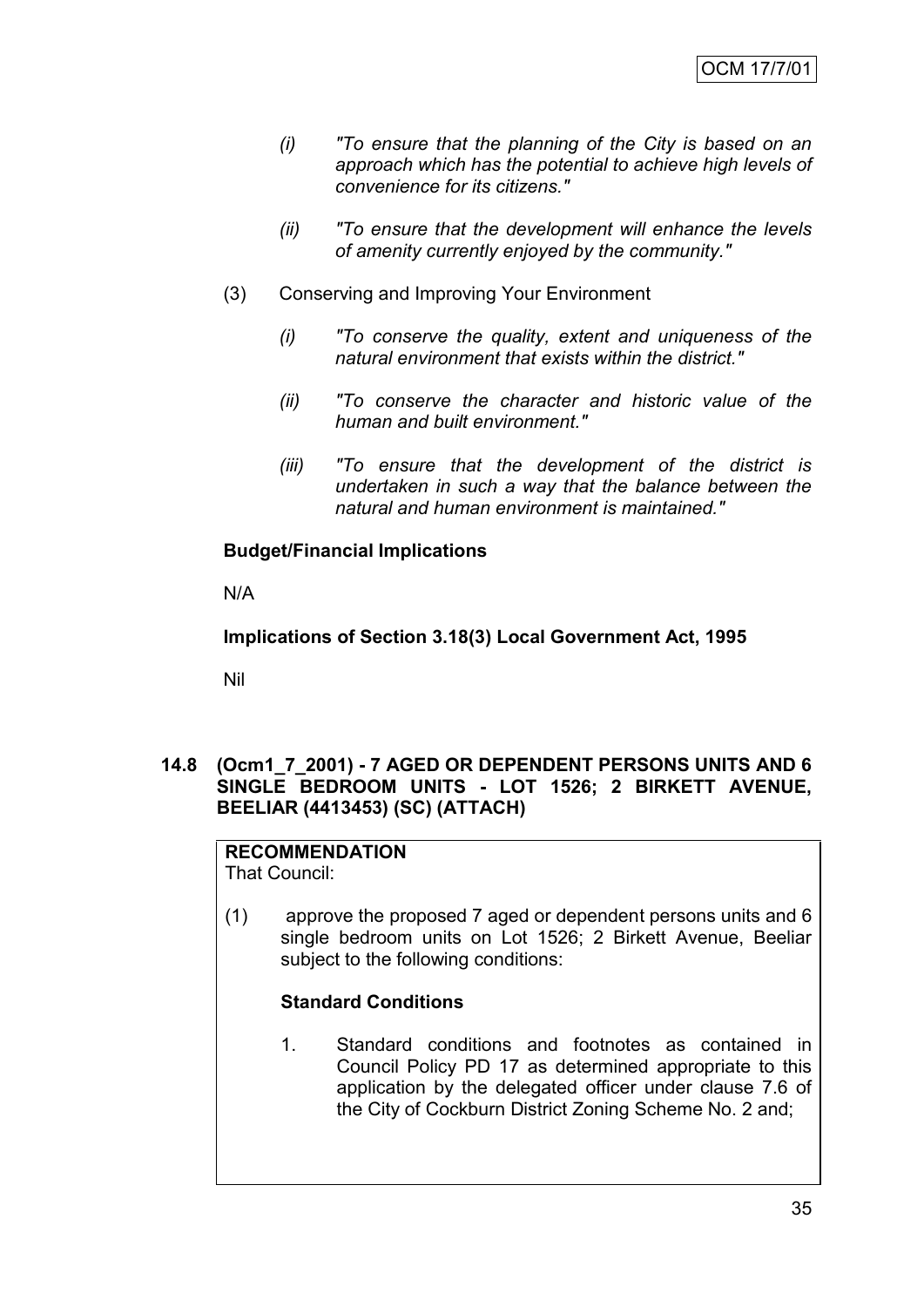*(i) "To ensure that the planning of the City is based on an approach which has the potential to achieve high levels of convenience for its citizens."*

*(ii) "To ensure that the development will enhance the levels of amenity currently enjoyed by the community."*

(3) Conserving and Improving Your Environment

*(i) "To conserve the quality, extent and uniqueness of the natural environment that exists within the district."*

*(ii) "To conserve the character and historic value of the human and built environment."*

*(iii) "To ensure that the development of the district is undertaken in such a way that the balance between the natural and human environment is maintained."*

**Budget/Financial Implications**

N/A

**Implications of Section 3.18(3) Local Government Act, 1995**

Nil

## 14.8 (Ocm1_7_2001) - 7 AGED OR DEPENDENT PERSONS UNITS AND 6 SINGLE BEDROOM UNITS - LOT 1526; 2 BIRKETT AVENUE, BEELIAR (4413453) (SC) (ATTACH)

**RECOMMENDATION**
That Council:

(1) approve the proposed 7 aged or dependent persons units and 6 single bedroom units on Lot 1526; 2 Birkett Avenue, Beeliar subject to the following conditions:

**Standard Conditions**

1. Standard conditions and footnotes as contained in Council Policy PD 17 as determined appropriate to this application by the delegated officer under clause 7.6 of the City of Cockburn District Zoning Scheme No. 2 and;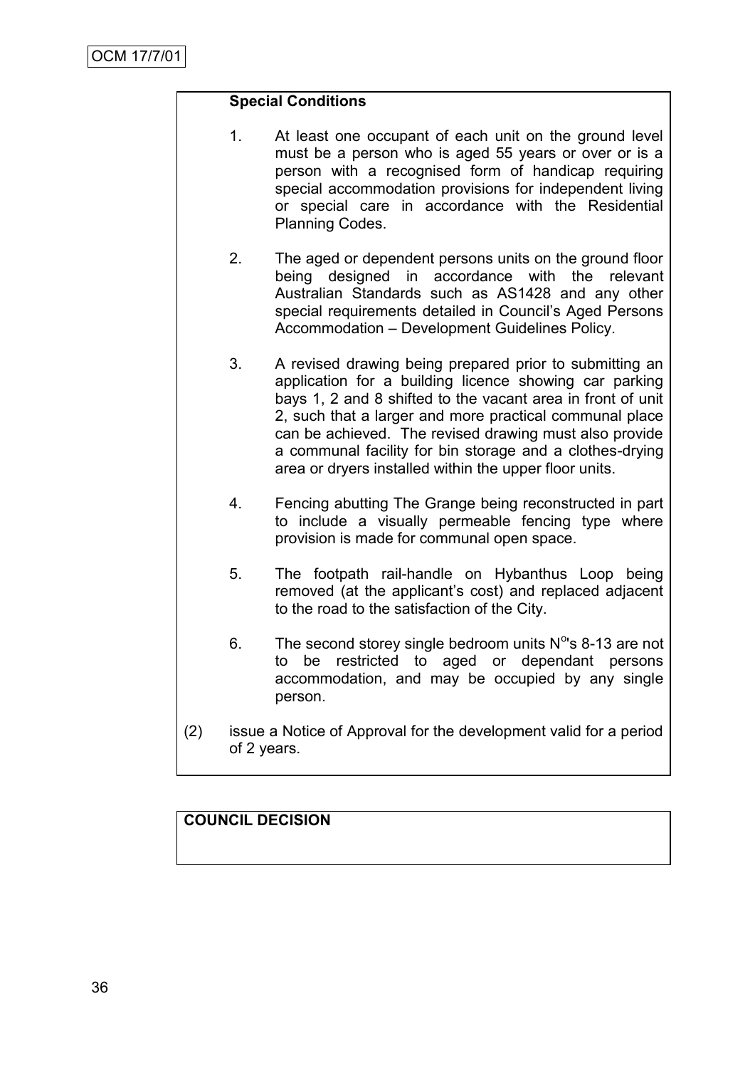**Special Conditions**

1. At least one occupant of each unit on the ground level must be a person who is aged 55 years or over or is a person with a recognised form of handicap requiring special accommodation provisions for independent living or special care in accordance with the Residential Planning Codes.

2. The aged or dependent persons units on the ground floor being designed in accordance with the relevant Australian Standards such as AS1428 and any other special requirements detailed in Council's Aged Persons Accommodation – Development Guidelines Policy.

3. A revised drawing being prepared prior to submitting an application for a building licence showing car parking bays 1, 2 and 8 shifted to the vacant area in front of unit 2, such that a larger and more practical communal place can be achieved. The revised drawing must also provide a communal facility for bin storage and a clothes-drying area or dryers installed within the upper floor units.

4. Fencing abutting The Grange being reconstructed in part to include a visually permeable fencing type where provision is made for communal open space.

5. The footpath rail-handle on Hybanthus Loop being removed (at the applicant's cost) and replaced adjacent to the road to the satisfaction of the City.

6. The second storey single bedroom units N°'s 8-13 are not to be restricted to aged or dependant persons accommodation, and may be occupied by any single person.

(2) issue a Notice of Approval for the development valid for a period of 2 years.

**COUNCIL DECISION**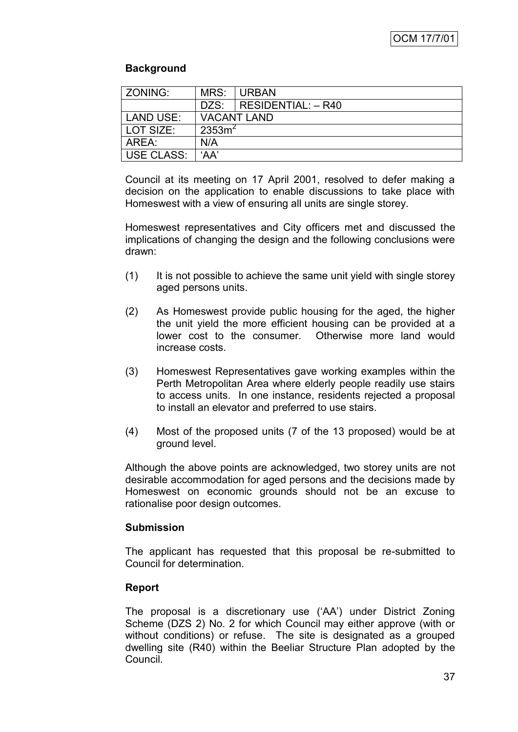### Background

| ZONING: | MRS: | URBAN |
|---|---|---|
| | DZS: | RESIDENTIAL: – R40 |
| LAND USE: | VACANT LAND | |
| LOT SIZE: | 2353m$^2$ | |
| AREA: | N/A | |
| USE CLASS: | 'AA' | |

Council at its meeting on 17 April 2001, resolved to defer making a decision on the application to enable discussions to take place with Homeswest with a view of ensuring all units are single storey.

Homeswest representatives and City officers met and discussed the implications of changing the design and the following conclusions were drawn:

(1) It is not possible to achieve the same unit yield with single storey aged persons units.

(2) As Homeswest provide public housing for the aged, the higher the unit yield the more efficient housing can be provided at a lower cost to the consumer. Otherwise more land would increase costs.

(3) Homeswest Representatives gave working examples within the Perth Metropolitan Area where elderly people readily use stairs to access units. In one instance, residents rejected a proposal to install an elevator and preferred to use stairs.

(4) Most of the proposed units (7 of the 13 proposed) would be at ground level.

Although the above points are acknowledged, two storey units are not desirable accommodation for aged persons and the decisions made by Homeswest on economic grounds should not be an excuse to rationalise poor design outcomes.

### Submission

The applicant has requested that this proposal be re-submitted to Council for determination.

### Report

The proposal is a discretionary use ('AA') under District Zoning Scheme (DZS 2) No. 2 for which Council may either approve (with or without conditions) or refuse. The site is designated as a grouped dwelling site (R40) within the Beeliar Structure Plan adopted by the Council.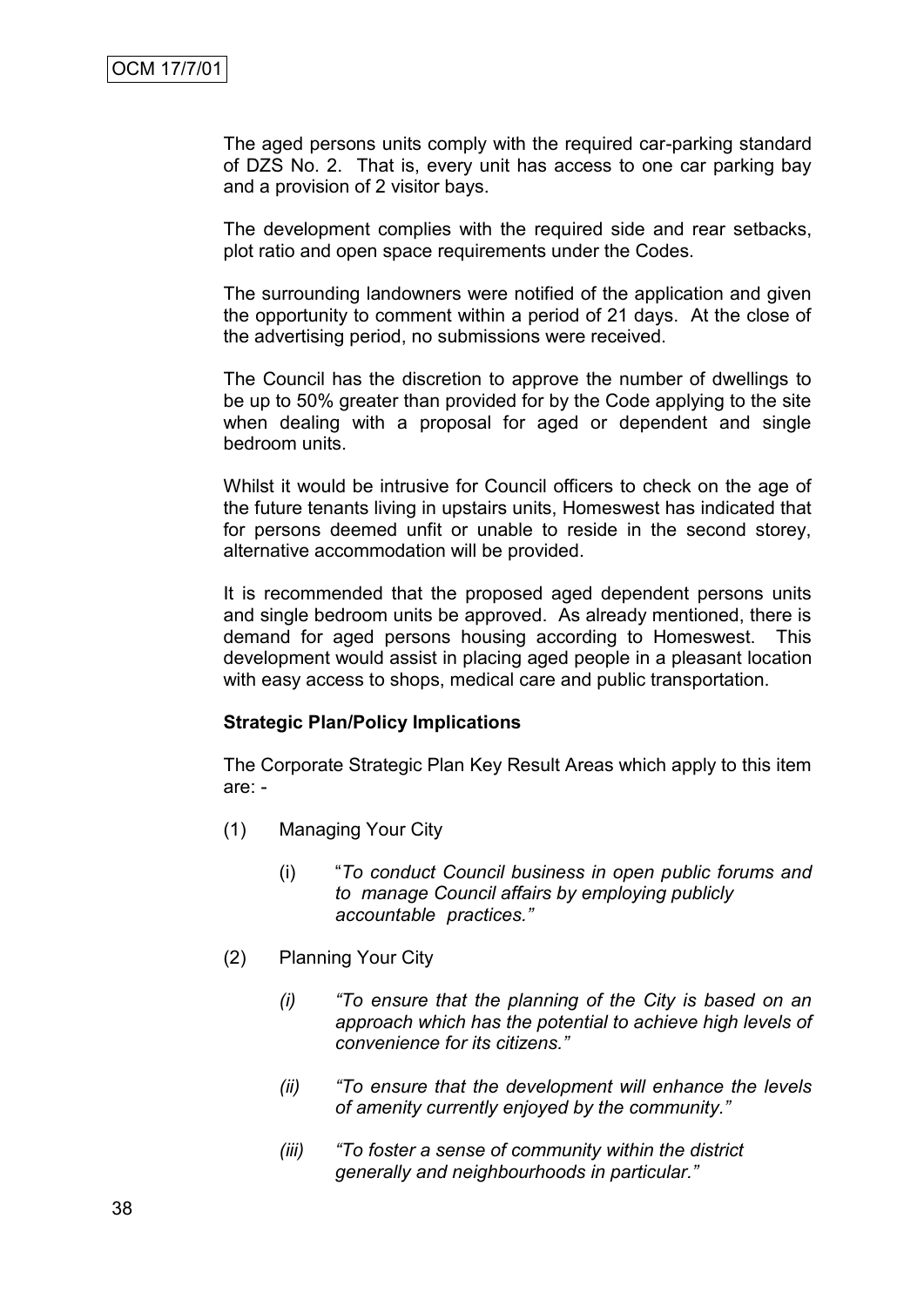The aged persons units comply with the required car-parking standard of DZS No. 2. That is, every unit has access to one car parking bay and a provision of 2 visitor bays.

The development complies with the required side and rear setbacks, plot ratio and open space requirements under the Codes.

The surrounding landowners were notified of the application and given the opportunity to comment within a period of 21 days. At the close of the advertising period, no submissions were received.

The Council has the discretion to approve the number of dwellings to be up to 50% greater than provided for by the Code applying to the site when dealing with a proposal for aged or dependent and single bedroom units.

Whilst it would be intrusive for Council officers to check on the age of the future tenants living in upstairs units, Homeswest has indicated that for persons deemed unfit or unable to reside in the second storey, alternative accommodation will be provided.

It is recommended that the proposed aged dependent persons units and single bedroom units be approved. As already mentioned, there is demand for aged persons housing according to Homeswest. This development would assist in placing aged people in a pleasant location with easy access to shops, medical care and public transportation.

**Strategic Plan/Policy Implications**

The Corporate Strategic Plan Key Result Areas which apply to this item are: -

(1) Managing Your City

   (i) "*To conduct Council business in open public forums and to manage Council affairs by employing publicly accountable practices.*"

(2) Planning Your City

   *(i) "To ensure that the planning of the City is based on an approach which has the potential to achieve high levels of convenience for its citizens."*

   *(ii) "To ensure that the development will enhance the levels of amenity currently enjoyed by the community."*

   *(iii) "To foster a sense of community within the district generally and neighbourhoods in particular."*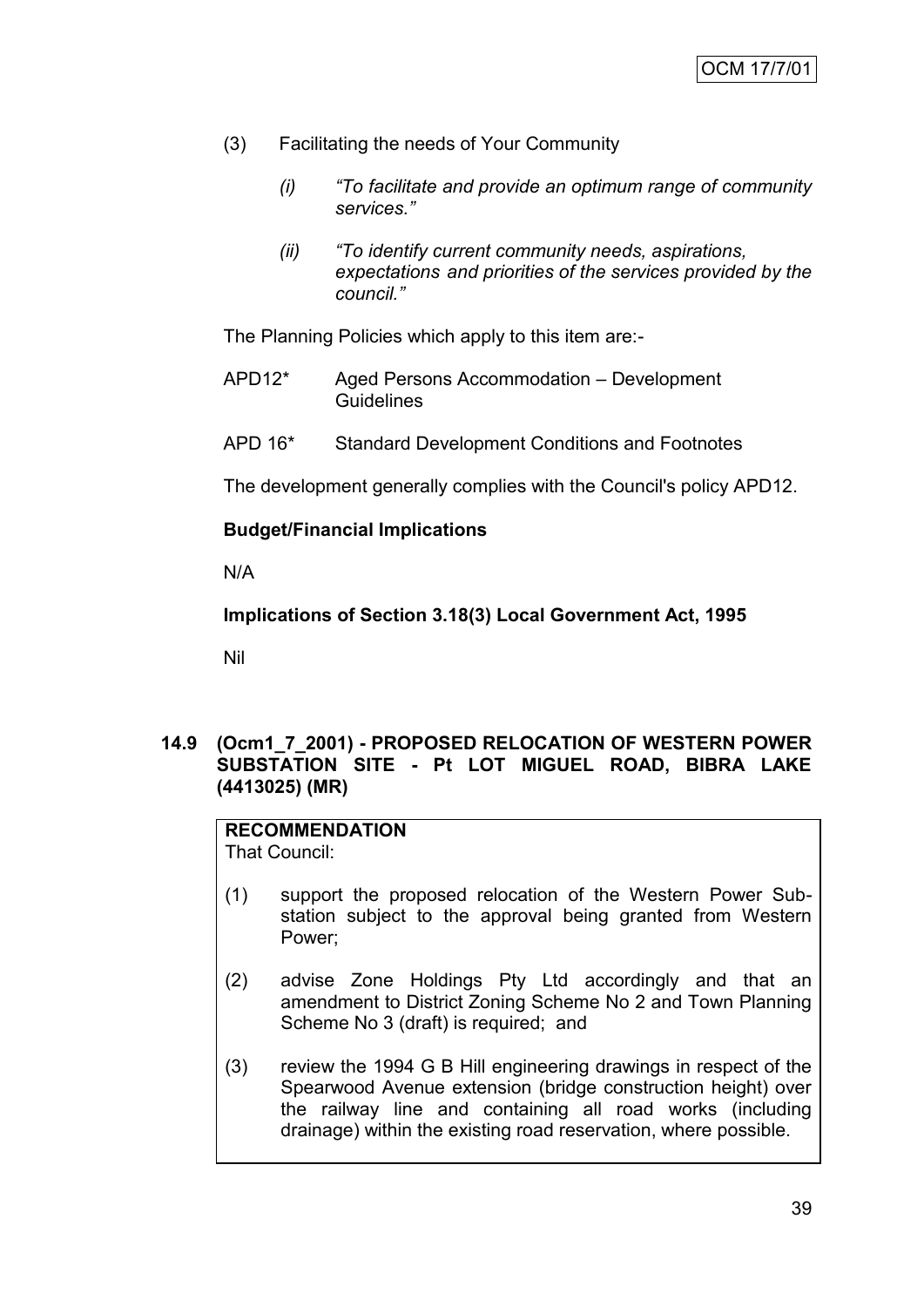(3) Facilitating the needs of Your Community

   (i) *"To facilitate and provide an optimum range of community services."*

   (ii) *"To identify current community needs, aspirations, expectations and priorities of the services provided by the council."*

The Planning Policies which apply to this item are:-

APD12* Aged Persons Accommodation – Development Guidelines

APD 16* Standard Development Conditions and Footnotes

The development generally complies with the Council's policy APD12.

**Budget/Financial Implications**

N/A

**Implications of Section 3.18(3) Local Government Act, 1995**

Nil

### 14.9 (Ocm1_7_2001) - PROPOSED RELOCATION OF WESTERN POWER SUBSTATION SITE - Pt LOT MIGUEL ROAD, BIBRA LAKE (4413025) (MR)

**RECOMMENDATION**
That Council:

(1) support the proposed relocation of the Western Power Sub-station subject to the approval being granted from Western Power;

(2) advise Zone Holdings Pty Ltd accordingly and that an amendment to District Zoning Scheme No 2 and Town Planning Scheme No 3 (draft) is required; and

(3) review the 1994 G B Hill engineering drawings in respect of the Spearwood Avenue extension (bridge construction height) over the railway line and containing all road works (including drainage) within the existing road reservation, where possible.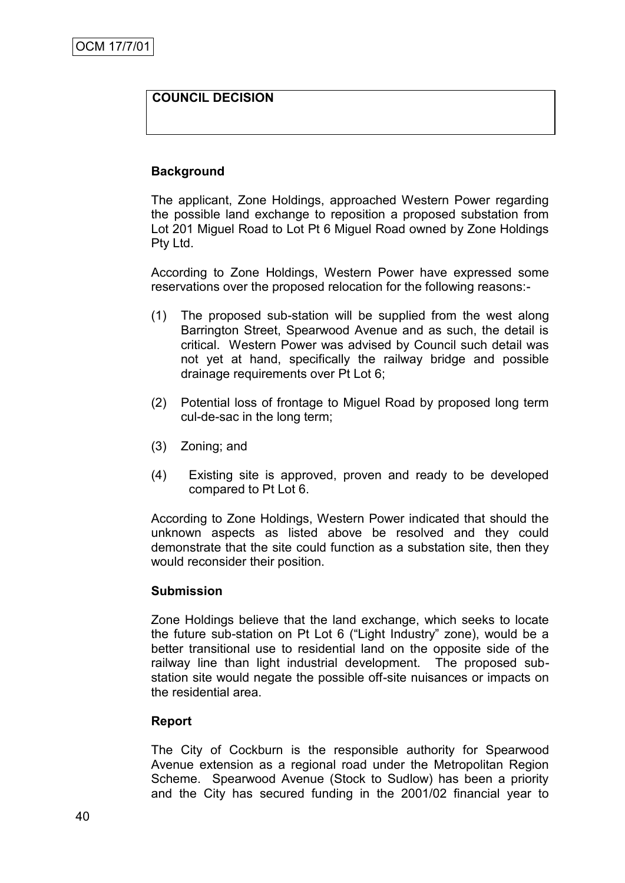OCM 17/7/01

**COUNCIL DECISION**

### Background

The applicant, Zone Holdings, approached Western Power regarding the possible land exchange to reposition a proposed substation from Lot 201 Miguel Road to Lot Pt 6 Miguel Road owned by Zone Holdings Pty Ltd.

According to Zone Holdings, Western Power have expressed some reservations over the proposed relocation for the following reasons:-

(1) The proposed sub-station will be supplied from the west along Barrington Street, Spearwood Avenue and as such, the detail is critical. Western Power was advised by Council such detail was not yet at hand, specifically the railway bridge and possible drainage requirements over Pt Lot 6;

(2) Potential loss of frontage to Miguel Road by proposed long term cul-de-sac in the long term;

(3) Zoning; and

(4) Existing site is approved, proven and ready to be developed compared to Pt Lot 6.

According to Zone Holdings, Western Power indicated that should the unknown aspects as listed above be resolved and they could demonstrate that the site could function as a substation site, then they would reconsider their position.

### Submission

Zone Holdings believe that the land exchange, which seeks to locate the future sub-station on Pt Lot 6 ("Light Industry" zone), would be a better transitional use to residential land on the opposite side of the railway line than light industrial development. The proposed sub-station site would negate the possible off-site nuisances or impacts on the residential area.

### Report

The City of Cockburn is the responsible authority for Spearwood Avenue extension as a regional road under the Metropolitan Region Scheme. Spearwood Avenue (Stock to Sudlow) has been a priority and the City has secured funding in the 2001/02 financial year to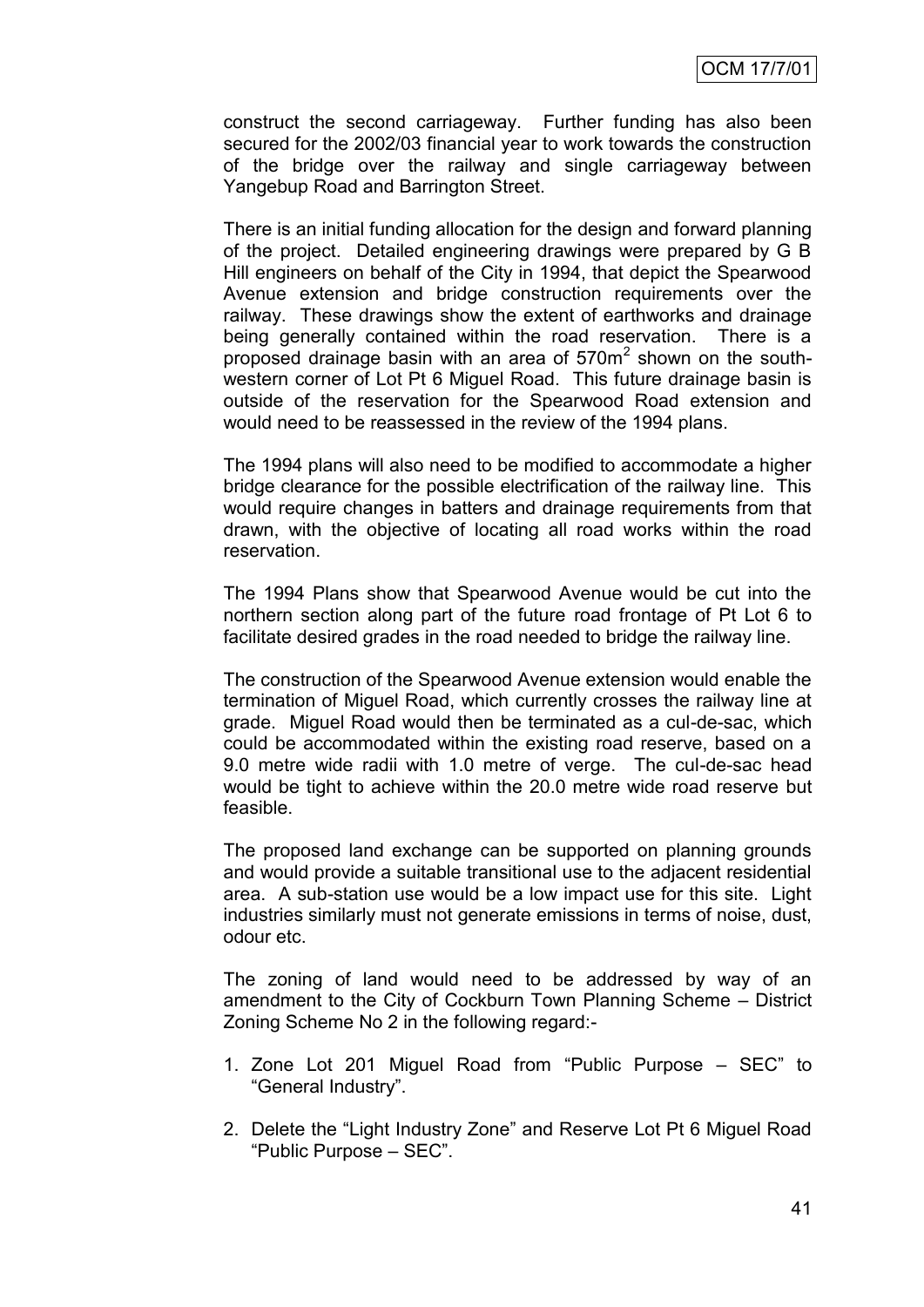construct the second carriageway. Further funding has also been secured for the 2002/03 financial year to work towards the construction of the bridge over the railway and single carriageway between Yangebup Road and Barrington Street.

There is an initial funding allocation for the design and forward planning of the project. Detailed engineering drawings were prepared by G B Hill engineers on behalf of the City in 1994, that depict the Spearwood Avenue extension and bridge construction requirements over the railway. These drawings show the extent of earthworks and drainage being generally contained within the road reservation. There is a proposed drainage basin with an area of $570m^2$ shown on the south-western corner of Lot Pt 6 Miguel Road. This future drainage basin is outside of the reservation for the Spearwood Road extension and would need to be reassessed in the review of the 1994 plans.

The 1994 plans will also need to be modified to accommodate a higher bridge clearance for the possible electrification of the railway line. This would require changes in batters and drainage requirements from that drawn, with the objective of locating all road works within the road reservation.

The 1994 Plans show that Spearwood Avenue would be cut into the northern section along part of the future road frontage of Pt Lot 6 to facilitate desired grades in the road needed to bridge the railway line.

The construction of the Spearwood Avenue extension would enable the termination of Miguel Road, which currently crosses the railway line at grade. Miguel Road would then be terminated as a cul-de-sac, which could be accommodated within the existing road reserve, based on a 9.0 metre wide radii with 1.0 metre of verge. The cul-de-sac head would be tight to achieve within the 20.0 metre wide road reserve but feasible.

The proposed land exchange can be supported on planning grounds and would provide a suitable transitional use to the adjacent residential area. A sub-station use would be a low impact use for this site. Light industries similarly must not generate emissions in terms of noise, dust, odour etc.

The zoning of land would need to be addressed by way of an amendment to the City of Cockburn Town Planning Scheme – District Zoning Scheme No 2 in the following regard:-

1. Zone Lot 201 Miguel Road from "Public Purpose – SEC" to "General Industry".
2. Delete the "Light Industry Zone" and Reserve Lot Pt 6 Miguel Road "Public Purpose – SEC".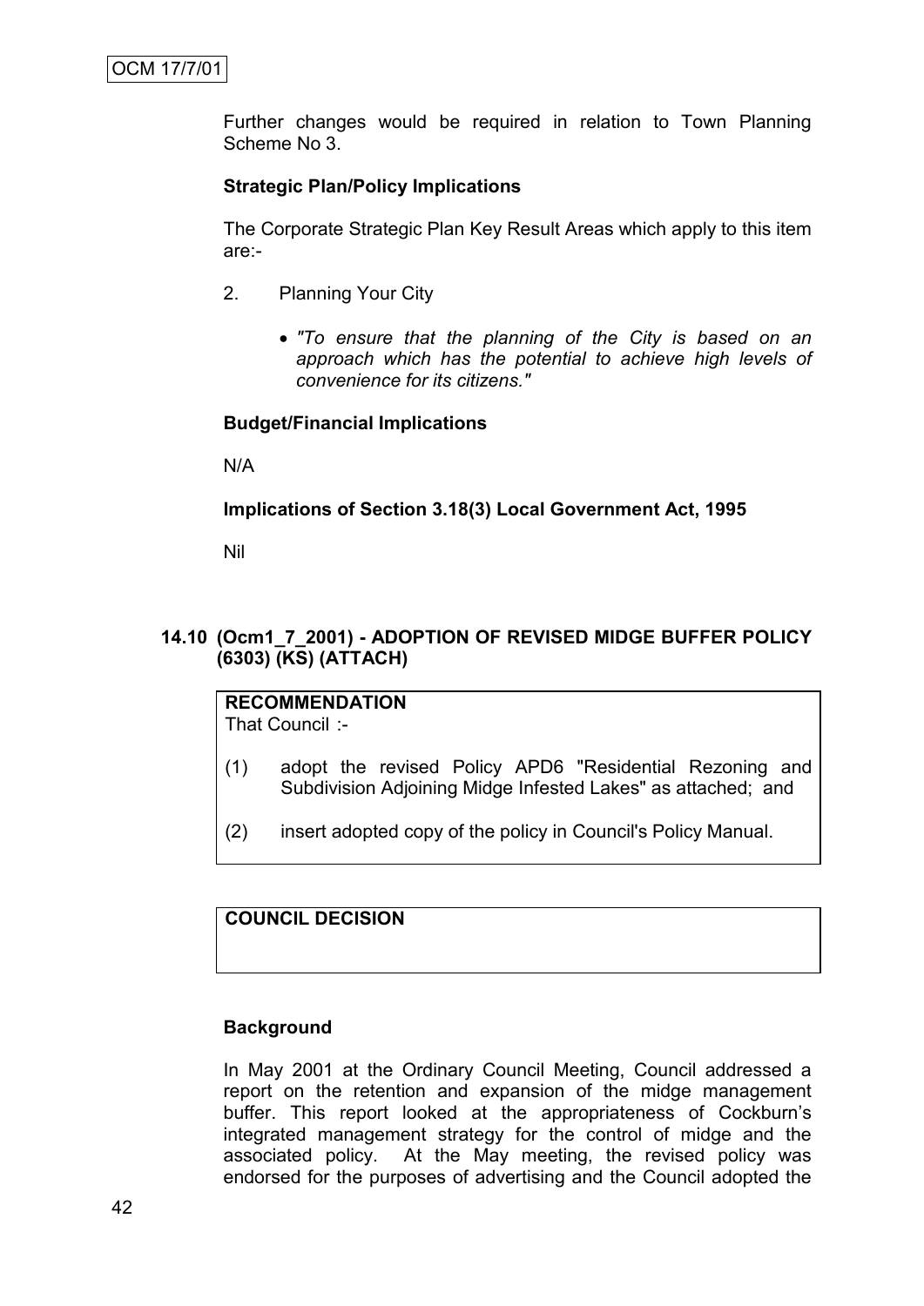Further changes would be required in relation to Town Planning Scheme No 3.

**Strategic Plan/Policy Implications**

The Corporate Strategic Plan Key Result Areas which apply to this item are:-

2. Planning Your City

   - *"To ensure that the planning of the City is based on an approach which has the potential to achieve high levels of convenience for its citizens."*

**Budget/Financial Implications**

N/A

**Implications of Section 3.18(3) Local Government Act, 1995**

Nil

## 14.10 (Ocm1_7_2001) - ADOPTION OF REVISED MIDGE BUFFER POLICY (6303) (KS) (ATTACH)

**RECOMMENDATION**

That Council :-

(1) adopt the revised Policy APD6 "Residential Rezoning and Subdivision Adjoining Midge Infested Lakes" as attached; and

(2) insert adopted copy of the policy in Council's Policy Manual.

**COUNCIL DECISION**

**Background**

In May 2001 at the Ordinary Council Meeting, Council addressed a report on the retention and expansion of the midge management buffer. This report looked at the appropriateness of Cockburn's integrated management strategy for the control of midge and the associated policy. At the May meeting, the revised policy was endorsed for the purposes of advertising and the Council adopted the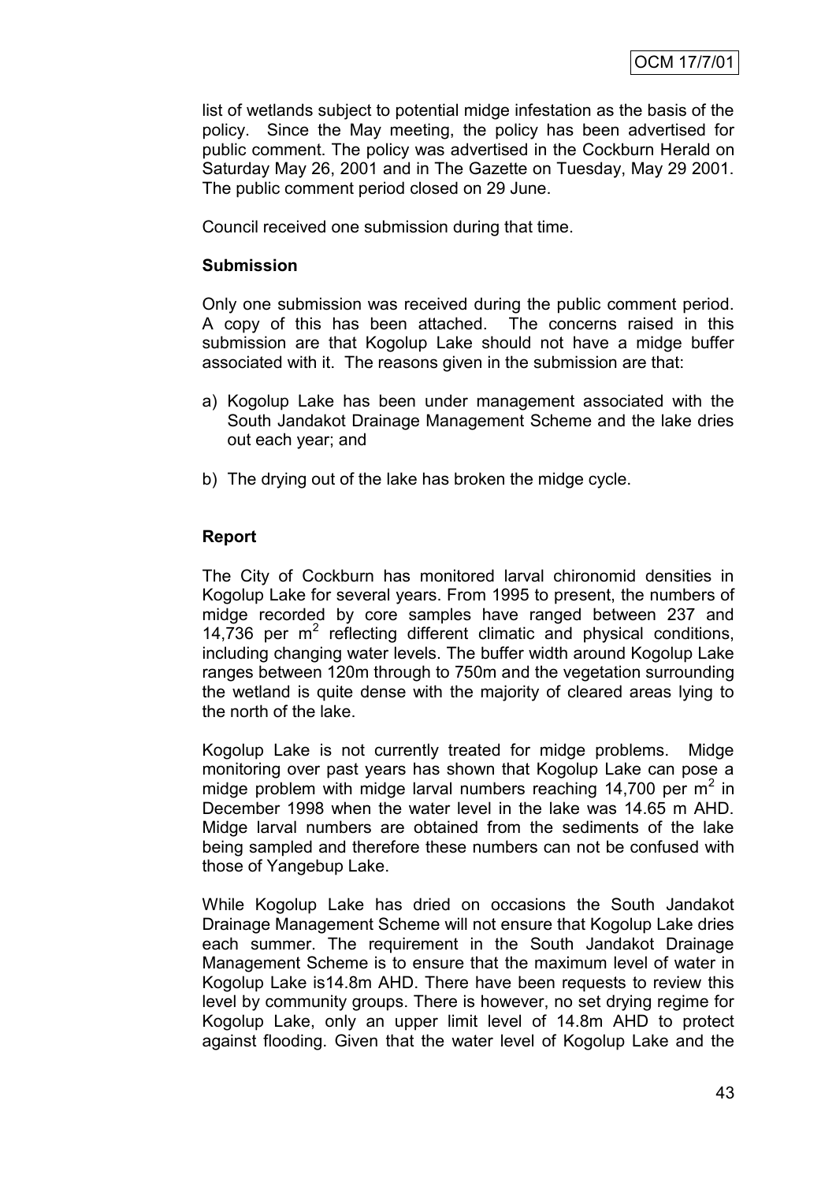list of wetlands subject to potential midge infestation as the basis of the policy. Since the May meeting, the policy has been advertised for public comment. The policy was advertised in the Cockburn Herald on Saturday May 26, 2001 and in The Gazette on Tuesday, May 29 2001. The public comment period closed on 29 June.

Council received one submission during that time.

**Submission**

Only one submission was received during the public comment period. A copy of this has been attached. The concerns raised in this submission are that Kogolup Lake should not have a midge buffer associated with it. The reasons given in the submission are that:

a) Kogolup Lake has been under management associated with the South Jandakot Drainage Management Scheme and the lake dries out each year; and

b) The drying out of the lake has broken the midge cycle.

**Report**

The City of Cockburn has monitored larval chironomid densities in Kogolup Lake for several years. From 1995 to present, the numbers of midge recorded by core samples have ranged between 237 and 14,736 per $m^2$ reflecting different climatic and physical conditions, including changing water levels. The buffer width around Kogolup Lake ranges between 120m through to 750m and the vegetation surrounding the wetland is quite dense with the majority of cleared areas lying to the north of the lake.

Kogolup Lake is not currently treated for midge problems. Midge monitoring over past years has shown that Kogolup Lake can pose a midge problem with midge larval numbers reaching 14,700 per $m^2$ in December 1998 when the water level in the lake was 14.65 m AHD. Midge larval numbers are obtained from the sediments of the lake being sampled and therefore these numbers can not be confused with those of Yangebup Lake.

While Kogolup Lake has dried on occasions the South Jandakot Drainage Management Scheme will not ensure that Kogolup Lake dries each summer. The requirement in the South Jandakot Drainage Management Scheme is to ensure that the maximum level of water in Kogolup Lake is14.8m AHD. There have been requests to review this level by community groups. There is however, no set drying regime for Kogolup Lake, only an upper limit level of 14.8m AHD to protect against flooding. Given that the water level of Kogolup Lake and the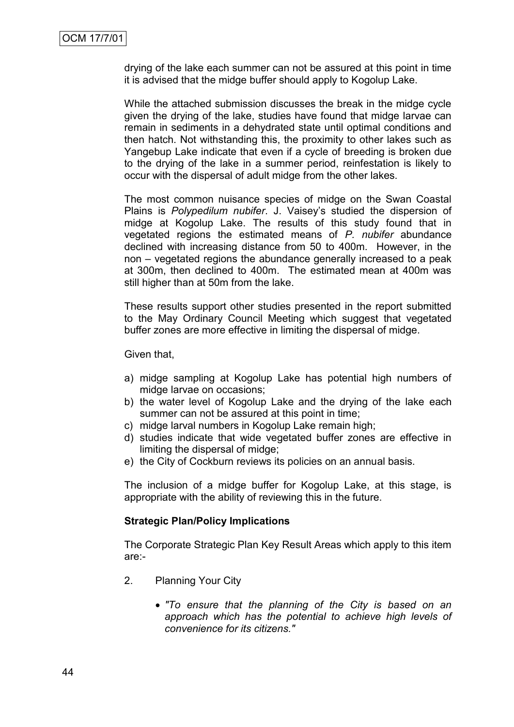drying of the lake each summer can not be assured at this point in time it is advised that the midge buffer should apply to Kogolup Lake.

While the attached submission discusses the break in the midge cycle given the drying of the lake, studies have found that midge larvae can remain in sediments in a dehydrated state until optimal conditions and then hatch. Not withstanding this, the proximity to other lakes such as Yangebup Lake indicate that even if a cycle of breeding is broken due to the drying of the lake in a summer period, reinfestation is likely to occur with the dispersal of adult midge from the other lakes.

The most common nuisance species of midge on the Swan Coastal Plains is *Polypedilum nubifer*. J. Vaisey's studied the dispersion of midge at Kogolup Lake. The results of this study found that in vegetated regions the estimated means of *P. nubifer* abundance declined with increasing distance from 50 to 400m. However, in the non – vegetated regions the abundance generally increased to a peak at 300m, then declined to 400m. The estimated mean at 400m was still higher than at 50m from the lake.

These results support other studies presented in the report submitted to the May Ordinary Council Meeting which suggest that vegetated buffer zones are more effective in limiting the dispersal of midge.

Given that,

a) midge sampling at Kogolup Lake has potential high numbers of midge larvae on occasions;
b) the water level of Kogolup Lake and the drying of the lake each summer can not be assured at this point in time;
c) midge larval numbers in Kogolup Lake remain high;
d) studies indicate that wide vegetated buffer zones are effective in limiting the dispersal of midge;
e) the City of Cockburn reviews its policies on an annual basis.

The inclusion of a midge buffer for Kogolup Lake, at this stage, is appropriate with the ability of reviewing this in the future.

**Strategic Plan/Policy Implications**

The Corporate Strategic Plan Key Result Areas which apply to this item are:-

2. Planning Your City

   - *"To ensure that the planning of the City is based on an approach which has the potential to achieve high levels of convenience for its citizens."*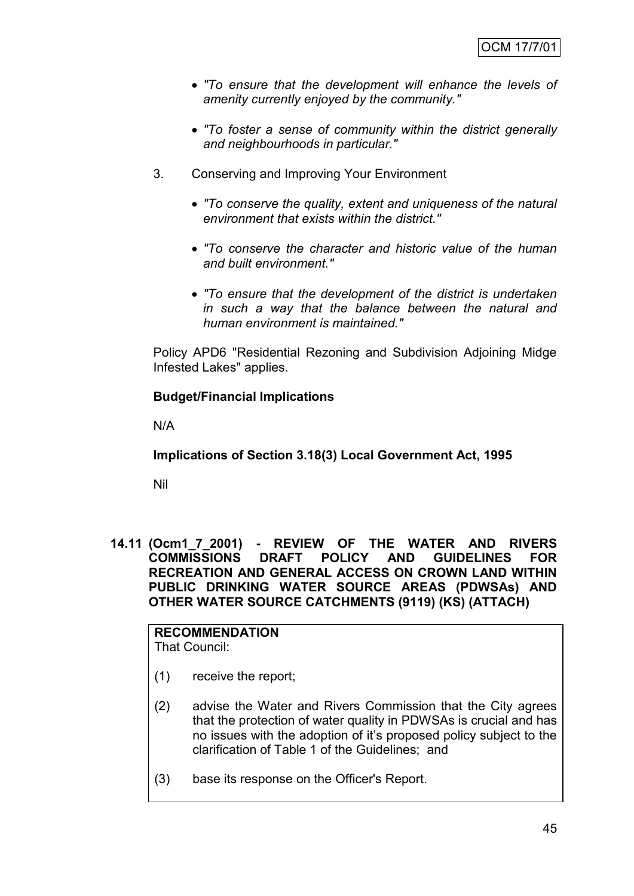- *"To ensure that the development will enhance the levels of amenity currently enjoyed by the community."*

- *"To foster a sense of community within the district generally and neighbourhoods in particular."*

3. Conserving and Improving Your Environment

   - *"To conserve the quality, extent and uniqueness of the natural environment that exists within the district."*

   - *"To conserve the character and historic value of the human and built environment."*

   - *"To ensure that the development of the district is undertaken in such a way that the balance between the natural and human environment is maintained."*

Policy APD6 "Residential Rezoning and Subdivision Adjoining Midge Infested Lakes" applies.

**Budget/Financial Implications**

N/A

**Implications of Section 3.18(3) Local Government Act, 1995**

Nil

## 14.11 (Ocm1_7_2001) - REVIEW OF THE WATER AND RIVERS COMMISSIONS DRAFT POLICY AND GUIDELINES FOR RECREATION AND GENERAL ACCESS ON CROWN LAND WITHIN PUBLIC DRINKING WATER SOURCE AREAS (PDWSAs) AND OTHER WATER SOURCE CATCHMENTS (9119) (KS) (ATTACH)

**RECOMMENDATION**
That Council:

(1) receive the report;

(2) advise the Water and Rivers Commission that the City agrees that the protection of water quality in PDWSAs is crucial and has no issues with the adoption of it's proposed policy subject to the clarification of Table 1 of the Guidelines; and

(3) base its response on the Officer's Report.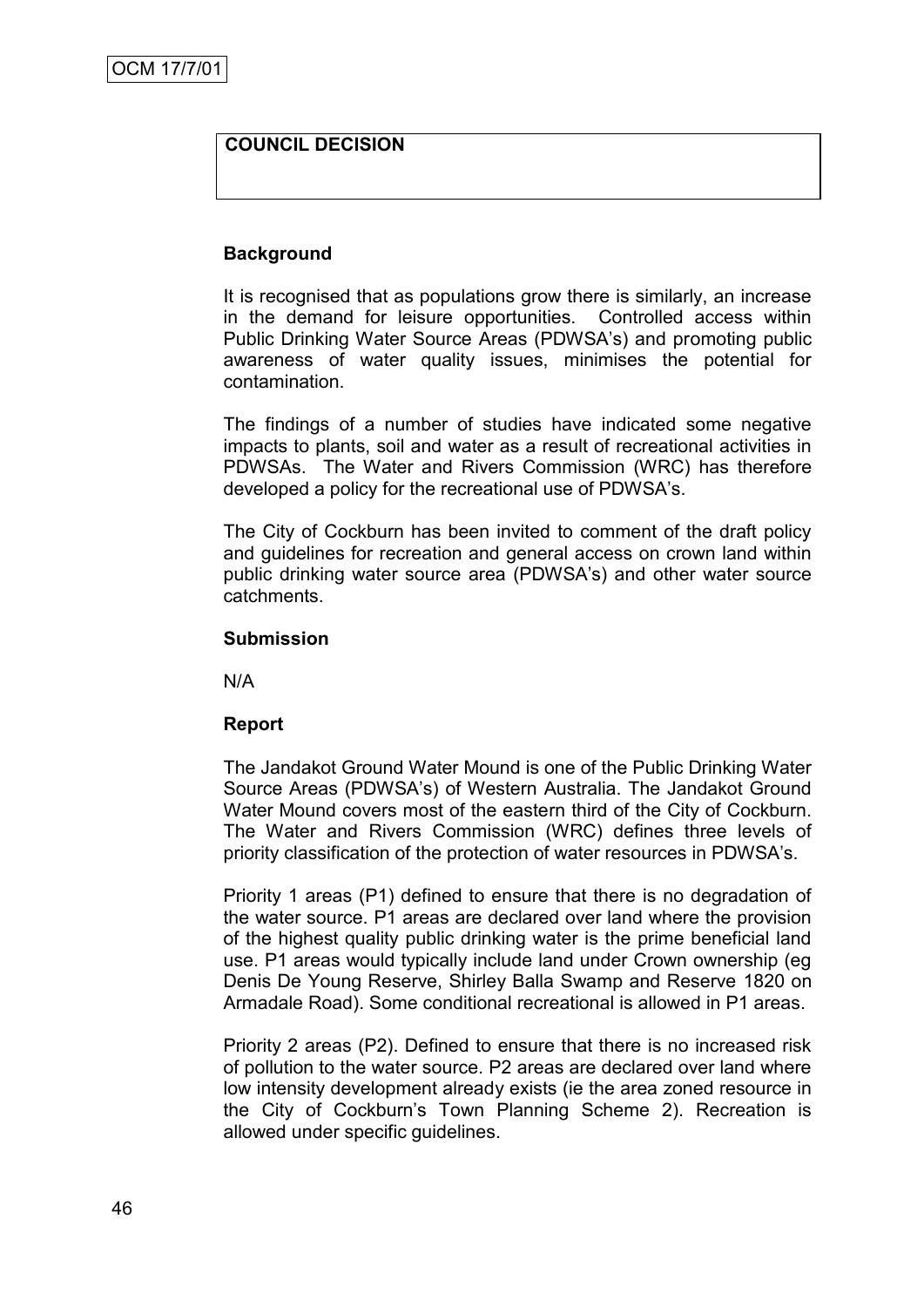OCM 17/7/01

**COUNCIL DECISION**

**Background**

It is recognised that as populations grow there is similarly, an increase in the demand for leisure opportunities. Controlled access within Public Drinking Water Source Areas (PDWSA's) and promoting public awareness of water quality issues, minimises the potential for contamination.

The findings of a number of studies have indicated some negative impacts to plants, soil and water as a result of recreational activities in PDWSAs. The Water and Rivers Commission (WRC) has therefore developed a policy for the recreational use of PDWSA's.

The City of Cockburn has been invited to comment of the draft policy and guidelines for recreation and general access on crown land within public drinking water source area (PDWSA's) and other water source catchments.

**Submission**

N/A

**Report**

The Jandakot Ground Water Mound is one of the Public Drinking Water Source Areas (PDWSA's) of Western Australia. The Jandakot Ground Water Mound covers most of the eastern third of the City of Cockburn. The Water and Rivers Commission (WRC) defines three levels of priority classification of the protection of water resources in PDWSA's.

Priority 1 areas (P1) defined to ensure that there is no degradation of the water source. P1 areas are declared over land where the provision of the highest quality public drinking water is the prime beneficial land use. P1 areas would typically include land under Crown ownership (eg Denis De Young Reserve, Shirley Balla Swamp and Reserve 1820 on Armadale Road). Some conditional recreational is allowed in P1 areas.

Priority 2 areas (P2). Defined to ensure that there is no increased risk of pollution to the water source. P2 areas are declared over land where low intensity development already exists (ie the area zoned resource in the City of Cockburn's Town Planning Scheme 2). Recreation is allowed under specific guidelines.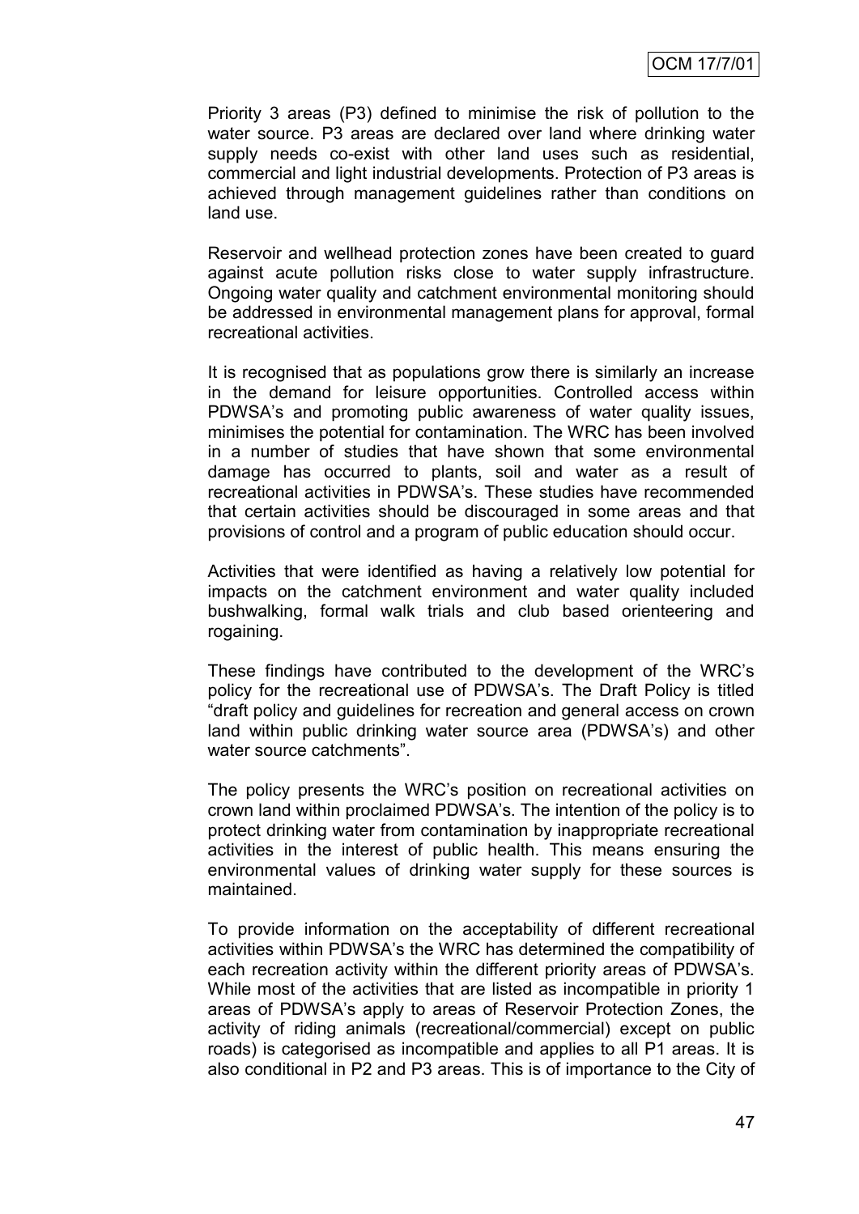Priority 3 areas (P3) defined to minimise the risk of pollution to the water source. P3 areas are declared over land where drinking water supply needs co-exist with other land uses such as residential, commercial and light industrial developments. Protection of P3 areas is achieved through management guidelines rather than conditions on land use.

Reservoir and wellhead protection zones have been created to guard against acute pollution risks close to water supply infrastructure. Ongoing water quality and catchment environmental monitoring should be addressed in environmental management plans for approval, formal recreational activities.

It is recognised that as populations grow there is similarly an increase in the demand for leisure opportunities. Controlled access within PDWSA's and promoting public awareness of water quality issues, minimises the potential for contamination. The WRC has been involved in a number of studies that have shown that some environmental damage has occurred to plants, soil and water as a result of recreational activities in PDWSA's. These studies have recommended that certain activities should be discouraged in some areas and that provisions of control and a program of public education should occur.

Activities that were identified as having a relatively low potential for impacts on the catchment environment and water quality included bushwalking, formal walk trials and club based orienteering and rogaining.

These findings have contributed to the development of the WRC's policy for the recreational use of PDWSA's. The Draft Policy is titled "draft policy and guidelines for recreation and general access on crown land within public drinking water source area (PDWSA's) and other water source catchments".

The policy presents the WRC's position on recreational activities on crown land within proclaimed PDWSA's. The intention of the policy is to protect drinking water from contamination by inappropriate recreational activities in the interest of public health. This means ensuring the environmental values of drinking water supply for these sources is maintained.

To provide information on the acceptability of different recreational activities within PDWSA's the WRC has determined the compatibility of each recreation activity within the different priority areas of PDWSA's. While most of the activities that are listed as incompatible in priority 1 areas of PDWSA's apply to areas of Reservoir Protection Zones, the activity of riding animals (recreational/commercial) except on public roads) is categorised as incompatible and applies to all P1 areas. It is also conditional in P2 and P3 areas. This is of importance to the City of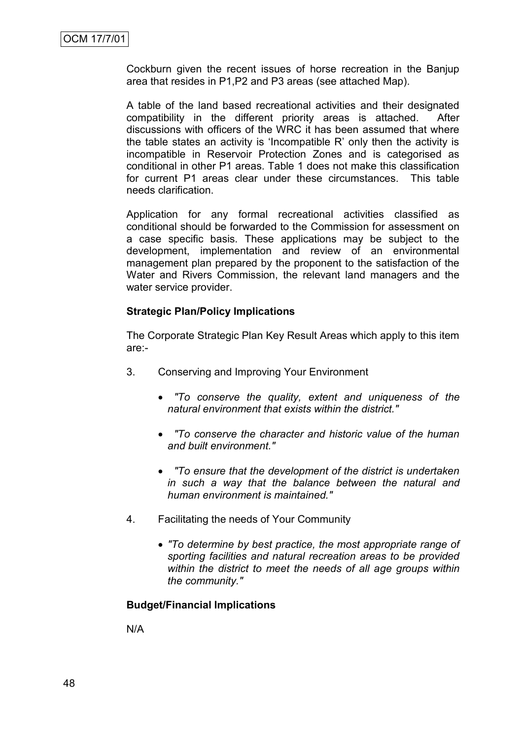Cockburn given the recent issues of horse recreation in the Banjup area that resides in P1,P2 and P3 areas (see attached Map).

A table of the land based recreational activities and their designated compatibility in the different priority areas is attached. After discussions with officers of the WRC it has been assumed that where the table states an activity is 'Incompatible R' only then the activity is incompatible in Reservoir Protection Zones and is categorised as conditional in other P1 areas. Table 1 does not make this classification for current P1 areas clear under these circumstances. This table needs clarification.

Application for any formal recreational activities classified as conditional should be forwarded to the Commission for assessment on a case specific basis. These applications may be subject to the development, implementation and review of an environmental management plan prepared by the proponent to the satisfaction of the Water and Rivers Commission, the relevant land managers and the water service provider.

**Strategic Plan/Policy Implications**

The Corporate Strategic Plan Key Result Areas which apply to this item are:-

3. Conserving and Improving Your Environment

   - *"To conserve the quality, extent and uniqueness of the natural environment that exists within the district."*

   - *"To conserve the character and historic value of the human and built environment."*

   - *"To ensure that the development of the district is undertaken in such a way that the balance between the natural and human environment is maintained."*

4. Facilitating the needs of Your Community

   - *"To determine by best practice, the most appropriate range of sporting facilities and natural recreation areas to be provided within the district to meet the needs of all age groups within the community."*

**Budget/Financial Implications**

N/A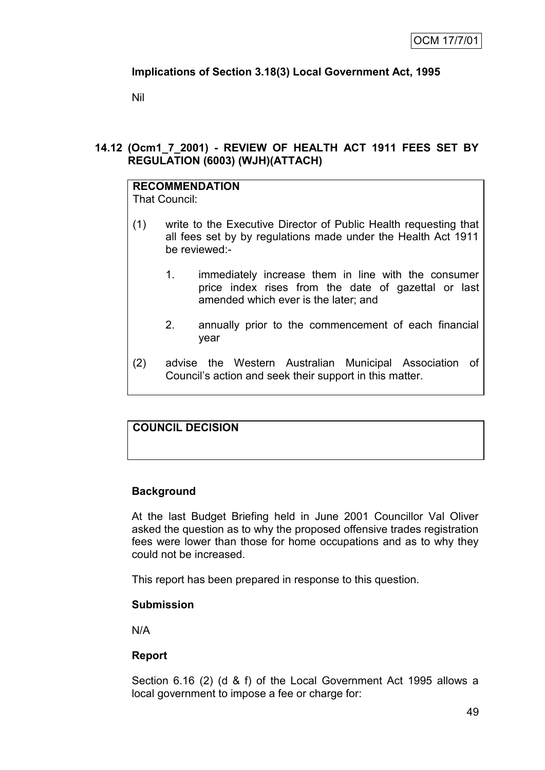**Implications of Section 3.18(3) Local Government Act, 1995**

Nil

## 14.12 (Ocm1_7_2001) - REVIEW OF HEALTH ACT 1911 FEES SET BY REGULATION (6003) (WJH)(ATTACH)

**RECOMMENDATION**

That Council:

(1) write to the Executive Director of Public Health requesting that all fees set by by regulations made under the Health Act 1911 be reviewed:-

   1. immediately increase them in line with the consumer price index rises from the date of gazettal or last amended which ever is the later; and

   2. annually prior to the commencement of each financial year

(2) advise the Western Australian Municipal Association of Council's action and seek their support in this matter.

**COUNCIL DECISION**

### Background

At the last Budget Briefing held in June 2001 Councillor Val Oliver asked the question as to why the proposed offensive trades registration fees were lower than those for home occupations and as to why they could not be increased.

This report has been prepared in response to this question.

### Submission

N/A

### Report

Section 6.16 (2) (d & f) of the Local Government Act 1995 allows a local government to impose a fee or charge for: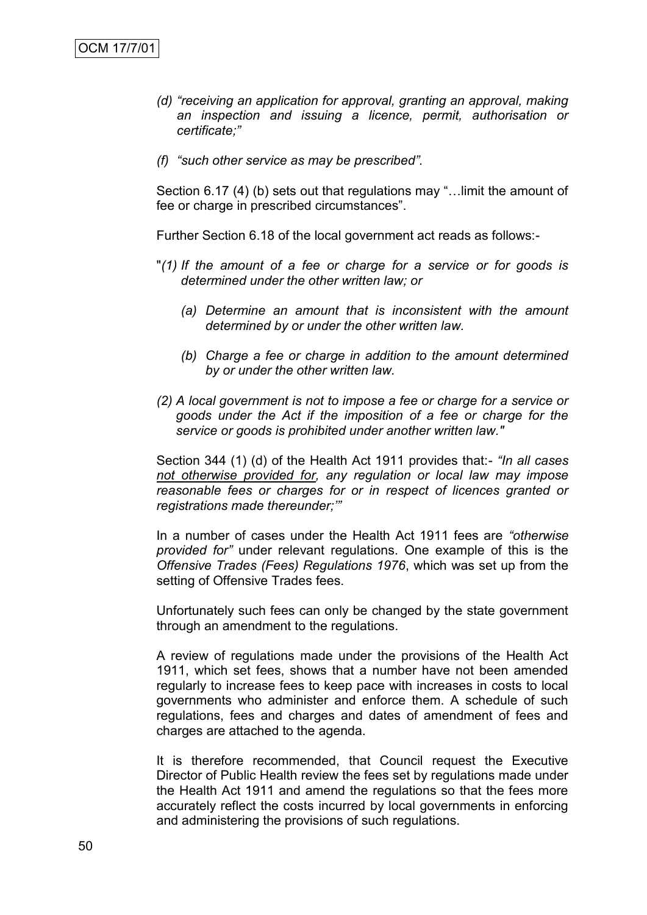(d) *"receiving an application for approval, granting an approval, making an inspection and issuing a licence, permit, authorisation or certificate;"*

(f) *"such other service as may be prescribed".*

Section 6.17 (4) (b) sets out that regulations may "…limit the amount of fee or charge in prescribed circumstances".

Further Section 6.18 of the local government act reads as follows:-

"*(1) If the amount of a fee or charge for a service or for goods is determined under the other written law; or*

*(a) Determine an amount that is inconsistent with the amount determined by or under the other written law.*

*(b) Charge a fee or charge in addition to the amount determined by or under the other written law.*

*(2) A local government is not to impose a fee or charge for a service or goods under the Act if the imposition of a fee or charge for the service or goods is prohibited under another written law."*

Section 344 (1) (d) of the Health Act 1911 provides that:- *"In all cases <u>not otherwise provided for</u>, any regulation or local law may impose reasonable fees or charges for or in respect of licences granted or registrations made thereunder;'"*

In a number of cases under the Health Act 1911 fees are *"otherwise provided for"* under relevant regulations. One example of this is the *Offensive Trades (Fees) Regulations 1976*, which was set up from the setting of Offensive Trades fees.

Unfortunately such fees can only be changed by the state government through an amendment to the regulations.

A review of regulations made under the provisions of the Health Act 1911, which set fees, shows that a number have not been amended regularly to increase fees to keep pace with increases in costs to local governments who administer and enforce them. A schedule of such regulations, fees and charges and dates of amendment of fees and charges are attached to the agenda.

It is therefore recommended, that Council request the Executive Director of Public Health review the fees set by regulations made under the Health Act 1911 and amend the regulations so that the fees more accurately reflect the costs incurred by local governments in enforcing and administering the provisions of such regulations.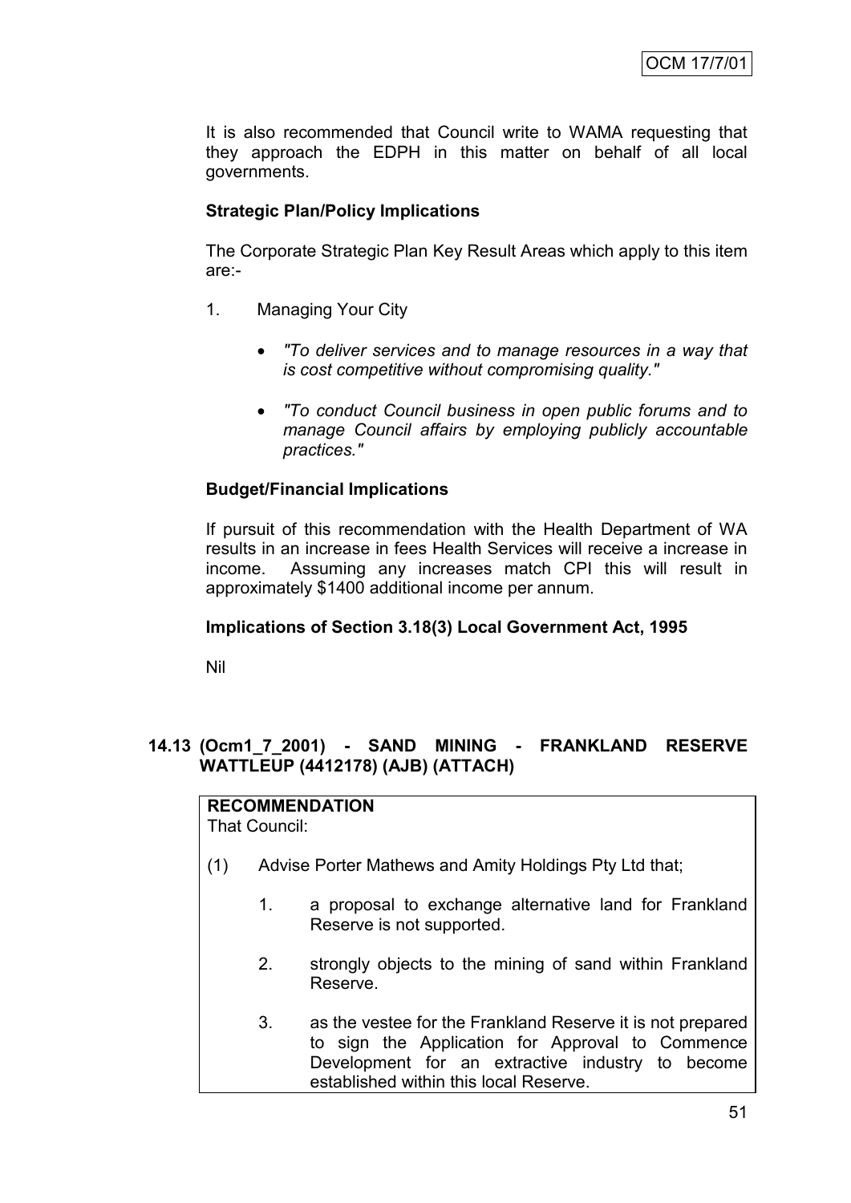It is also recommended that Council write to WAMA requesting that they approach the EDPH in this matter on behalf of all local governments.

**Strategic Plan/Policy Implications**

The Corporate Strategic Plan Key Result Areas which apply to this item are:-

1. Managing Your City

   - *"To deliver services and to manage resources in a way that is cost competitive without compromising quality."*

   - *"To conduct Council business in open public forums and to manage Council affairs by employing publicly accountable practices."*

**Budget/Financial Implications**

If pursuit of this recommendation with the Health Department of WA results in an increase in fees Health Services will receive a increase in income. Assuming any increases match CPI this will result in approximately $1400 additional income per annum.

**Implications of Section 3.18(3) Local Government Act, 1995**

Nil

## 14.13 (Ocm1_7_2001) - SAND MINING - FRANKLAND RESERVE WATTLEUP (4412178) (AJB) (ATTACH)

**RECOMMENDATION**

That Council:

(1) Advise Porter Mathews and Amity Holdings Pty Ltd that;

   1. a proposal to exchange alternative land for Frankland Reserve is not supported.

   2. strongly objects to the mining of sand within Frankland Reserve.

   3. as the vestee for the Frankland Reserve it is not prepared to sign the Application for Approval to Commence Development for an extractive industry to become established within this local Reserve.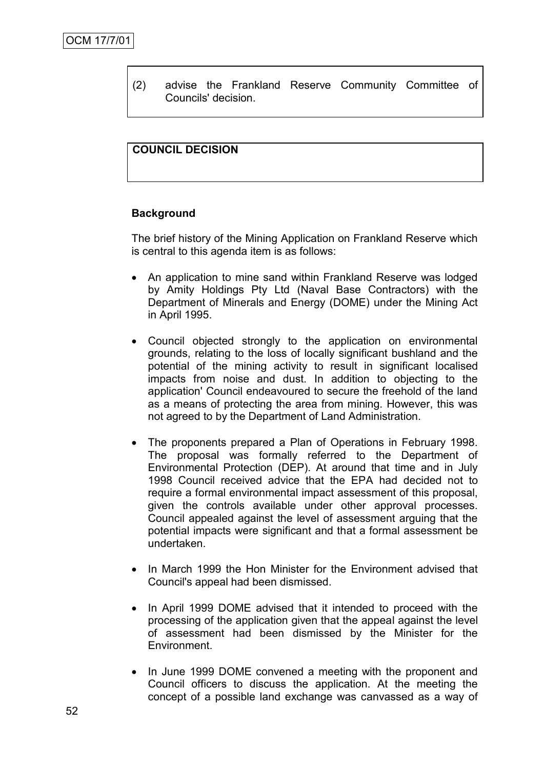(2) advise the Frankland Reserve Community Committee of Councils' decision.

**COUNCIL DECISION**

**Background**

The brief history of the Mining Application on Frankland Reserve which is central to this agenda item is as follows:

- An application to mine sand within Frankland Reserve was lodged by Amity Holdings Pty Ltd (Naval Base Contractors) with the Department of Minerals and Energy (DOME) under the Mining Act in April 1995.

- Council objected strongly to the application on environmental grounds, relating to the loss of locally significant bushland and the potential of the mining activity to result in significant localised impacts from noise and dust. In addition to objecting to the application' Council endeavoured to secure the freehold of the land as a means of protecting the area from mining. However, this was not agreed to by the Department of Land Administration.

- The proponents prepared a Plan of Operations in February 1998. The proposal was formally referred to the Department of Environmental Protection (DEP). At around that time and in July 1998 Council received advice that the EPA had decided not to require a formal environmental impact assessment of this proposal, given the controls available under other approval processes. Council appealed against the level of assessment arguing that the potential impacts were significant and that a formal assessment be undertaken.

- In March 1999 the Hon Minister for the Environment advised that Council's appeal had been dismissed.

- In April 1999 DOME advised that it intended to proceed with the processing of the application given that the appeal against the level of assessment had been dismissed by the Minister for the Environment.

- In June 1999 DOME convened a meeting with the proponent and Council officers to discuss the application. At the meeting the concept of a possible land exchange was canvassed as a way of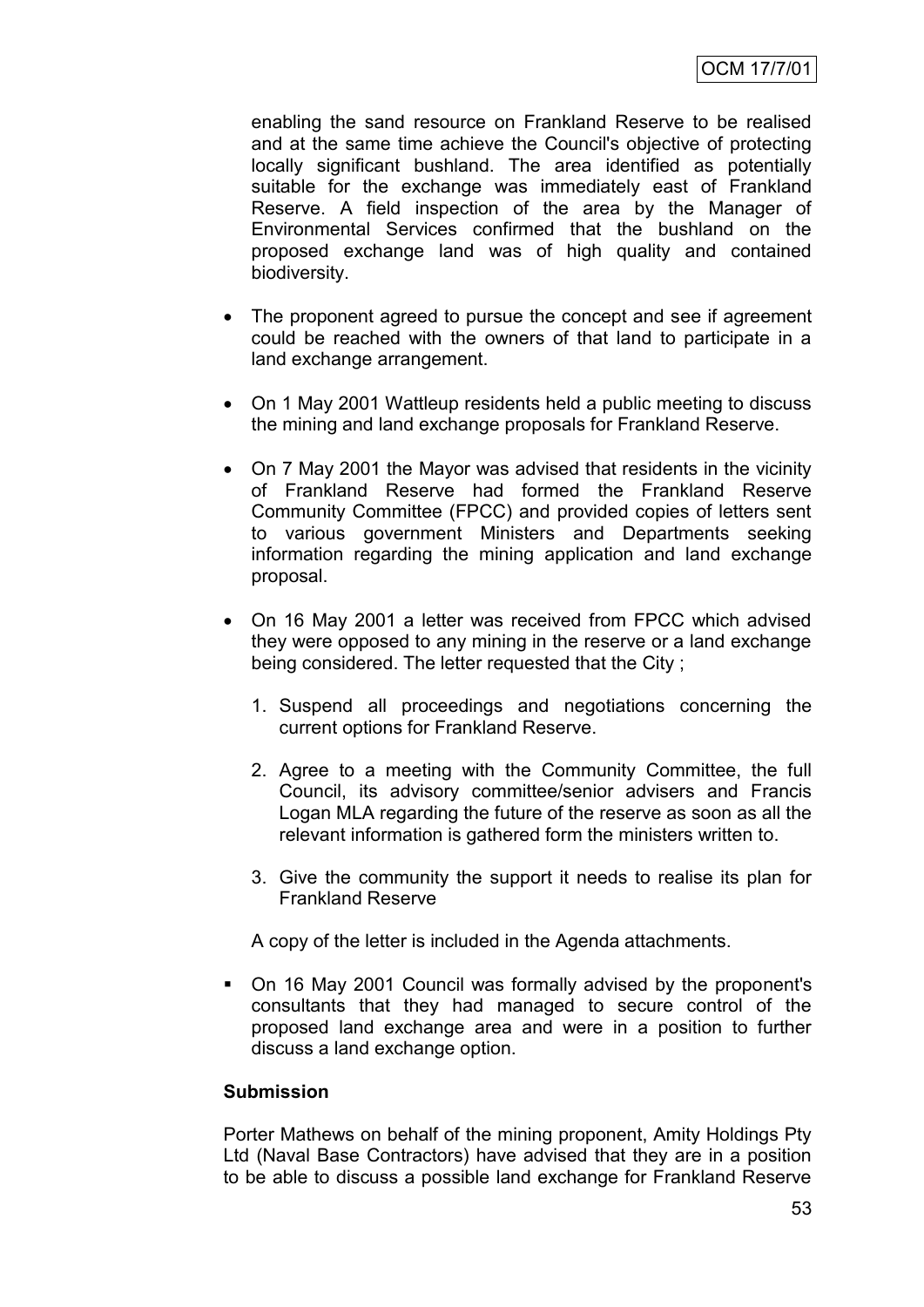enabling the sand resource on Frankland Reserve to be realised and at the same time achieve the Council's objective of protecting locally significant bushland. The area identified as potentially suitable for the exchange was immediately east of Frankland Reserve. A field inspection of the area by the Manager of Environmental Services confirmed that the bushland on the proposed exchange land was of high quality and contained biodiversity.

- The proponent agreed to pursue the concept and see if agreement could be reached with the owners of that land to participate in a land exchange arrangement.

- On 1 May 2001 Wattleup residents held a public meeting to discuss the mining and land exchange proposals for Frankland Reserve.

- On 7 May 2001 the Mayor was advised that residents in the vicinity of Frankland Reserve had formed the Frankland Reserve Community Committee (FPCC) and provided copies of letters sent to various government Ministers and Departments seeking information regarding the mining application and land exchange proposal.

- On 16 May 2001 a letter was received from FPCC which advised they were opposed to any mining in the reserve or a land exchange being considered. The letter requested that the City ;

  1. Suspend all proceedings and negotiations concerning the current options for Frankland Reserve.

  2. Agree to a meeting with the Community Committee, the full Council, its advisory committee/senior advisers and Francis Logan MLA regarding the future of the reserve as soon as all the relevant information is gathered form the ministers written to.

  3. Give the community the support it needs to realise its plan for Frankland Reserve

  A copy of the letter is included in the Agenda attachments.

- On 16 May 2001 Council was formally advised by the proponent's consultants that they had managed to secure control of the proposed land exchange area and were in a position to further discuss a land exchange option.

**Submission**

Porter Mathews on behalf of the mining proponent, Amity Holdings Pty Ltd (Naval Base Contractors) have advised that they are in a position to be able to discuss a possible land exchange for Frankland Reserve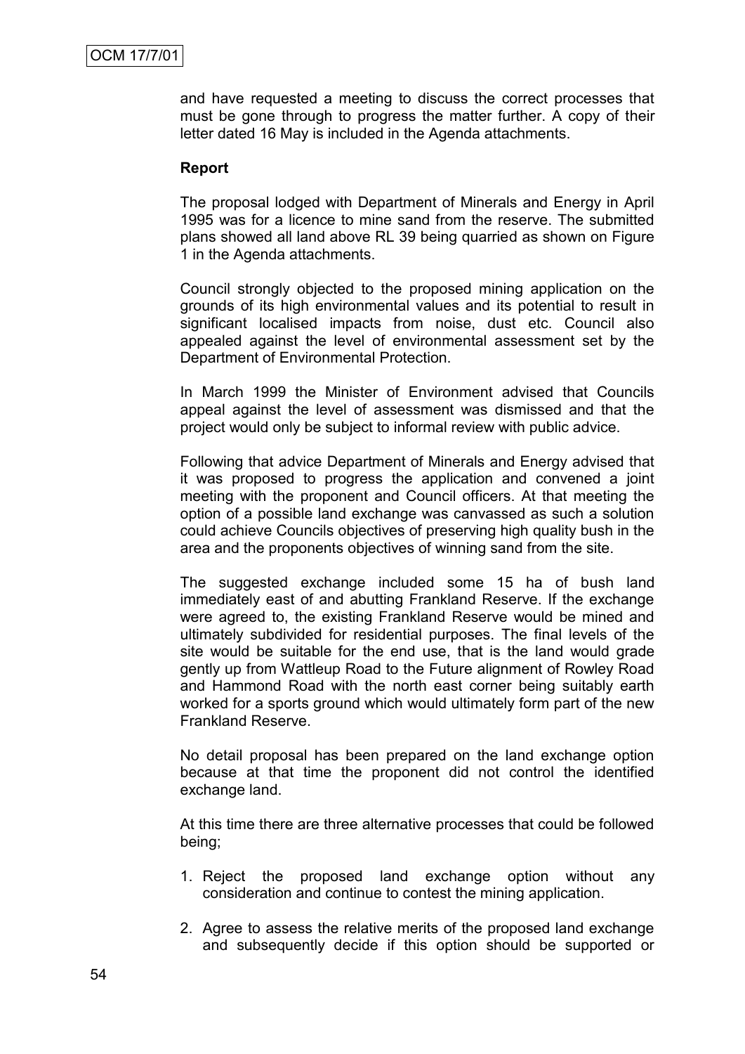and have requested a meeting to discuss the correct processes that must be gone through to progress the matter further. A copy of their letter dated 16 May is included in the Agenda attachments.

**Report**

The proposal lodged with Department of Minerals and Energy in April 1995 was for a licence to mine sand from the reserve. The submitted plans showed all land above RL 39 being quarried as shown on Figure 1 in the Agenda attachments.

Council strongly objected to the proposed mining application on the grounds of its high environmental values and its potential to result in significant localised impacts from noise, dust etc. Council also appealed against the level of environmental assessment set by the Department of Environmental Protection.

In March 1999 the Minister of Environment advised that Councils appeal against the level of assessment was dismissed and that the project would only be subject to informal review with public advice.

Following that advice Department of Minerals and Energy advised that it was proposed to progress the application and convened a joint meeting with the proponent and Council officers. At that meeting the option of a possible land exchange was canvassed as such a solution could achieve Councils objectives of preserving high quality bush in the area and the proponents objectives of winning sand from the site.

The suggested exchange included some 15 ha of bush land immediately east of and abutting Frankland Reserve. If the exchange were agreed to, the existing Frankland Reserve would be mined and ultimately subdivided for residential purposes. The final levels of the site would be suitable for the end use, that is the land would grade gently up from Wattleup Road to the Future alignment of Rowley Road and Hammond Road with the north east corner being suitably earth worked for a sports ground which would ultimately form part of the new Frankland Reserve.

No detail proposal has been prepared on the land exchange option because at that time the proponent did not control the identified exchange land.

At this time there are three alternative processes that could be followed being;

1. Reject the proposed land exchange option without any consideration and continue to contest the mining application.
2. Agree to assess the relative merits of the proposed land exchange and subsequently decide if this option should be supported or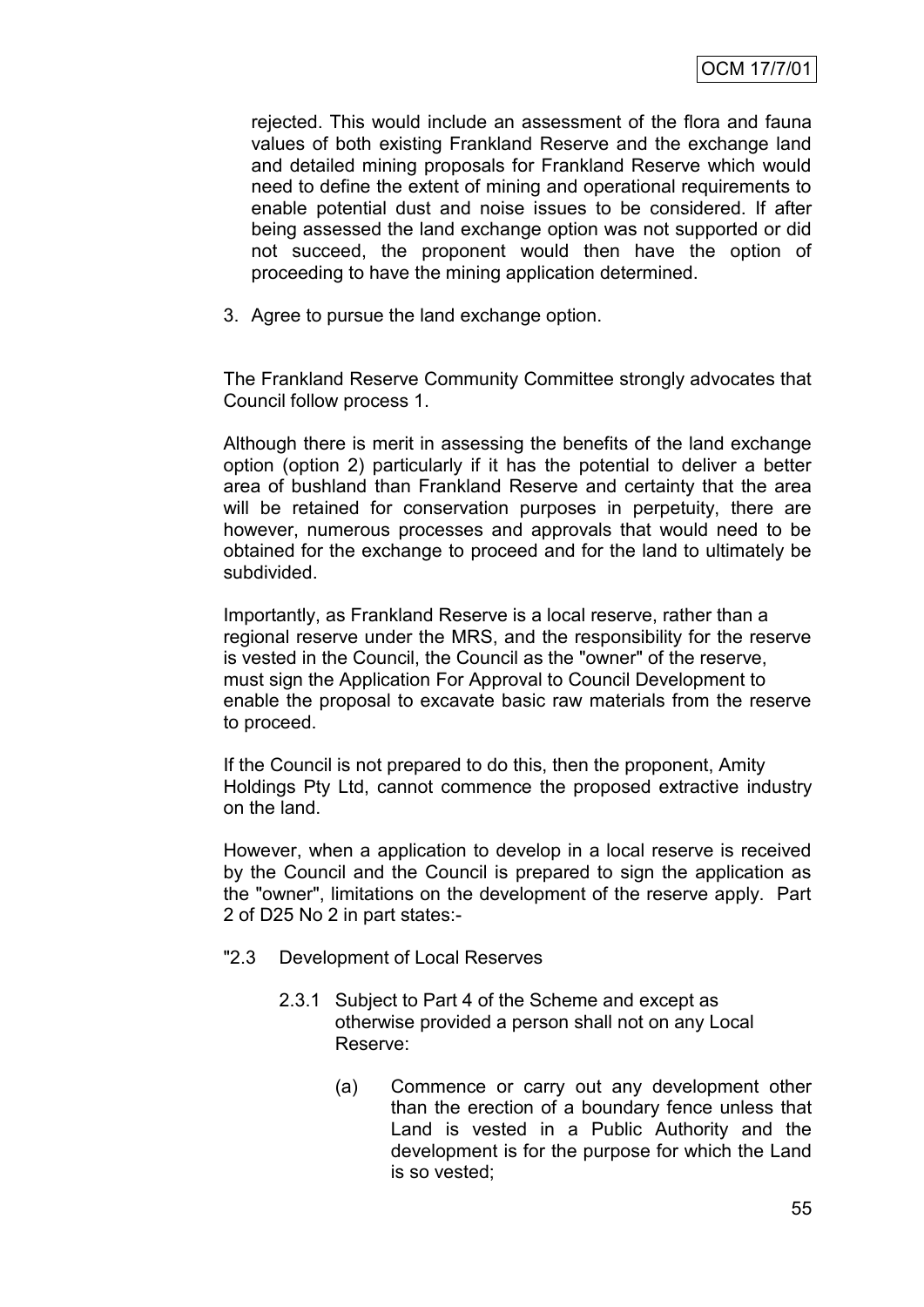rejected. This would include an assessment of the flora and fauna values of both existing Frankland Reserve and the exchange land and detailed mining proposals for Frankland Reserve which would need to define the extent of mining and operational requirements to enable potential dust and noise issues to be considered. If after being assessed the land exchange option was not supported or did not succeed, the proponent would then have the option of proceeding to have the mining application determined.

3. Agree to pursue the land exchange option.

The Frankland Reserve Community Committee strongly advocates that Council follow process 1.

Although there is merit in assessing the benefits of the land exchange option (option 2) particularly if it has the potential to deliver a better area of bushland than Frankland Reserve and certainty that the area will be retained for conservation purposes in perpetuity, there are however, numerous processes and approvals that would need to be obtained for the exchange to proceed and for the land to ultimately be subdivided.

Importantly, as Frankland Reserve is a local reserve, rather than a regional reserve under the MRS, and the responsibility for the reserve is vested in the Council, the Council as the "owner" of the reserve, must sign the Application For Approval to Council Development to enable the proposal to excavate basic raw materials from the reserve to proceed.

If the Council is not prepared to do this, then the proponent, Amity Holdings Pty Ltd, cannot commence the proposed extractive industry on the land.

However, when a application to develop in a local reserve is received by the Council and the Council is prepared to sign the application as the "owner", limitations on the development of the reserve apply. Part 2 of D25 No 2 in part states:-

"2.3 Development of Local Reserves

2.3.1 Subject to Part 4 of the Scheme and except as otherwise provided a person shall not on any Local Reserve:

(a) Commence or carry out any development other than the erection of a boundary fence unless that Land is vested in a Public Authority and the development is for the purpose for which the Land is so vested;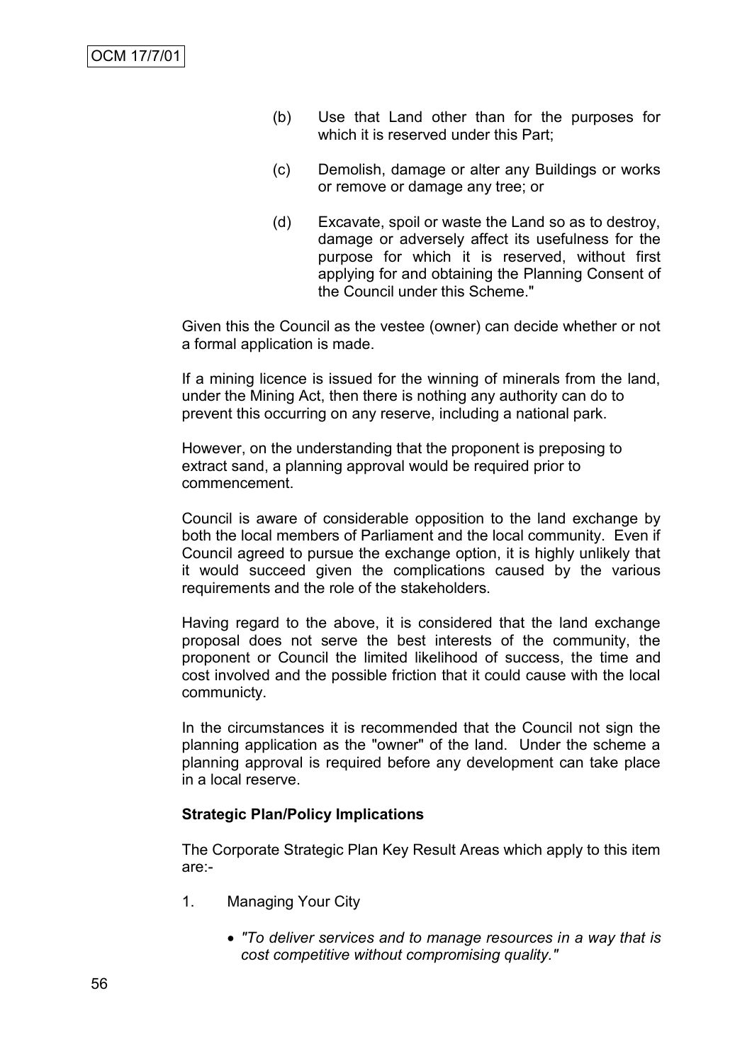(b) Use that Land other than for the purposes for which it is reserved under this Part;

(c) Demolish, damage or alter any Buildings or works or remove or damage any tree; or

(d) Excavate, spoil or waste the Land so as to destroy, damage or adversely affect its usefulness for the purpose for which it is reserved, without first applying for and obtaining the Planning Consent of the Council under this Scheme."

Given this the Council as the vestee (owner) can decide whether or not a formal application is made.

If a mining licence is issued for the winning of minerals from the land, under the Mining Act, then there is nothing any authority can do to prevent this occurring on any reserve, including a national park.

However, on the understanding that the proponent is preposing to extract sand, a planning approval would be required prior to commencement.

Council is aware of considerable opposition to the land exchange by both the local members of Parliament and the local community. Even if Council agreed to pursue the exchange option, it is highly unlikely that it would succeed given the complications caused by the various requirements and the role of the stakeholders.

Having regard to the above, it is considered that the land exchange proposal does not serve the best interests of the community, the proponent or Council the limited likelihood of success, the time and cost involved and the possible friction that it could cause with the local communicty.

In the circumstances it is recommended that the Council not sign the planning application as the "owner" of the land. Under the scheme a planning approval is required before any development can take place in a local reserve.

**Strategic Plan/Policy Implications**

The Corporate Strategic Plan Key Result Areas which apply to this item are:-

1. Managing Your City

   - *"To deliver services and to manage resources in a way that is cost competitive without compromising quality."*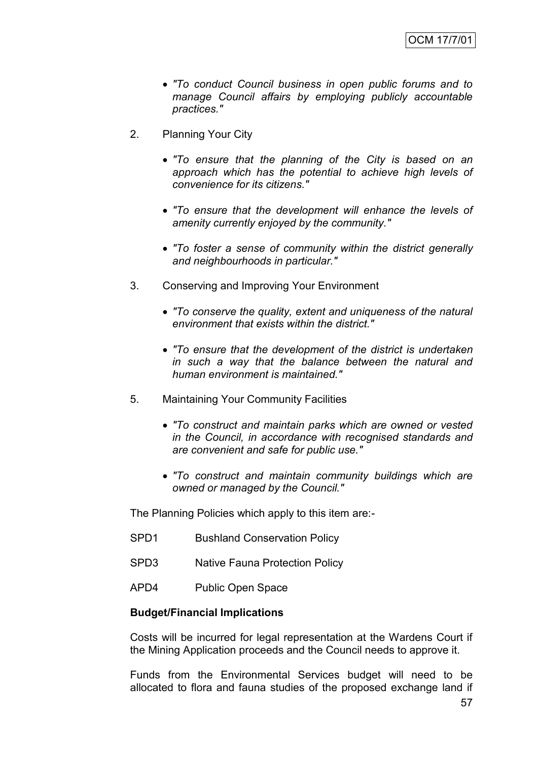- *"To conduct Council business in open public forums and to manage Council affairs by employing publicly accountable practices."*

2. Planning Your City

   - *"To ensure that the planning of the City is based on an approach which has the potential to achieve high levels of convenience for its citizens."*

   - *"To ensure that the development will enhance the levels of amenity currently enjoyed by the community."*

   - *"To foster a sense of community within the district generally and neighbourhoods in particular."*

3. Conserving and Improving Your Environment

   - *"To conserve the quality, extent and uniqueness of the natural environment that exists within the district."*

   - *"To ensure that the development of the district is undertaken in such a way that the balance between the natural and human environment is maintained."*

5. Maintaining Your Community Facilities

   - *"To construct and maintain parks which are owned or vested in the Council, in accordance with recognised standards and are convenient and safe for public use."*

   - *"To construct and maintain community buildings which are owned or managed by the Council."*

The Planning Policies which apply to this item are:-

SPD1 Bushland Conservation Policy

SPD3 Native Fauna Protection Policy

APD4 Public Open Space

**Budget/Financial Implications**

Costs will be incurred for legal representation at the Wardens Court if the Mining Application proceeds and the Council needs to approve it.

Funds from the Environmental Services budget will need to be allocated to flora and fauna studies of the proposed exchange land if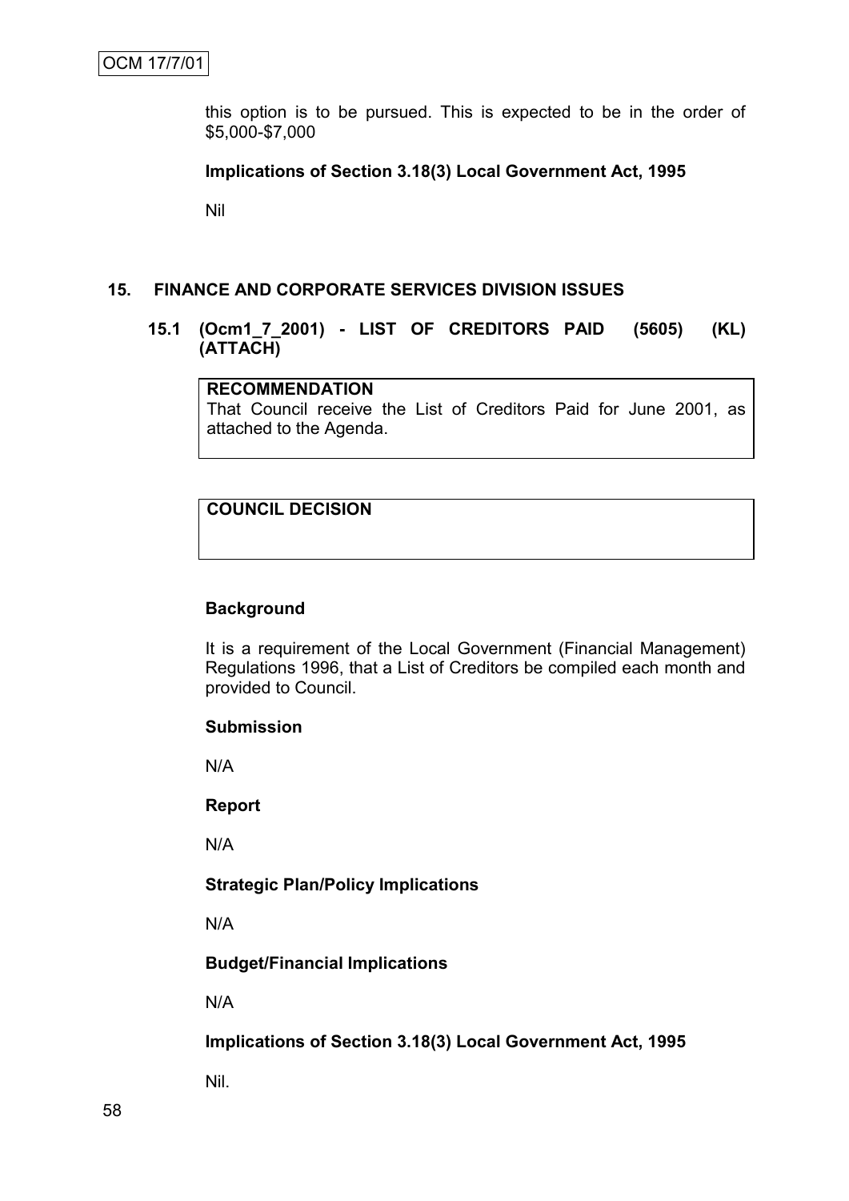this option is to be pursued. This is expected to be in the order of $5,000-$7,000

**Implications of Section 3.18(3) Local Government Act, 1995**

Nil

## 15. FINANCE AND CORPORATE SERVICES DIVISION ISSUES

### 15.1 (Ocm1_7_2001) - LIST OF CREDITORS PAID (5605) (KL) (ATTACH)

**RECOMMENDATION**
That Council receive the List of Creditors Paid for June 2001, as attached to the Agenda.

**COUNCIL DECISION**

**Background**

It is a requirement of the Local Government (Financial Management) Regulations 1996, that a List of Creditors be compiled each month and provided to Council.

**Submission**

N/A

**Report**

N/A

**Strategic Plan/Policy Implications**

N/A

**Budget/Financial Implications**

N/A

**Implications of Section 3.18(3) Local Government Act, 1995**

Nil.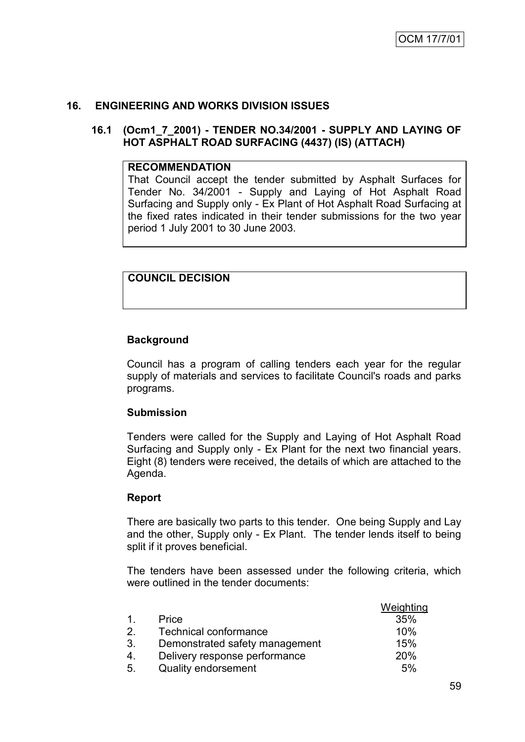## 16. ENGINEERING AND WORKS DIVISION ISSUES

### 16.1 (Ocm1_7_2001) - TENDER NO.34/2001 - SUPPLY AND LAYING OF HOT ASPHALT ROAD SURFACING (4437) (IS) (ATTACH)

**RECOMMENDATION**

That Council accept the tender submitted by Asphalt Surfaces for Tender No. 34/2001 - Supply and Laying of Hot Asphalt Road Surfacing and Supply only - Ex Plant of Hot Asphalt Road Surfacing at the fixed rates indicated in their tender submissions for the two year period 1 July 2001 to 30 June 2003.

**COUNCIL DECISION**

**Background**

Council has a program of calling tenders each year for the regular supply of materials and services to facilitate Council's roads and parks programs.

**Submission**

Tenders were called for the Supply and Laying of Hot Asphalt Road Surfacing and Supply only - Ex Plant for the next two financial years. Eight (8) tenders were received, the details of which are attached to the Agenda.

**Report**

There are basically two parts to this tender. One being Supply and Lay and the other, Supply only - Ex Plant. The tender lends itself to being split if it proves beneficial.

The tenders have been assessed under the following criteria, which were outlined in the tender documents:

| | Criteria | Weighting |
|---|---|---|
| 1. | Price | 35% |
| 2. | Technical conformance | 10% |
| 3. | Demonstrated safety management | 15% |
| 4. | Delivery response performance | 20% |
| 5. | Quality endorsement | 5% |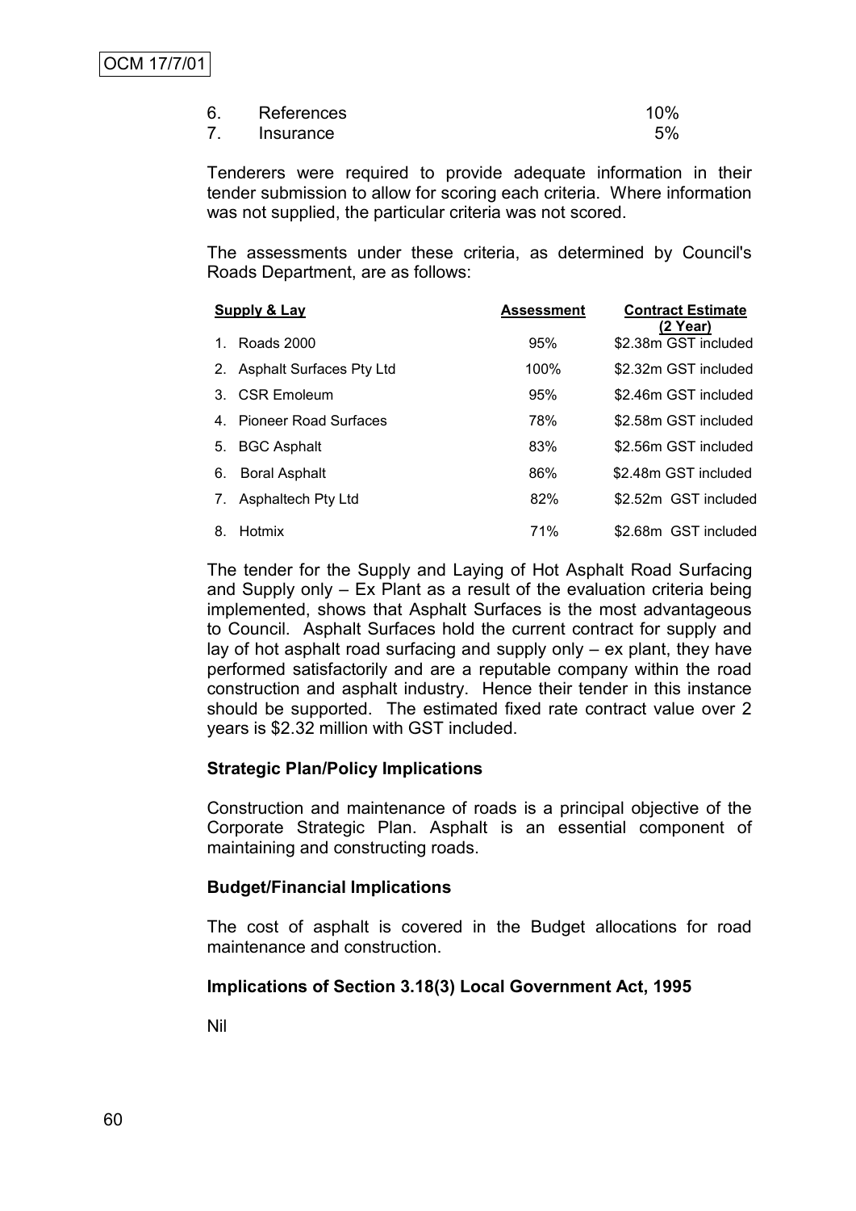6. References 10%
7. Insurance 5%

Tenderers were required to provide adequate information in their tender submission to allow for scoring each criteria. Where information was not supplied, the particular criteria was not scored.

The assessments under these criteria, as determined by Council's Roads Department, are as follows:

| Supply & Lay | Assessment | Contract Estimate (2 Year) |
|---|---|---|
| 1. Roads 2000 | 95% | $2.38m GST included |
| 2. Asphalt Surfaces Pty Ltd | 100% | $2.32m GST included |
| 3. CSR Emoleum | 95% | $2.46m GST included |
| 4. Pioneer Road Surfaces | 78% | $2.58m GST included |
| 5. BGC Asphalt | 83% | $2.56m GST included |
| 6. Boral Asphalt | 86% | $2.48m GST included |
| 7. Asphaltech Pty Ltd | 82% | $2.52m GST included |
| 8. Hotmix | 71% | $2.68m GST included |

The tender for the Supply and Laying of Hot Asphalt Road Surfacing and Supply only – Ex Plant as a result of the evaluation criteria being implemented, shows that Asphalt Surfaces is the most advantageous to Council. Asphalt Surfaces hold the current contract for supply and lay of hot asphalt road surfacing and supply only – ex plant, they have performed satisfactorily and are a reputable company within the road construction and asphalt industry. Hence their tender in this instance should be supported. The estimated fixed rate contract value over 2 years is $2.32 million with GST included.

**Strategic Plan/Policy Implications**

Construction and maintenance of roads is a principal objective of the Corporate Strategic Plan. Asphalt is an essential component of maintaining and constructing roads.

**Budget/Financial Implications**

The cost of asphalt is covered in the Budget allocations for road maintenance and construction.

**Implications of Section 3.18(3) Local Government Act, 1995**

Nil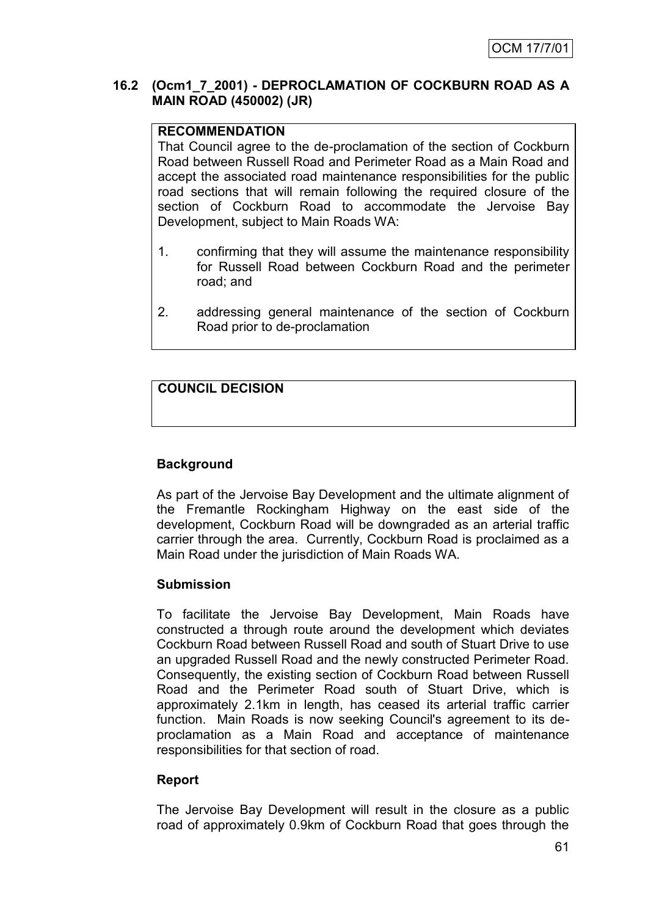## 16.2 (Ocm1_7_2001) - DEPROCLAMATION OF COCKBURN ROAD AS A MAIN ROAD (450002) (JR)

**RECOMMENDATION**

That Council agree to the de-proclamation of the section of Cockburn Road between Russell Road and Perimeter Road as a Main Road and accept the associated road maintenance responsibilities for the public road sections that will remain following the required closure of the section of Cockburn Road to accommodate the Jervoise Bay Development, subject to Main Roads WA:

1. confirming that they will assume the maintenance responsibility for Russell Road between Cockburn Road and the perimeter road; and

2. addressing general maintenance of the section of Cockburn Road prior to de-proclamation

**COUNCIL DECISION**

**Background**

As part of the Jervoise Bay Development and the ultimate alignment of the Fremantle Rockingham Highway on the east side of the development, Cockburn Road will be downgraded as an arterial traffic carrier through the area. Currently, Cockburn Road is proclaimed as a Main Road under the jurisdiction of Main Roads WA.

**Submission**

To facilitate the Jervoise Bay Development, Main Roads have constructed a through route around the development which deviates Cockburn Road between Russell Road and south of Stuart Drive to use an upgraded Russell Road and the newly constructed Perimeter Road. Consequently, the existing section of Cockburn Road between Russell Road and the Perimeter Road south of Stuart Drive, which is approximately 2.1km in length, has ceased its arterial traffic carrier function. Main Roads is now seeking Council's agreement to its de-proclamation as a Main Road and acceptance of maintenance responsibilities for that section of road.

**Report**

The Jervoise Bay Development will result in the closure as a public road of approximately 0.9km of Cockburn Road that goes through the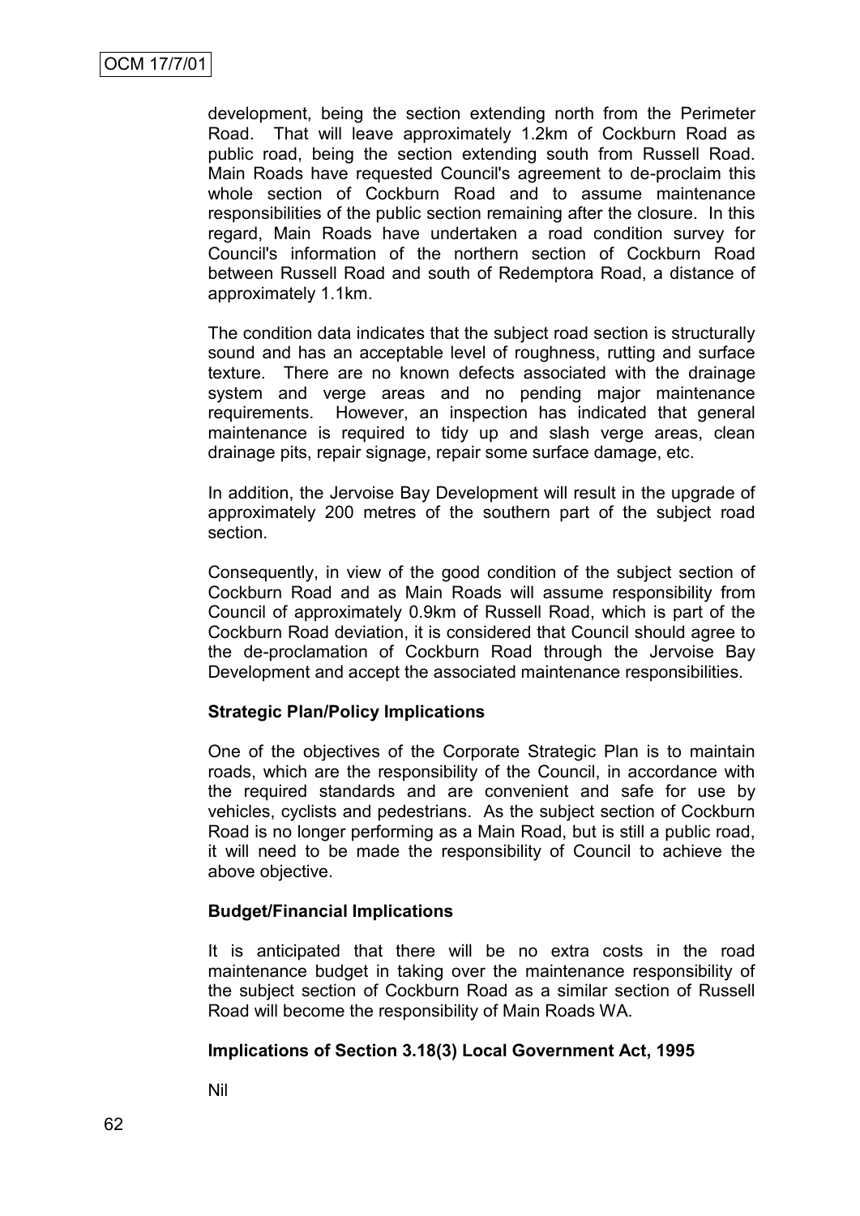development, being the section extending north from the Perimeter Road. That will leave approximately 1.2km of Cockburn Road as public road, being the section extending south from Russell Road. Main Roads have requested Council's agreement to de-proclaim this whole section of Cockburn Road and to assume maintenance responsibilities of the public section remaining after the closure. In this regard, Main Roads have undertaken a road condition survey for Council's information of the northern section of Cockburn Road between Russell Road and south of Redemptora Road, a distance of approximately 1.1km.

The condition data indicates that the subject road section is structurally sound and has an acceptable level of roughness, rutting and surface texture. There are no known defects associated with the drainage system and verge areas and no pending major maintenance requirements. However, an inspection has indicated that general maintenance is required to tidy up and slash verge areas, clean drainage pits, repair signage, repair some surface damage, etc.

In addition, the Jervoise Bay Development will result in the upgrade of approximately 200 metres of the southern part of the subject road section.

Consequently, in view of the good condition of the subject section of Cockburn Road and as Main Roads will assume responsibility from Council of approximately 0.9km of Russell Road, which is part of the Cockburn Road deviation, it is considered that Council should agree to the de-proclamation of Cockburn Road through the Jervoise Bay Development and accept the associated maintenance responsibilities.

**Strategic Plan/Policy Implications**

One of the objectives of the Corporate Strategic Plan is to maintain roads, which are the responsibility of the Council, in accordance with the required standards and are convenient and safe for use by vehicles, cyclists and pedestrians. As the subject section of Cockburn Road is no longer performing as a Main Road, but is still a public road, it will need to be made the responsibility of Council to achieve the above objective.

**Budget/Financial Implications**

It is anticipated that there will be no extra costs in the road maintenance budget in taking over the maintenance responsibility of the subject section of Cockburn Road as a similar section of Russell Road will become the responsibility of Main Roads WA.

**Implications of Section 3.18(3) Local Government Act, 1995**

Nil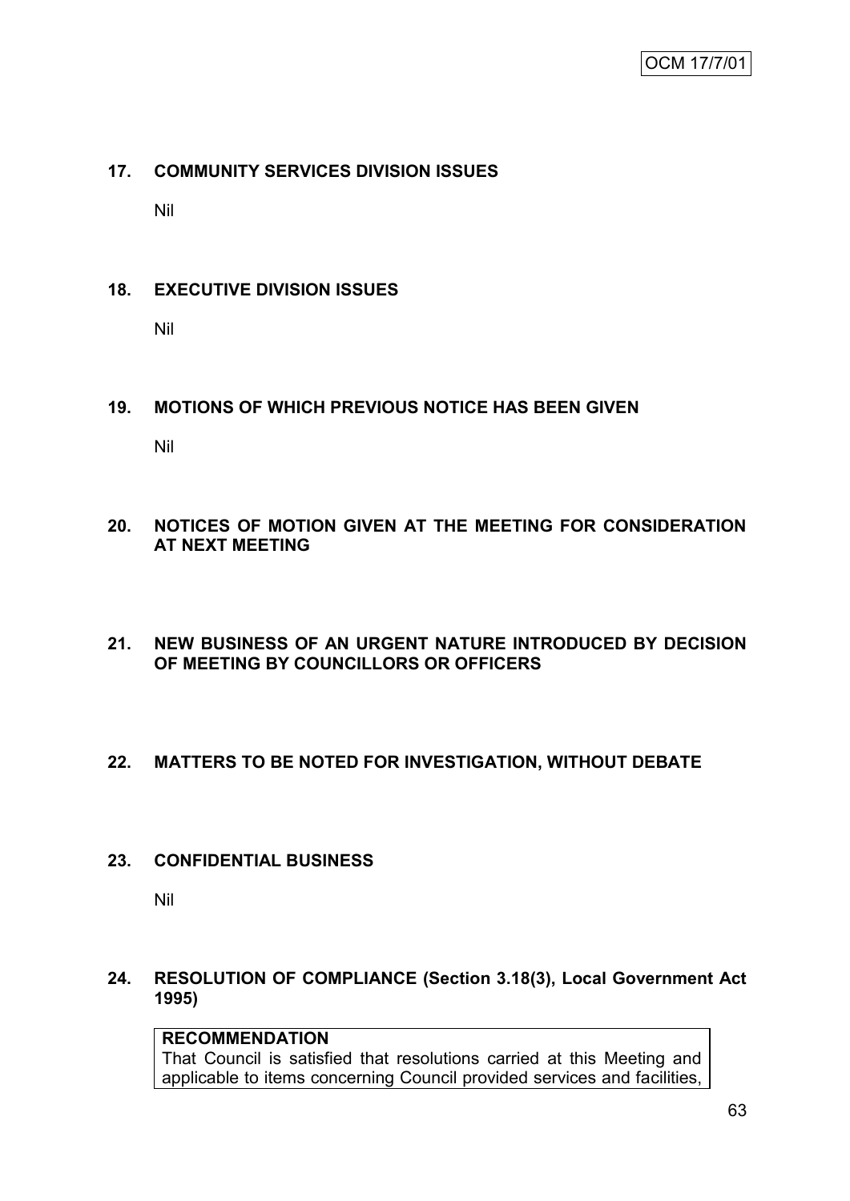## 17. COMMUNITY SERVICES DIVISION ISSUES

Nil

## 18. EXECUTIVE DIVISION ISSUES

Nil

## 19. MOTIONS OF WHICH PREVIOUS NOTICE HAS BEEN GIVEN

Nil

## 20. NOTICES OF MOTION GIVEN AT THE MEETING FOR CONSIDERATION AT NEXT MEETING

## 21. NEW BUSINESS OF AN URGENT NATURE INTRODUCED BY DECISION OF MEETING BY COUNCILLORS OR OFFICERS

## 22. MATTERS TO BE NOTED FOR INVESTIGATION, WITHOUT DEBATE

## 23. CONFIDENTIAL BUSINESS

Nil

## 24. RESOLUTION OF COMPLIANCE (Section 3.18(3), Local Government Act 1995)

**RECOMMENDATION**
That Council is satisfied that resolutions carried at this Meeting and applicable to items concerning Council provided services and facilities,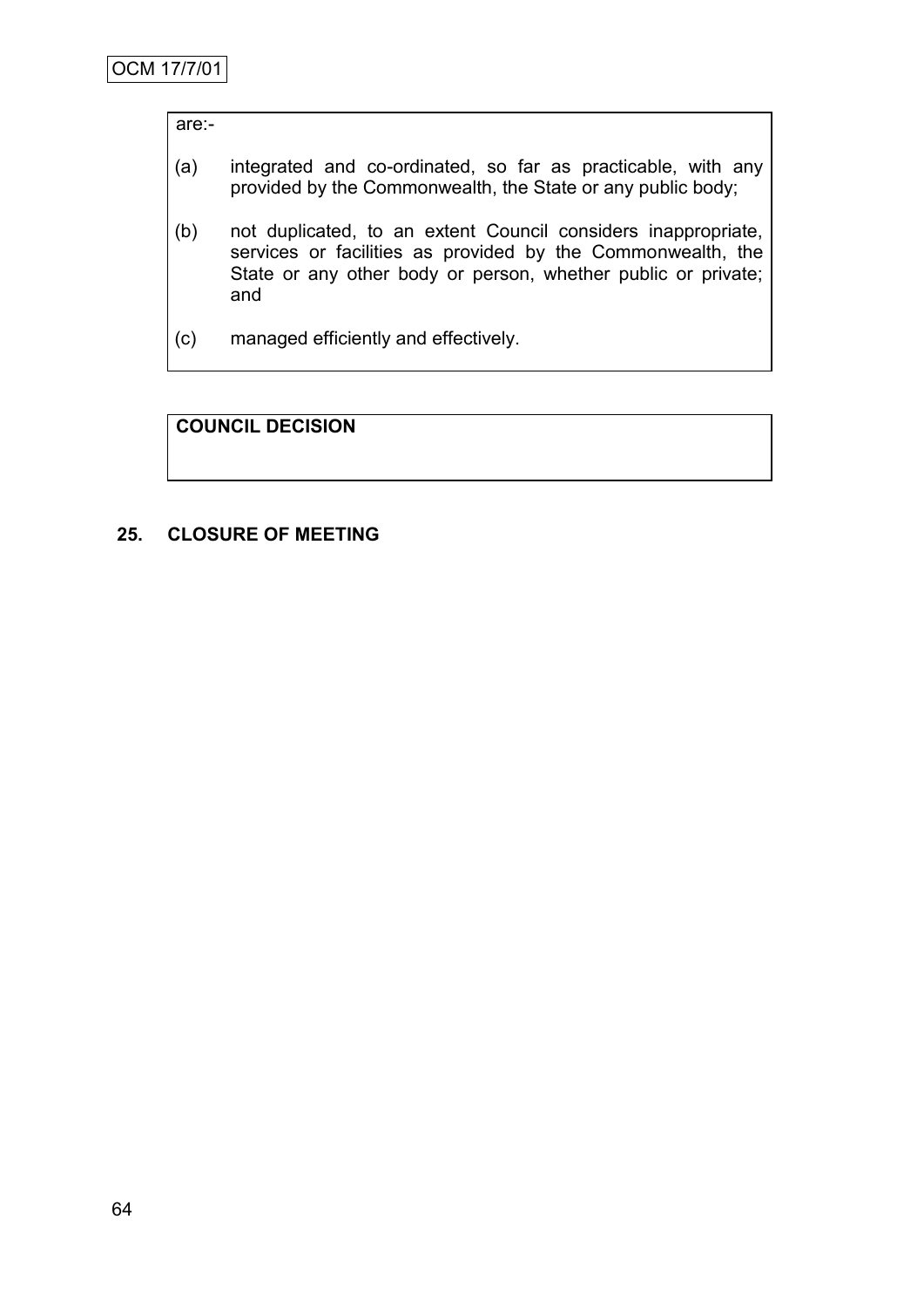are:-

(a) integrated and co-ordinated, so far as practicable, with any provided by the Commonwealth, the State or any public body;

(b) not duplicated, to an extent Council considers inappropriate, services or facilities as provided by the Commonwealth, the State or any other body or person, whether public or private; and

(c) managed efficiently and effectively.

**COUNCIL DECISION**

## 25. CLOSURE OF MEETING